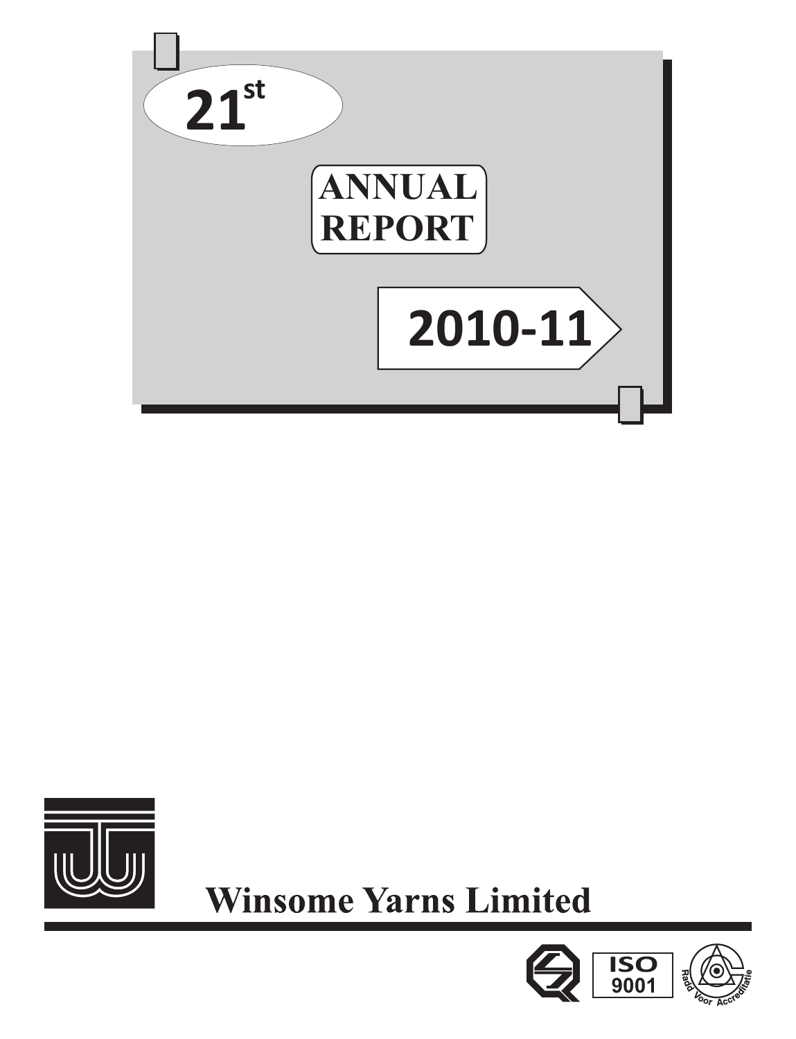# 21st

# ANNUAL REPORT

# 2010-11

## Winsome Yarns Limited

ISO 9001

Raad Voor Accreditatie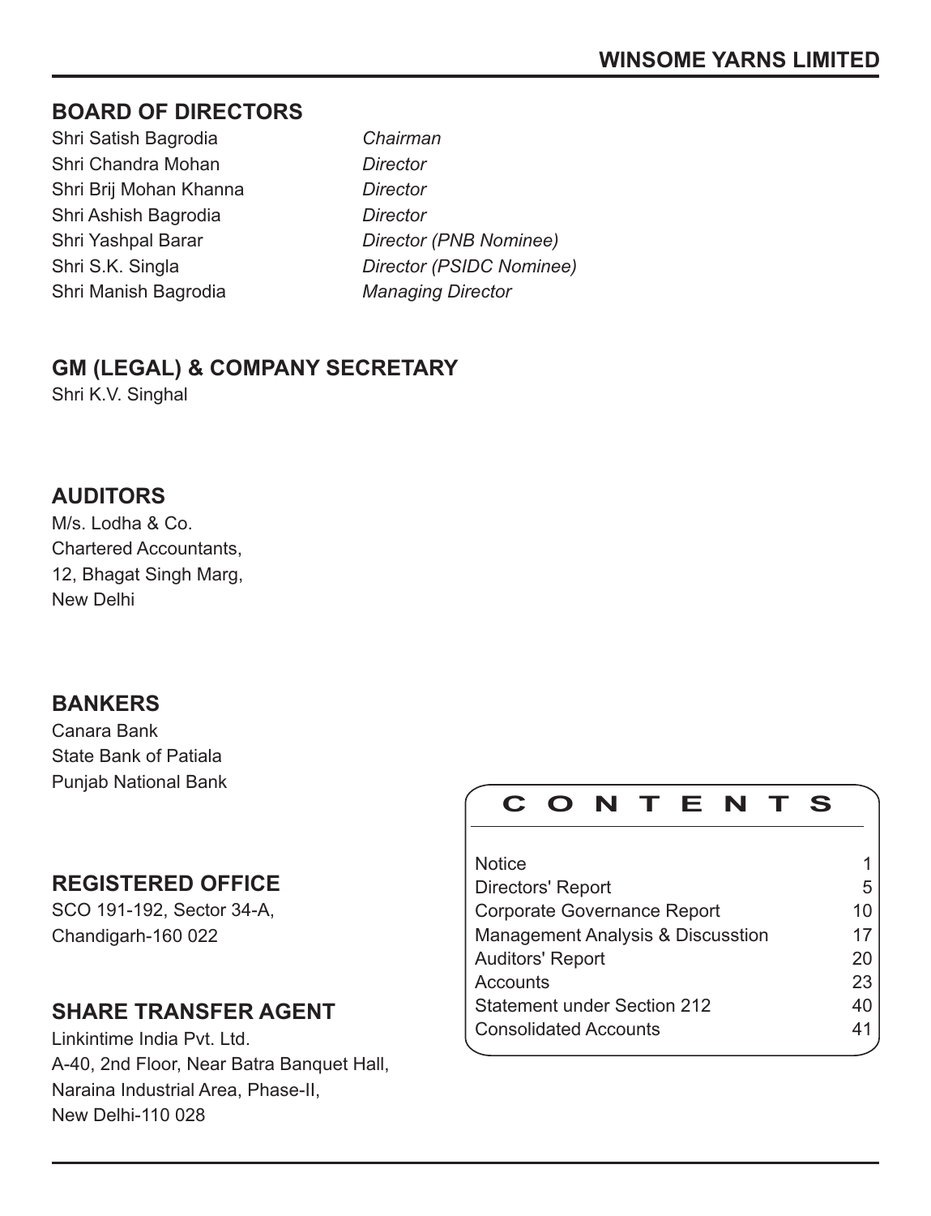## BOARD OF DIRECTORS

| | |
|---|---|
| Shri Satish Bagrodia | *Chairman* |
| Shri Chandra Mohan | *Director* |
| Shri Brij Mohan Khanna | *Director* |
| Shri Ashish Bagrodia | *Director* |
| Shri Yashpal Barar | *Director (PNB Nominee)* |
| Shri S.K. Singla | *Director (PSIDC Nominee)* |
| Shri Manish Bagrodia | *Managing Director* |

## GM (LEGAL) & COMPANY SECRETARY

Shri K.V. Singhal

## AUDITORS

M/s. Lodha & Co.
Chartered Accountants,
12, Bhagat Singh Marg,
New Delhi

## BANKERS

Canara Bank
State Bank of Patiala
Punjab National Bank

## REGISTERED OFFICE

SCO 191-192, Sector 34-A,
Chandigarh-160 022

## SHARE TRANSFER AGENT

Linkintime India Pvt. Ltd.
A-40, 2nd Floor, Near Batra Banquet Hall,
Naraina Industrial Area, Phase-II,
New Delhi-110 028

## CONTENTS

| | |
|---|---|
| Notice | 1 |
| Directors' Report | 5 |
| Corporate Governance Report | 10 |
| Management Analysis & Discusstion | 17 |
| Auditors' Report | 20 |
| Accounts | 23 |
| Statement under Section 212 | 40 |
| Consolidated Accounts | 41 |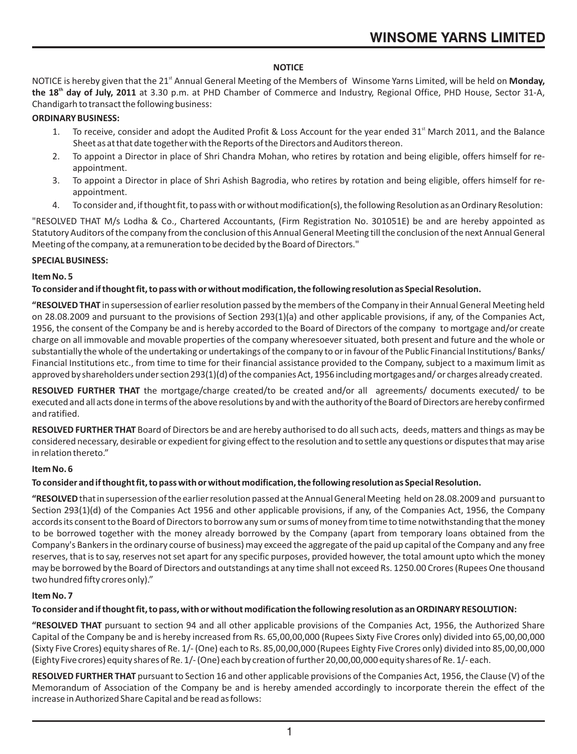**NOTICE**

NOTICE is hereby given that the 21st Annual General Meeting of the Members of Winsome Yarns Limited, will be held on **Monday, the 18th day of July, 2011** at 3.30 p.m. at PHD Chamber of Commerce and Industry, Regional Office, PHD House, Sector 31-A, Chandigarh to transact the following business:

**ORDINARY BUSINESS:**

1. To receive, consider and adopt the Audited Profit & Loss Account for the year ended 31st March 2011, and the Balance Sheet as at that date together with the Reports of the Directors and Auditors thereon.
2. To appoint a Director in place of Shri Chandra Mohan, who retires by rotation and being eligible, offers himself for re-appointment.
3. To appoint a Director in place of Shri Ashish Bagrodia, who retires by rotation and being eligible, offers himself for re-appointment.
4. To consider and, if thought fit, to pass with or without modification(s), the following Resolution as an Ordinary Resolution:

"RESOLVED THAT M/s Lodha & Co., Chartered Accountants, (Firm Registration No. 301051E) be and are hereby appointed as Statutory Auditors of the company from the conclusion of this Annual General Meeting till the conclusion of the next Annual General Meeting of the company, at a remuneration to be decided by the Board of Directors."

**SPECIAL BUSINESS:**

**Item No. 5**

**To consider and if thought fit, to pass with or without modification, the following resolution as Special Resolution.**

**"RESOLVED THAT** in supersession of earlier resolution passed by the members of the Company in their Annual General Meeting held on 28.08.2009 and pursuant to the provisions of Section 293(1)(a) and other applicable provisions, if any, of the Companies Act, 1956, the consent of the Company be and is hereby accorded to the Board of Directors of the company to mortgage and/or create charge on all immovable and movable properties of the company wheresoever situated, both present and future and the whole or substantially the whole of the undertaking or undertakings of the company to or in favour of the Public Financial Institutions/ Banks/ Financial Institutions etc., from time to time for their financial assistance provided to the Company, subject to a maximum limit as approved by shareholders under section 293(1)(d) of the companies Act, 1956 including mortgages and/ or charges already created.

**RESOLVED FURTHER THAT** the mortgage/charge created/to be created and/or all agreements/ documents executed/ to be executed and all acts done in terms of the above resolutions by and with the authority of the Board of Directors are hereby confirmed and ratified.

**RESOLVED FURTHER THAT** Board of Directors be and are hereby authorised to do all such acts, deeds, matters and things as may be considered necessary, desirable or expedient for giving effect to the resolution and to settle any questions or disputes that may arise in relation thereto."

**Item No. 6**

**To consider and if thought fit, to pass with or without modification, the following resolution as Special Resolution.**

**"RESOLVED** that in supersession of the earlier resolution passed at the Annual General Meeting held on 28.08.2009 and pursuant to Section 293(1)(d) of the Companies Act 1956 and other applicable provisions, if any, of the Companies Act, 1956, the Company accords its consent to the Board of Directors to borrow any sum or sums of money from time to time notwithstanding that the money to be borrowed together with the money already borrowed by the Company (apart from temporary loans obtained from the Company's Bankers in the ordinary course of business) may exceed the aggregate of the paid up capital of the Company and any free reserves, that is to say, reserves not set apart for any specific purposes, provided however, the total amount upto which the money may be borrowed by the Board of Directors and outstandings at any time shall not exceed Rs. 1250.00 Crores (Rupees One thousand two hundred fifty crores only)."

**Item No. 7**

**To consider and if thought fit, to pass, with or without modification the following resolution as an ORDINARY RESOLUTION:**

**"RESOLVED THAT** pursuant to section 94 and all other applicable provisions of the Companies Act, 1956, the Authorized Share Capital of the Company be and is hereby increased from Rs. 65,00,00,000 (Rupees Sixty Five Crores only) divided into 65,00,00,000 (Sixty Five Crores) equity shares of Re. 1/- (One) each to Rs. 85,00,00,000 (Rupees Eighty Five Crores only) divided into 85,00,00,000 (Eighty Five crores) equity shares of Re. 1/- (One) each by creation of further 20,00,00,000 equity shares of Re. 1/- each.

**RESOLVED FURTHER THAT** pursuant to Section 16 and other applicable provisions of the Companies Act, 1956, the Clause (V) of the Memorandum of Association of the Company be and is hereby amended accordingly to incorporate therein the effect of the increase in Authorized Share Capital and be read as follows: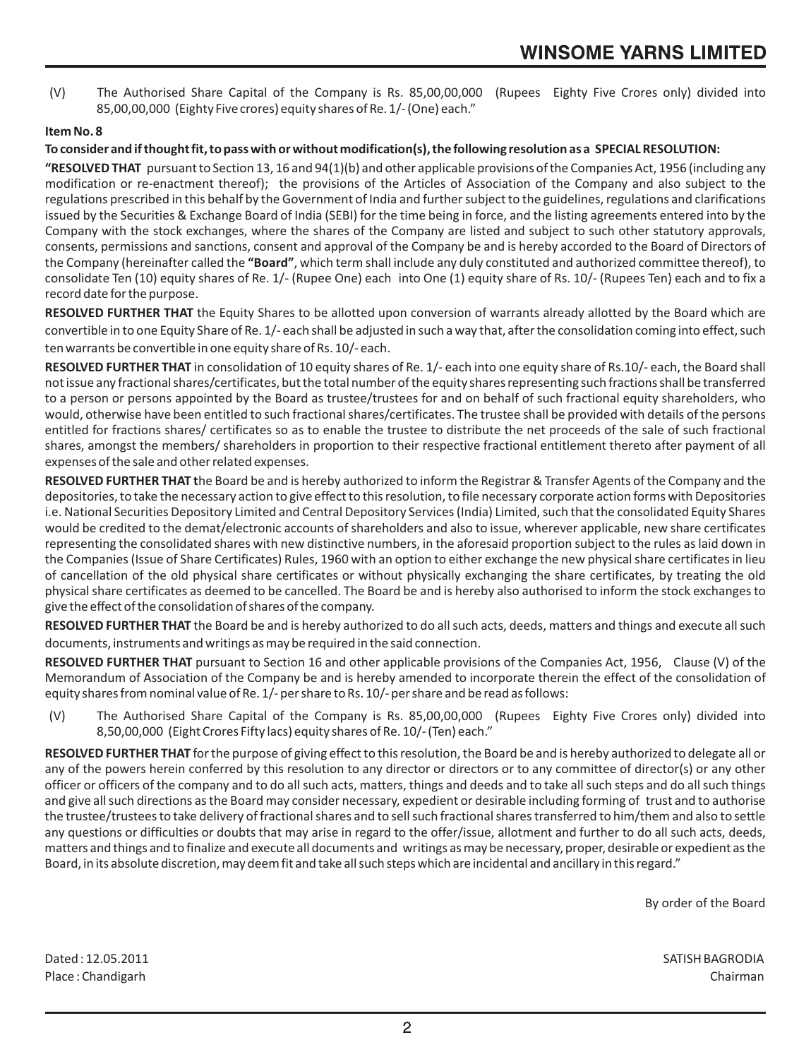(V) The Authorised Share Capital of the Company is Rs. 85,00,00,000 (Rupees Eighty Five Crores only) divided into 85,00,00,000 (Eighty Five crores) equity shares of Re. 1/- (One) each."

**Item No. 8**

**To consider and if thought fit, to pass with or without modification(s), the following resolution as a SPECIAL RESOLUTION:**

**"RESOLVED THAT** pursuant to Section 13, 16 and 94(1)(b) and other applicable provisions of the Companies Act, 1956 (including any modification or re-enactment thereof); the provisions of the Articles of Association of the Company and also subject to the regulations prescribed in this behalf by the Government of India and further subject to the guidelines, regulations and clarifications issued by the Securities & Exchange Board of India (SEBI) for the time being in force, and the listing agreements entered into by the Company with the stock exchanges, where the shares of the Company are listed and subject to such other statutory approvals, consents, permissions and sanctions, consent and approval of the Company be and is hereby accorded to the Board of Directors of the Company (hereinafter called the **"Board"**, which term shall include any duly constituted and authorized committee thereof), to consolidate Ten (10) equity shares of Re. 1/- (Rupee One) each into One (1) equity share of Rs. 10/- (Rupees Ten) each and to fix a record date for the purpose.

**RESOLVED FURTHER THAT** the Equity Shares to be allotted upon conversion of warrants already allotted by the Board which are convertible in to one Equity Share of Re. 1/- each shall be adjusted in such a way that, after the consolidation coming into effect, such ten warrants be convertible in one equity share of Rs. 10/- each.

**RESOLVED FURTHER THAT** in consolidation of 10 equity shares of Re. 1/- each into one equity share of Rs.10/- each, the Board shall not issue any fractional shares/certificates, but the total number of the equity shares representing such fractions shall be transferred to a person or persons appointed by the Board as trustee/trustees for and on behalf of such fractional equity shareholders, who would, otherwise have been entitled to such fractional shares/certificates. The trustee shall be provided with details of the persons entitled for fractions shares/ certificates so as to enable the trustee to distribute the net proceeds of the sale of such fractional shares, amongst the members/ shareholders in proportion to their respective fractional entitlement thereto after payment of all expenses of the sale and other related expenses.

**RESOLVED FURTHER THAT t**he Board be and is hereby authorized to inform the Registrar & Transfer Agents of the Company and the depositories, to take the necessary action to give effect to this resolution, to file necessary corporate action forms with Depositories i.e. National Securities Depository Limited and Central Depository Services (India) Limited, such that the consolidated Equity Shares would be credited to the demat/electronic accounts of shareholders and also to issue, wherever applicable, new share certificates representing the consolidated shares with new distinctive numbers, in the aforesaid proportion subject to the rules as laid down in the Companies (Issue of Share Certificates) Rules, 1960 with an option to either exchange the new physical share certificates in lieu of cancellation of the old physical share certificates or without physically exchanging the share certificates, by treating the old physical share certificates as deemed to be cancelled. The Board be and is hereby also authorised to inform the stock exchanges to give the effect of the consolidation of shares of the company.

**RESOLVED FURTHER THAT** the Board be and is hereby authorized to do all such acts, deeds, matters and things and execute all such documents, instruments and writings as may be required in the said connection.

**RESOLVED FURTHER THAT** pursuant to Section 16 and other applicable provisions of the Companies Act, 1956, Clause (V) of the Memorandum of Association of the Company be and is hereby amended to incorporate therein the effect of the consolidation of equity shares from nominal value of Re. 1/- per share to Rs. 10/- per share and be read as follows:

(V) The Authorised Share Capital of the Company is Rs. 85,00,00,000 (Rupees Eighty Five Crores only) divided into 8,50,00,000 (Eight Crores Fifty lacs) equity shares of Re. 10/- (Ten) each."

**RESOLVED FURTHER THAT** for the purpose of giving effect to this resolution, the Board be and is hereby authorized to delegate all or any of the powers herein conferred by this resolution to any director or directors or to any committee of director(s) or any other officer or officers of the company and to do all such acts, matters, things and deeds and to take all such steps and do all such things and give all such directions as the Board may consider necessary, expedient or desirable including forming of trust and to authorise the trustee/trustees to take delivery of fractional shares and to sell such fractional shares transferred to him/them and also to settle any questions or difficulties or doubts that may arise in regard to the offer/issue, allotment and further to do all such acts, deeds, matters and things and to finalize and execute all documents and writings as may be necessary, proper, desirable or expedient as the Board, in its absolute discretion, may deem fit and take all such steps which are incidental and ancillary in this regard."

By order of the Board

Dated : 12.05.2011 SATISH BAGRODIA
Place : Chandigarh Chairman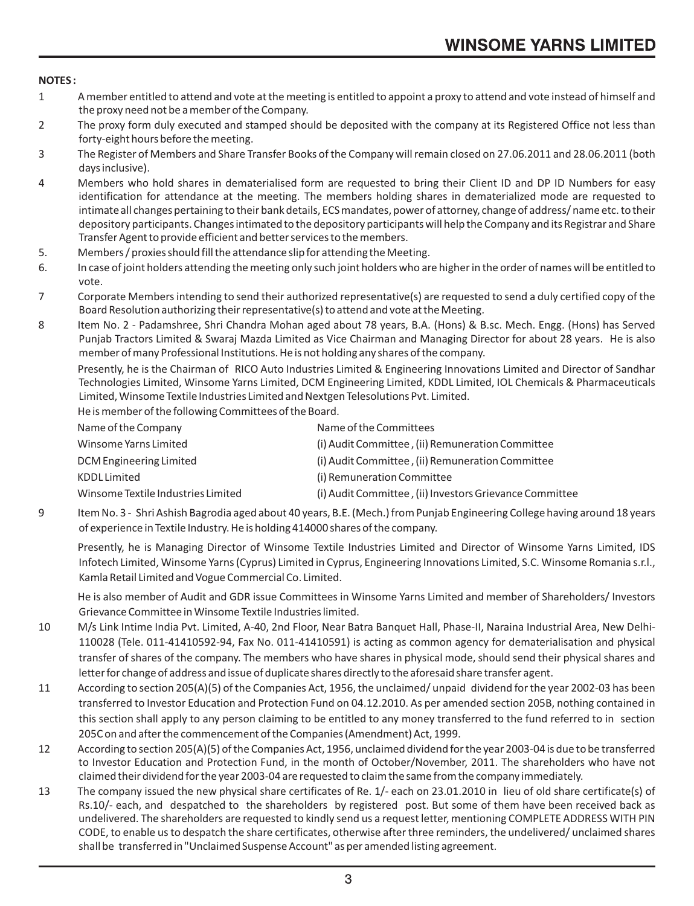**NOTES :**

1. A member entitled to attend and vote at the meeting is entitled to appoint a proxy to attend and vote instead of himself and the proxy need not be a member of the Company.
2. The proxy form duly executed and stamped should be deposited with the company at its Registered Office not less than forty-eight hours before the meeting.
3. The Register of Members and Share Transfer Books of the Company will remain closed on 27.06.2011 and 28.06.2011 (both days inclusive).
4. Members who hold shares in dematerialised form are requested to bring their Client ID and DP ID Numbers for easy identification for attendance at the meeting. The members holding shares in dematerialized mode are requested to intimate all changes pertaining to their bank details, ECS mandates, power of attorney, change of address/ name etc. to their depository participants. Changes intimated to the depository participants will help the Company and its Registrar and Share Transfer Agent to provide efficient and better services to the members.
5. Members / proxies should fill the attendance slip for attending the Meeting.
6. In case of joint holders attending the meeting only such joint holders who are higher in the order of names will be entitled to vote.
7. Corporate Members intending to send their authorized representative(s) are requested to send a duly certified copy of the Board Resolution authorizing their representative(s) to attend and vote at the Meeting.
8. Item No. 2 - Padamshree, Shri Chandra Mohan aged about 78 years, B.A. (Hons) & B.sc. Mech. Engg. (Hons) has Served Punjab Tractors Limited & Swaraj Mazda Limited as Vice Chairman and Managing Director for about 28 years. He is also member of many Professional Institutions. He is not holding any shares of the company.

   Presently, he is the Chairman of RICO Auto Industries Limited & Engineering Innovations Limited and Director of Sandhar Technologies Limited, Winsome Yarns Limited, DCM Engineering Limited, KDDL Limited, IOL Chemicals & Pharmaceuticals Limited, Winsome Textile Industries Limited and Nextgen Telesolutions Pvt. Limited.

   He is member of the following Committees of the Board.

   | Name of the Company | Name of the Committees |
   |---|---|
   | Winsome Yarns Limited | (i) Audit Committee , (ii) Remuneration Committee |
   | DCM Engineering Limited | (i) Audit Committee , (ii) Remuneration Committee |
   | KDDL Limited | (i) Remuneration Committee |
   | Winsome Textile Industries Limited | (i) Audit Committee , (ii) Investors Grievance Committee |

9. Item No. 3 - Shri Ashish Bagrodia aged about 40 years, B.E. (Mech.) from Punjab Engineering College having around 18 years of experience in Textile Industry. He is holding 414000 shares of the company.

   Presently, he is Managing Director of Winsome Textile Industries Limited and Director of Winsome Yarns Limited, IDS Infotech Limited, Winsome Yarns (Cyprus) Limited in Cyprus, Engineering Innovations Limited, S.C. Winsome Romania s.r.l., Kamla Retail Limited and Vogue Commercial Co. Limited.

   He is also member of Audit and GDR issue Committees in Winsome Yarns Limited and member of Shareholders/ Investors Grievance Committee in Winsome Textile Industries limited.
10. M/s Link Intime India Pvt. Limited, A-40, 2nd Floor, Near Batra Banquet Hall, Phase-II, Naraina Industrial Area, New Delhi-110028 (Tele. 011-41410592-94, Fax No. 011-41410591) is acting as common agency for dematerialisation and physical transfer of shares of the company. The members who have shares in physical mode, should send their physical shares and letter for change of address and issue of duplicate shares directly to the aforesaid share transfer agent.
11. According to section 205(A)(5) of the Companies Act, 1956, the unclaimed/ unpaid dividend for the year 2002-03 has been transferred to Investor Education and Protection Fund on 04.12.2010. As per amended section 205B, nothing contained in this section shall apply to any person claiming to be entitled to any money transferred to the fund referred to in section 205C on and after the commencement of the Companies (Amendment) Act, 1999.
12. According to section 205(A)(5) of the Companies Act, 1956, unclaimed dividend for the year 2003-04 is due to be transferred to Investor Education and Protection Fund, in the month of October/November, 2011. The shareholders who have not claimed their dividend for the year 2003-04 are requested to claim the same from the company immediately.
13. The company issued the new physical share certificates of Re. 1/- each on 23.01.2010 in lieu of old share certificate(s) of Rs.10/- each, and despatched to the shareholders by registered post. But some of them have been received back as undelivered. The shareholders are requested to kindly send us a request letter, mentioning COMPLETE ADDRESS WITH PIN CODE, to enable us to despatch the share certificates, otherwise after three reminders, the undelivered/ unclaimed shares shall be transferred in "Unclaimed Suspense Account" as per amended listing agreement.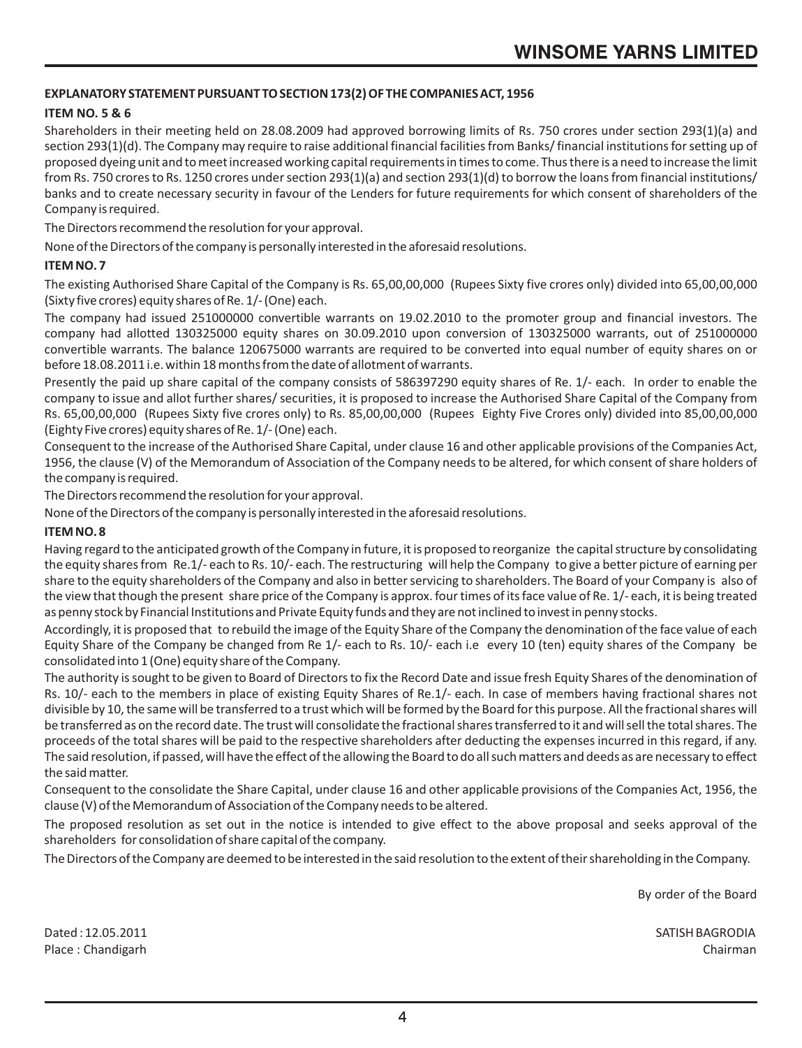**EXPLANATORY STATEMENT PURSUANT TO SECTION 173(2) OF THE COMPANIES ACT, 1956**

**ITEM NO. 5 & 6**

Shareholders in their meeting held on 28.08.2009 had approved borrowing limits of Rs. 750 crores under section 293(1)(a) and section 293(1)(d). The Company may require to raise additional financial facilities from Banks/ financial institutions for setting up of proposed dyeing unit and to meet increased working capital requirements in times to come. Thus there is a need to increase the limit from Rs. 750 crores to Rs. 1250 crores under section 293(1)(a) and section 293(1)(d) to borrow the loans from financial institutions/ banks and to create necessary security in favour of the Lenders for future requirements for which consent of shareholders of the Company is required.

The Directors recommend the resolution for your approval.

None of the Directors of the company is personally interested in the aforesaid resolutions.

**ITEM NO. 7**

The existing Authorised Share Capital of the Company is Rs. 65,00,00,000 (Rupees Sixty five crores only) divided into 65,00,00,000 (Sixty five crores) equity shares of Re. 1/- (One) each.

The company had issued 251000000 convertible warrants on 19.02.2010 to the promoter group and financial investors. The company had allotted 130325000 equity shares on 30.09.2010 upon conversion of 130325000 warrants, out of 251000000 convertible warrants. The balance 120675000 warrants are required to be converted into equal number of equity shares on or before 18.08.2011 i.e. within 18 months from the date of allotment of warrants.

Presently the paid up share capital of the company consists of 586397290 equity shares of Re. 1/- each. In order to enable the company to issue and allot further shares/ securities, it is proposed to increase the Authorised Share Capital of the Company from Rs. 65,00,00,000 (Rupees Sixty five crores only) to Rs. 85,00,00,000 (Rupees Eighty Five Crores only) divided into 85,00,00,000 (Eighty Five crores) equity shares of Re. 1/- (One) each.

Consequent to the increase of the Authorised Share Capital, under clause 16 and other applicable provisions of the Companies Act, 1956, the clause (V) of the Memorandum of Association of the Company needs to be altered, for which consent of share holders of the company is required.

The Directors recommend the resolution for your approval.

None of the Directors of the company is personally interested in the aforesaid resolutions.

**ITEM NO. 8**

Having regard to the anticipated growth of the Company in future, it is proposed to reorganize the capital structure by consolidating the equity shares from Re.1/- each to Rs. 10/- each. The restructuring will help the Company to give a better picture of earning per share to the equity shareholders of the Company and also in better servicing to shareholders. The Board of your Company is also of the view that though the present share price of the Company is approx. four times of its face value of Re. 1/- each, it is being treated as penny stock by Financial Institutions and Private Equity funds and they are not inclined to invest in penny stocks.

Accordingly, it is proposed that to rebuild the image of the Equity Share of the Company the denomination of the face value of each Equity Share of the Company be changed from Re 1/- each to Rs. 10/- each i.e every 10 (ten) equity shares of the Company be consolidated into 1 (One) equity share of the Company.

The authority is sought to be given to Board of Directors to fix the Record Date and issue fresh Equity Shares of the denomination of Rs. 10/- each to the members in place of existing Equity Shares of Re.1/- each. In case of members having fractional shares not divisible by 10, the same will be transferred to a trust which will be formed by the Board for this purpose. All the fractional shares will be transferred as on the record date. The trust will consolidate the fractional shares transferred to it and will sell the total shares. The proceeds of the total shares will be paid to the respective shareholders after deducting the expenses incurred in this regard, if any. The said resolution, if passed, will have the effect of the allowing the Board to do all such matters and deeds as are necessary to effect the said matter.

Consequent to the consolidate the Share Capital, under clause 16 and other applicable provisions of the Companies Act, 1956, the clause (V) of the Memorandum of Association of the Company needs to be altered.

The proposed resolution as set out in the notice is intended to give effect to the above proposal and seeks approval of the shareholders for consolidation of share capital of the company.

The Directors of the Company are deemed to be interested in the said resolution to the extent of their shareholding in the Company.

By order of the Board

Dated : 12.05.2011
Place : Chandigarh

SATISH BAGRODIA
Chairman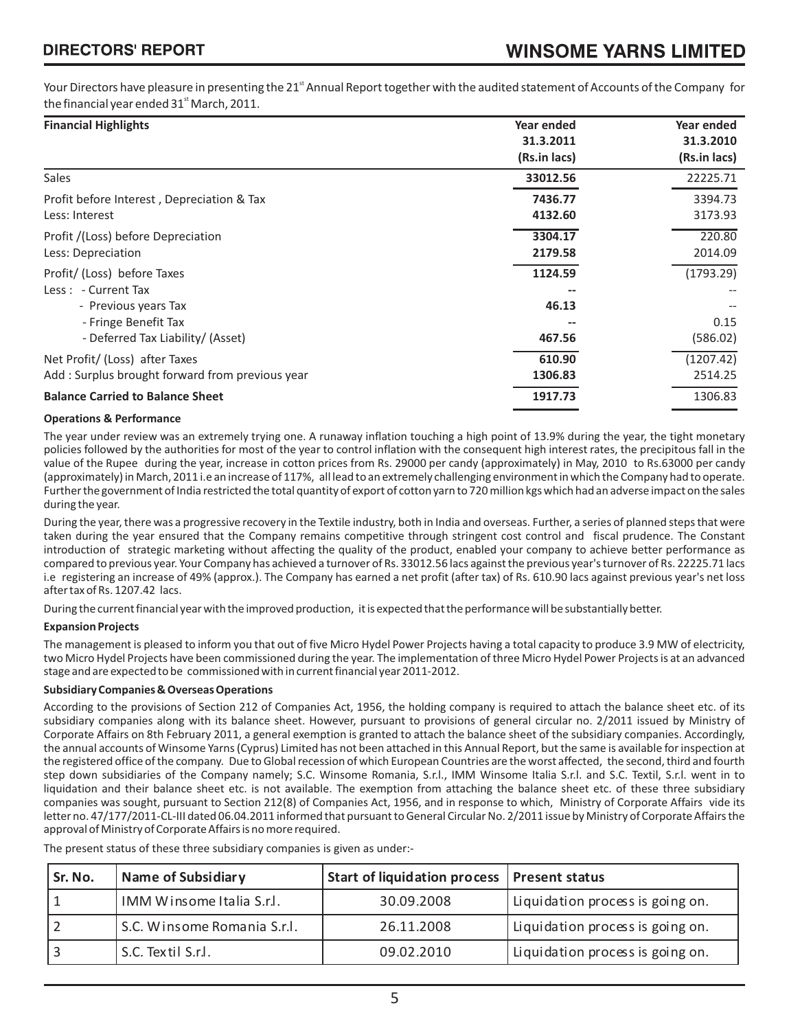# DIRECTORS' REPORT

Your Directors have pleasure in presenting the 21st Annual Report together with the audited statement of Accounts of the Company for the financial year ended 31st March, 2011.

| Financial Highlights | Year ended 31.3.2011 (Rs.in lacs) | Year ended 31.3.2010 (Rs.in lacs) |
|---|---|---|
| Sales | **33012.56** | 22225.71 |
| Profit before Interest , Depreciation & Tax | **7436.77** | 3394.73 |
| Less: Interest | **4132.60** | 3173.93 |
| Profit /(Loss) before Depreciation | **3304.17** | 220.80 |
| Less: Depreciation | **2179.58** | 2014.09 |
| Profit/ (Loss) before Taxes | **1124.59** | (1793.29) |
| Less : - Current Tax | **--** | -- |
| - Previous years Tax | **46.13** | -- |
| - Fringe Benefit Tax | **--** | 0.15 |
| - Deferred Tax Liability/ (Asset) | **467.56** | (586.02) |
| Net Profit/ (Loss) after Taxes | **610.90** | (1207.42) |
| Add : Surplus brought forward from previous year | **1306.83** | 2514.25 |
| **Balance Carried to Balance Sheet** | **1917.73** | 1306.83 |

### Operations & Performance

The year under review was an extremely trying one. A runaway inflation touching a high point of 13.9% during the year, the tight monetary policies followed by the authorities for most of the year to control inflation with the consequent high interest rates, the precipitous fall in the value of the Rupee during the year, increase in cotton prices from Rs. 29000 per candy (approximately) in May, 2010 to Rs.63000 per candy (approximately) in March, 2011 i.e an increase of 117%, all lead to an extremely challenging environment in which the Company had to operate. Further the government of India restricted the total quantity of export of cotton yarn to 720 million kgs which had an adverse impact on the sales during the year.

During the year, there was a progressive recovery in the Textile industry, both in India and overseas. Further, a series of planned steps that were taken during the year ensured that the Company remains competitive through stringent cost control and fiscal prudence. The Constant introduction of strategic marketing without affecting the quality of the product, enabled your company to achieve better performance as compared to previous year. Your Company has achieved a turnover of Rs. 33012.56 lacs against the previous year's turnover of Rs. 22225.71 lacs i.e registering an increase of 49% (approx.). The Company has earned a net profit (after tax) of Rs. 610.90 lacs against previous year's net loss after tax of Rs. 1207.42 lacs.

During the current financial year with the improved production, it is expected that the performance will be substantially better.

### Expansion Projects

The management is pleased to inform you that out of five Micro Hydel Power Projects having a total capacity to produce 3.9 MW of electricity, two Micro Hydel Projects have been commissioned during the year. The implementation of three Micro Hydel Power Projects is at an advanced stage and are expected to be commissioned with in current financial year 2011-2012.

### Subsidiary Companies & Overseas Operations

According to the provisions of Section 212 of Companies Act, 1956, the holding company is required to attach the balance sheet etc. of its subsidiary companies along with its balance sheet. However, pursuant to provisions of general circular no. 2/2011 issued by Ministry of Corporate Affairs on 8th February 2011, a general exemption is granted to attach the balance sheet of the subsidiary companies. Accordingly, the annual accounts of Winsome Yarns (Cyprus) Limited has not been attached in this Annual Report, but the same is available for inspection at the registered office of the company. Due to Global recession of which European Countries are the worst affected, the second, third and fourth step down subsidiaries of the Company namely; S.C. Winsome Romania, S.r.l., IMM Winsome Italia S.r.l. and S.C. Textil, S.r.l. went in to liquidation and their balance sheet etc. is not available. The exemption from attaching the balance sheet etc. of these three subsidiary companies was sought, pursuant to Section 212(8) of Companies Act, 1956, and in response to which, Ministry of Corporate Affairs vide its letter no. 47/177/2011-CL-III dated 06.04.2011 informed that pursuant to General Circular No. 2/2011 issue by Ministry of Corporate Affairs the approval of Ministry of Corporate Affairs is no more required.

The present status of these three subsidiary companies is given as under:-

| Sr. No. | Name of Subsidiary | Start of liquidation process | Present status |
|---|---|---|---|
| 1 | IMM Winsome Italia S.r.l. | 30.09.2008 | Liquidation process is going on. |
| 2 | S.C. Winsome Romania S.r.l. | 26.11.2008 | Liquidation process is going on. |
| 3 | S.C. Textil S.r.l. | 09.02.2010 | Liquidation process is going on. |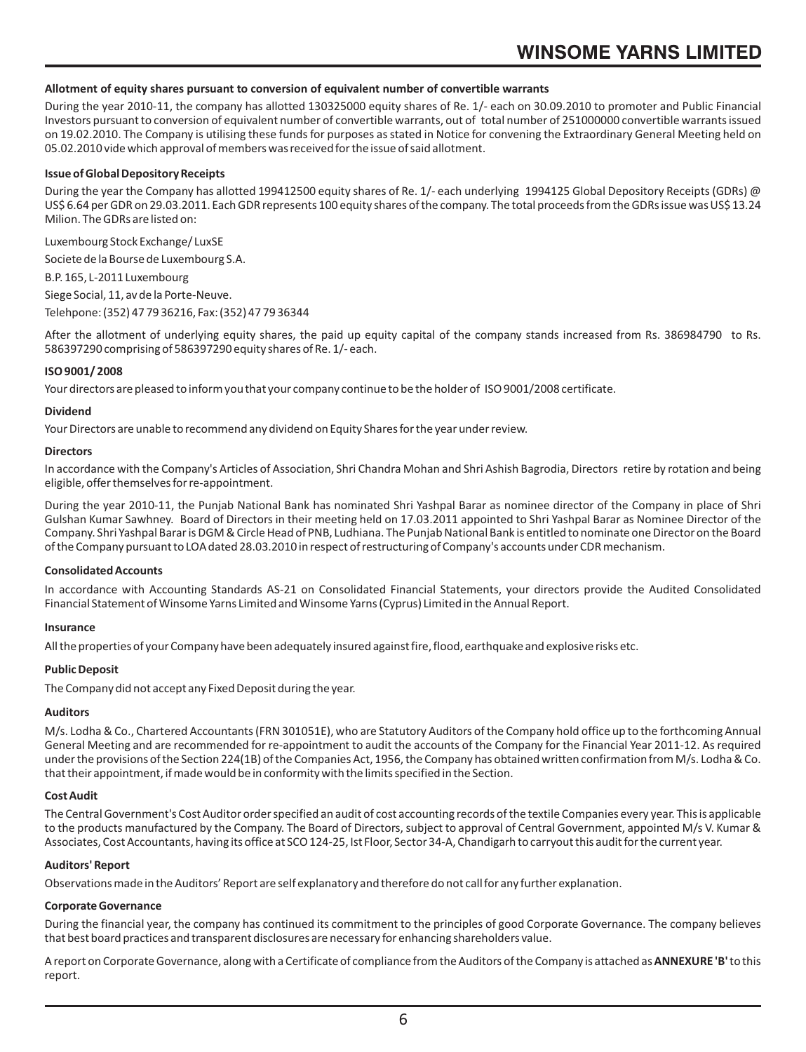#### Allotment of equity shares pursuant to conversion of equivalent number of convertible warrants

During the year 2010-11, the company has allotted 130325000 equity shares of Re. 1/- each on 30.09.2010 to promoter and Public Financial Investors pursuant to conversion of equivalent number of convertible warrants, out of total number of 251000000 convertible warrants issued on 19.02.2010. The Company is utilising these funds for purposes as stated in Notice for convening the Extraordinary General Meeting held on 05.02.2010 vide which approval of members was received for the issue of said allotment.

#### Issue of Global Depository Receipts

During the year the Company has allotted 199412500 equity shares of Re. 1/- each underlying 1994125 Global Depository Receipts (GDRs) @ US$ 6.64 per GDR on 29.03.2011. Each GDR represents 100 equity shares of the company. The total proceeds from the GDRs issue was US$ 13.24 Milion. The GDRs are listed on:

Luxembourg Stock Exchange/ LuxSE

Societe de la Bourse de Luxembourg S.A.

B.P. 165, L-2011 Luxembourg

Siege Social, 11, av de la Porte-Neuve.

Telehpone: (352) 47 79 36216, Fax: (352) 47 79 36344

After the allotment of underlying equity shares, the paid up equity capital of the company stands increased from Rs. 386984790 to Rs. 586397290 comprising of 586397290 equity shares of Re. 1/- each.

#### ISO 9001/ 2008

Your directors are pleased to inform you that your company continue to be the holder of ISO 9001/2008 certificate.

#### Dividend

Your Directors are unable to recommend any dividend on Equity Shares for the year under review.

#### Directors

In accordance with the Company's Articles of Association, Shri Chandra Mohan and Shri Ashish Bagrodia, Directors retire by rotation and being eligible, offer themselves for re-appointment.

During the year 2010-11, the Punjab National Bank has nominated Shri Yashpal Barar as nominee director of the Company in place of Shri Gulshan Kumar Sawhney. Board of Directors in their meeting held on 17.03.2011 appointed to Shri Yashpal Barar as Nominee Director of the Company. Shri Yashpal Barar is DGM & Circle Head of PNB, Ludhiana. The Punjab National Bank is entitled to nominate one Director on the Board of the Company pursuant to LOA dated 28.03.2010 in respect of restructuring of Company's accounts under CDR mechanism.

#### Consolidated Accounts

In accordance with Accounting Standards AS-21 on Consolidated Financial Statements, your directors provide the Audited Consolidated Financial Statement of Winsome Yarns Limited and Winsome Yarns (Cyprus) Limited in the Annual Report.

#### Insurance

All the properties of your Company have been adequately insured against fire, flood, earthquake and explosive risks etc.

#### Public Deposit

The Company did not accept any Fixed Deposit during the year.

#### Auditors

M/s. Lodha & Co., Chartered Accountants (FRN 301051E), who are Statutory Auditors of the Company hold office up to the forthcoming Annual General Meeting and are recommended for re-appointment to audit the accounts of the Company for the Financial Year 2011-12. As required under the provisions of the Section 224(1B) of the Companies Act, 1956, the Company has obtained written confirmation from M/s. Lodha & Co. that their appointment, if made would be in conformity with the limits specified in the Section.

#### Cost Audit

The Central Government's Cost Auditor order specified an audit of cost accounting records of the textile Companies every year. This is applicable to the products manufactured by the Company. The Board of Directors, subject to approval of Central Government, appointed M/s V. Kumar & Associates, Cost Accountants, having its office at SCO 124-25, Ist Floor, Sector 34-A, Chandigarh to carryout this audit for the current year.

#### Auditors' Report

Observations made in the Auditors' Report are self explanatory and therefore do not call for any further explanation.

#### Corporate Governance

During the financial year, the company has continued its commitment to the principles of good Corporate Governance. The company believes that best board practices and transparent disclosures are necessary for enhancing shareholders value.

A report on Corporate Governance, along with a Certificate of compliance from the Auditors of the Company is attached as **ANNEXURE 'B'** to this report.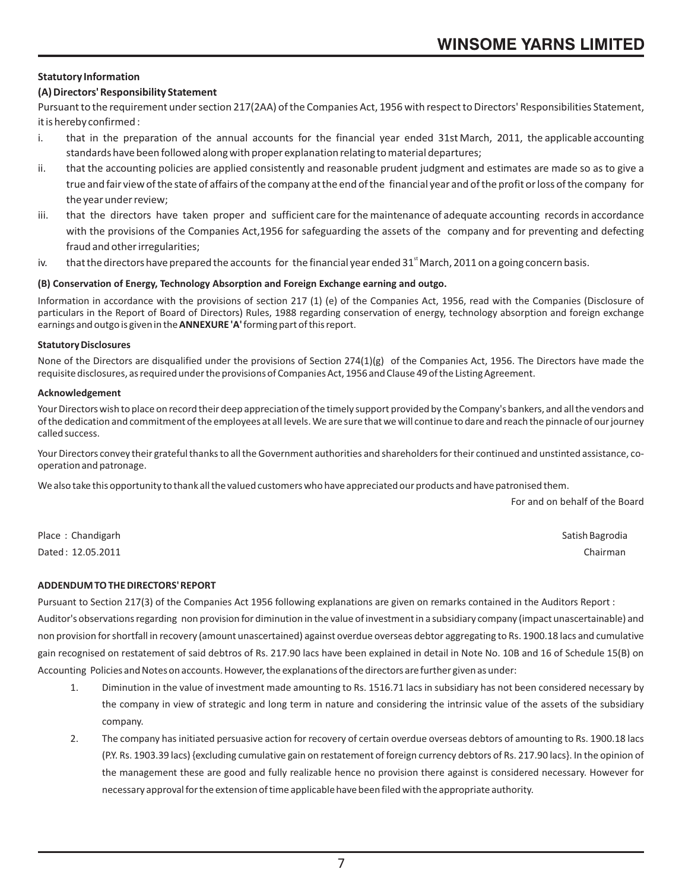**Statutory Information**

**(A) Directors' Responsibility Statement**

Pursuant to the requirement under section 217(2AA) of the Companies Act, 1956 with respect to Directors' Responsibilities Statement, it is hereby confirmed :

i. that in the preparation of the annual accounts for the financial year ended 31st March, 2011, the applicable accounting standards have been followed along with proper explanation relating to material departures;

ii. that the accounting policies are applied consistently and reasonable prudent judgment and estimates are made so as to give a true and fair view of the state of affairs of the company at the end of the financial year and of the profit or loss of the company for the year under review;

iii. that the directors have taken proper and sufficient care for the maintenance of adequate accounting records in accordance with the provisions of the Companies Act,1956 for safeguarding the assets of the company and for preventing and defecting fraud and other irregularities;

iv. that the directors have prepared the accounts for the financial year ended 31st March, 2011 on a going concern basis.

**(B) Conservation of Energy, Technology Absorption and Foreign Exchange earning and outgo.**

Information in accordance with the provisions of section 217 (1) (e) of the Companies Act, 1956, read with the Companies (Disclosure of particulars in the Report of Board of Directors) Rules, 1988 regarding conservation of energy, technology absorption and foreign exchange earnings and outgo is given in the **ANNEXURE 'A'** forming part of this report.

**Statutory Disclosures**

None of the Directors are disqualified under the provisions of Section 274(1)(g) of the Companies Act, 1956. The Directors have made the requisite disclosures, as required under the provisions of Companies Act, 1956 and Clause 49 of the Listing Agreement.

**Acknowledgement**

Your Directors wish to place on record their deep appreciation of the timely support provided by the Company's bankers, and all the vendors and of the dedication and commitment of the employees at all levels. We are sure that we will continue to dare and reach the pinnacle of our journey called success.

Your Directors convey their grateful thanks to all the Government authorities and shareholders for their continued and unstinted assistance, co-operation and patronage.

We also take this opportunity to thank all the valued customers who have appreciated our products and have patronised them.

For and on behalf of the Board

Place : Chandigarh
Dated : 12.05.2011

Satish Bagrodia
Chairman

**ADDENDUM TO THE DIRECTORS' REPORT**

Pursuant to Section 217(3) of the Companies Act 1956 following explanations are given on remarks contained in the Auditors Report :

Auditor's observations regarding non provision for diminution in the value of investment in a subsidiary company (impact unascertainable) and non provision for shortfall in recovery (amount unascertained) against overdue overseas debtor aggregating to Rs. 1900.18 lacs and cumulative gain recognised on restatement of said debtros of Rs. 217.90 lacs have been explained in detail in Note No. 10B and 16 of Schedule 15(B) on Accounting Policies and Notes on accounts. However, the explanations of the directors are further given as under:

1. Diminution in the value of investment made amounting to Rs. 1516.71 lacs in subsidiary has not been considered necessary by the company in view of strategic and long term in nature and considering the intrinsic value of the assets of the subsidiary company.

2. The company has initiated persuasive action for recovery of certain overdue overseas debtors of amounting to Rs. 1900.18 lacs (P.Y. Rs. 1903.39 lacs) {excluding cumulative gain on restatement of foreign currency debtors of Rs. 217.90 lacs}. In the opinion of the management these are good and fully realizable hence no provision there against is considered necessary. However for necessary approval for the extension of time applicable have been filed with the appropriate authority.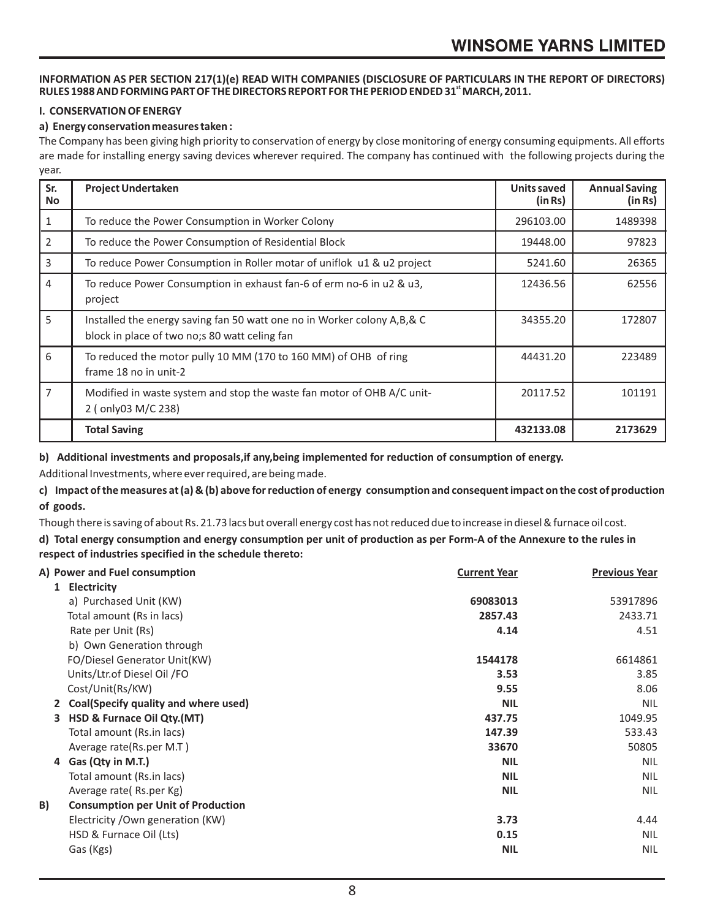**INFORMATION AS PER SECTION 217(1)(e) READ WITH COMPANIES (DISCLOSURE OF PARTICULARS IN THE REPORT OF DIRECTORS) RULES 1988 AND FORMING PART OF THE DIRECTORS REPORT FOR THE PERIOD ENDED 31st MARCH, 2011.**

## I. CONSERVATION OF ENERGY

### a) Energy conservation measures taken :

The Company has been giving high priority to conservation of energy by close monitoring of energy consuming equipments. All efforts are made for installing energy saving devices wherever required. The company has continued with the following projects during the year.

| Sr. No | Project Undertaken | Units saved (in Rs) | Annual Saving (in Rs) |
|---|---|---|---|
| 1 | To reduce the Power Consumption in Worker Colony | 296103.00 | 1489398 |
| 2 | To reduce the Power Consumption of Residential Block | 19448.00 | 97823 |
| 3 | To reduce Power Consumption in Roller motar of uniflok u1 & u2 project | 5241.60 | 26365 |
| 4 | To reduce Power Consumption in exhaust fan-6 of erm no-6 in u2 & u3, project | 12436.56 | 62556 |
| 5 | Installed the energy saving fan 50 watt one no in Worker colony A,B,& C block in place of two no;s 80 watt celing fan | 34355.20 | 172807 |
| 6 | To reduced the motor pully 10 MM (170 to 160 MM) of OHB of ring frame 18 no in unit-2 | 44431.20 | 223489 |
| 7 | Modified in waste system and stop the waste fan motor of OHB A/C unit-2 ( only03 M/C 238) | 20117.52 | 101191 |
| | **Total Saving** | **432133.08** | **2173629** |

### b) Additional investments and proposals,if any,being implemented for reduction of consumption of energy.

Additional Investments, where ever required, are being made.

### c) Impact of the measures at (a) & (b) above for reduction of energy consumption and consequent impact on the cost of production of goods.

Though there is saving of about Rs. 21.73 lacs but overall energy cost has not reduced due to increase in diesel & furnace oil cost.

### d) Total energy consumption and energy consumption per unit of production as per Form-A of the Annexure to the rules in respect of industries specified in the schedule thereto:

| | Current Year | Previous Year |
|---|---|---|
| **A) Power and Fuel consumption** | | |
| **1 Electricity** | | |
| a) Purchased Unit (KW) | **69083013** | 53917896 |
| Total amount (Rs in lacs) | **2857.43** | 2433.71 |
| Rate per Unit (Rs) | **4.14** | 4.51 |
| b) Own Generation through | | |
| FO/Diesel Generator Unit(KW) | **1544178** | 6614861 |
| Units/Ltr.of Diesel Oil /FO | **3.53** | 3.85 |
| Cost/Unit(Rs/KW) | **9.55** | 8.06 |
| **2 Coal(Specify quality and where used)** | **NIL** | NIL |
| **3 HSD & Furnace Oil Qty.(MT)** | **437.75** | 1049.95 |
| Total amount (Rs.in lacs) | **147.39** | 533.43 |
| Average rate(Rs.per M.T ) | **33670** | 50805 |
| **4 Gas (Qty in M.T.)** | **NIL** | NIL |
| Total amount (Rs.in lacs) | **NIL** | NIL |
| Average rate( Rs.per Kg) | **NIL** | NIL |
| **B) Consumption per Unit of Production** | | |
| Electricity /Own generation (KW) | **3.73** | 4.44 |
| HSD & Furnace Oil (Lts) | **0.15** | NIL |
| Gas (Kgs) | **NIL** | NIL |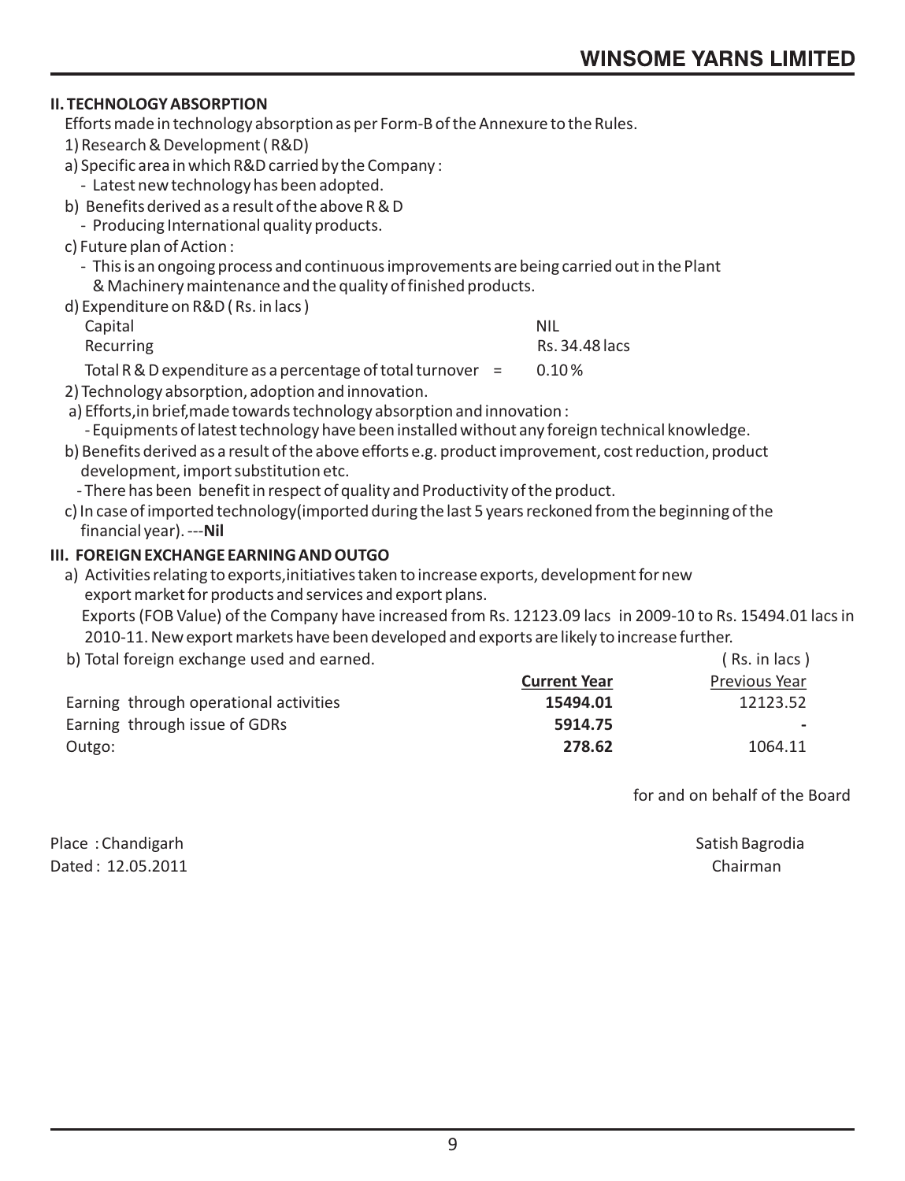## II. TECHNOLOGY ABSORPTION

Efforts made in technology absorption as per Form-B of the Annexure to the Rules.

1) Research & Development ( R&D)

a) Specific area in which R&D carried by the Company :

- Latest new technology has been adopted.

b) Benefits derived as a result of the above R & D

- Producing International quality products.

c) Future plan of Action :

- This is an ongoing process and continuous improvements are being carried out in the Plant & Machinery maintenance and the quality of finished products.

d) Expenditure on R&D ( Rs. in lacs )

| | |
|---|---|
| Capital | NIL |
| Recurring | Rs. 34.48 lacs |
| Total R & D expenditure as a percentage of total turnover = | 0.10 % |

2) Technology absorption, adoption and innovation.

a) Efforts,in brief,made towards technology absorption and innovation :

- Equipments of latest technology have been installed without any foreign technical knowledge.

b) Benefits derived as a result of the above efforts e.g. product improvement, cost reduction, product development, import substitution etc.

- There has been benefit in respect of quality and Productivity of the product.

c) In case of imported technology(imported during the last 5 years reckoned from the beginning of the financial year). ---**Nil**

## III. FOREIGN EXCHANGE EARNING AND OUTGO

a) Activities relating to exports,initiatives taken to increase exports, development for new export market for products and services and export plans.

Exports (FOB Value) of the Company have increased from Rs. 12123.09 lacs in 2009-10 to Rs. 15494.01 lacs in 2010-11. New export markets have been developed and exports are likely to increase further.

b) Total foreign exchange used and earned. ( Rs. in lacs )

| | **Current Year** | Previous Year |
|---|---|---|
| Earning through operational activities | **15494.01** | 12123.52 |
| Earning through issue of GDRs | **5914.75** | - |
| Outgo: | **278.62** | 1064.11 |

for and on behalf of the Board

Place : Chandigarh
Dated : 12.05.2011

Satish Bagrodia
Chairman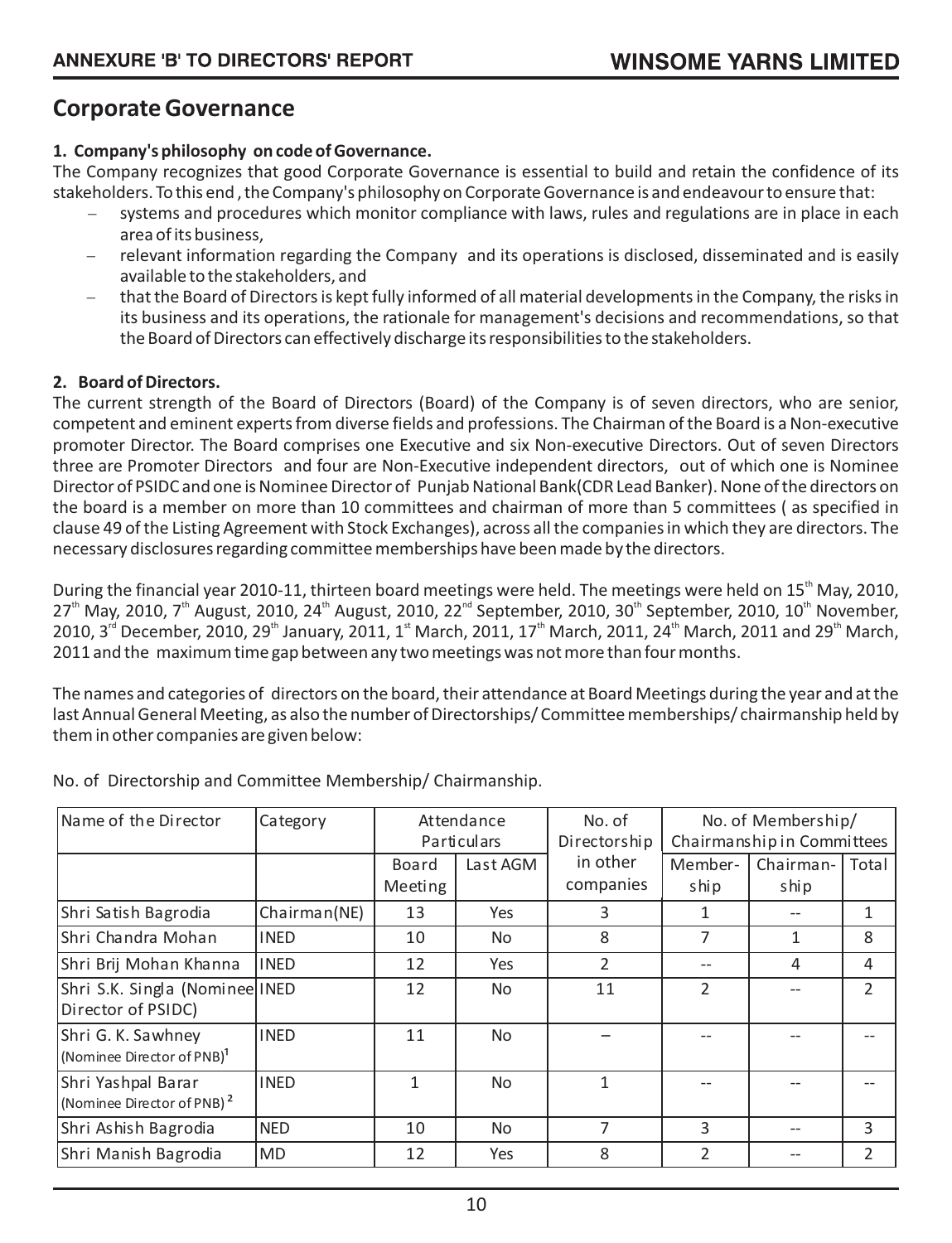# Corporate Governance

### 1. Company's philosophy on code of Governance.

The Company recognizes that good Corporate Governance is essential to build and retain the confidence of its stakeholders. To this end , the Company's philosophy on Corporate Governance is and endeavour to ensure that:

- systems and procedures which monitor compliance with laws, rules and regulations are in place in each area of its business,
- relevant information regarding the Company and its operations is disclosed, disseminated and is easily available to the stakeholders, and
- that the Board of Directors is kept fully informed of all material developments in the Company, the risks in its business and its operations, the rationale for management's decisions and recommendations, so that the Board of Directors can effectively discharge its responsibilities to the stakeholders.

### 2. Board of Directors.

The current strength of the Board of Directors (Board) of the Company is of seven directors, who are senior, competent and eminent experts from diverse fields and professions. The Chairman of the Board is a Non-executive promoter Director. The Board comprises one Executive and six Non-executive Directors. Out of seven Directors three are Promoter Directors and four are Non-Executive independent directors, out of which one is Nominee Director of PSIDC and one is Nominee Director of Punjab National Bank(CDR Lead Banker). None of the directors on the board is a member on more than 10 committees and chairman of more than 5 committees ( as specified in clause 49 of the Listing Agreement with Stock Exchanges), across all the companies in which they are directors. The necessary disclosures regarding committee memberships have been made by the directors.

During the financial year 2010-11, thirteen board meetings were held. The meetings were held on 15th May, 2010, 27th May, 2010, 7th August, 2010, 24th August, 2010, 22nd September, 2010, 30th September, 2010, 10th November, 2010, 3rd December, 2010, 29th January, 2011, 1st March, 2011, 17th March, 2011, 24th March, 2011 and 29th March, 2011 and the maximum time gap between any two meetings was not more than four months.

The names and categories of directors on the board, their attendance at Board Meetings during the year and at the last Annual General Meeting, as also the number of Directorships/ Committee memberships/ chairmanship held by them in other companies are given below:

No. of Directorship and Committee Membership/ Chairmanship.

| Name of the Director | Category | Attendance Particulars | | No. of Directorship in other companies | No. of Membership/ Chairmanship in Committees | | |
|---|---|---|---|---|---|---|---|
| | | Board Meeting | Last AGM | | Member-ship | Chairman-ship | Total |
| Shri Satish Bagrodia | Chairman(NE) | 13 | Yes | 3 | 1 | -- | 1 |
| Shri Chandra Mohan | INED | 10 | No | 8 | 7 | 1 | 8 |
| Shri Brij Mohan Khanna | INED | 12 | Yes | 2 | -- | 4 | 4 |
| Shri S.K. Singla (Nominee Director of PSIDC) | INED | 12 | No | 11 | 2 | -- | 2 |
| Shri G. K. Sawhney (Nominee Director of PNB)[1] | INED | 11 | No | – | -- | -- | -- |
| Shri Yashpal Barar (Nominee Director of PNB)[2] | INED | 1 | No | 1 | -- | -- | -- |
| Shri Ashish Bagrodia | NED | 10 | No | 7 | 3 | -- | 3 |
| Shri Manish Bagrodia | MD | 12 | Yes | 8 | 2 | -- | 2 |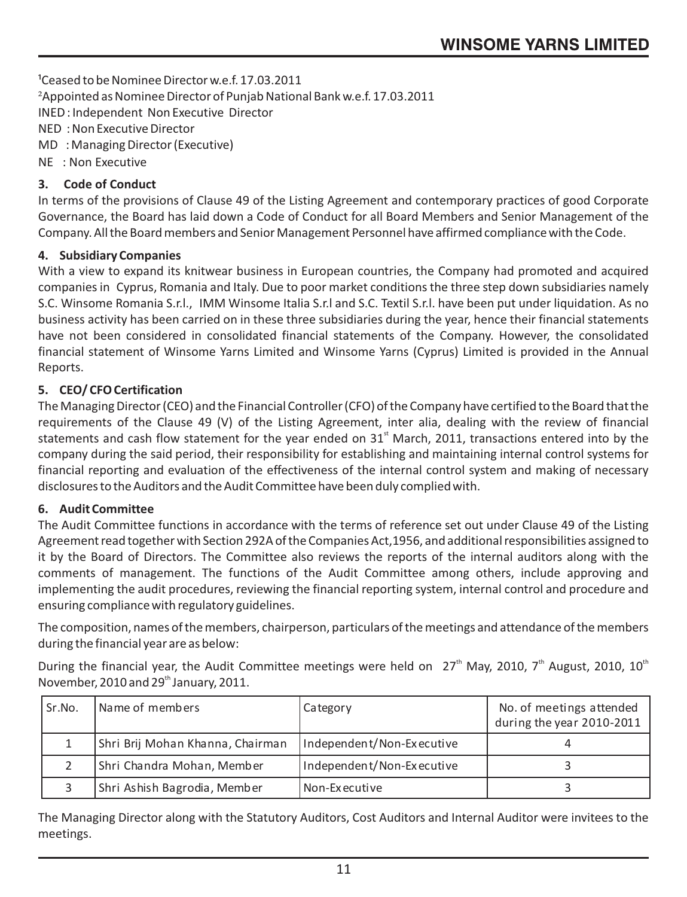[1]Ceased to be Nominee Director w.e.f. 17.03.2011

[2]Appointed as Nominee Director of Punjab National Bank w.e.f. 17.03.2011

INED : Independent Non Executive Director

NED : Non Executive Director

MD : Managing Director (Executive)

NE : Non Executive

**3. Code of Conduct**

In terms of the provisions of Clause 49 of the Listing Agreement and contemporary practices of good Corporate Governance, the Board has laid down a Code of Conduct for all Board Members and Senior Management of the Company. All the Board members and Senior Management Personnel have affirmed compliance with the Code.

**4. Subsidiary Companies**

With a view to expand its knitwear business in European countries, the Company had promoted and acquired companies in Cyprus, Romania and Italy. Due to poor market conditions the three step down subsidiaries namely S.C. Winsome Romania S.r.l., IMM Winsome Italia S.r.l and S.C. Textil S.r.l. have been put under liquidation. As no business activity has been carried on in these three subsidiaries during the year, hence their financial statements have not been considered in consolidated financial statements of the Company. However, the consolidated financial statement of Winsome Yarns Limited and Winsome Yarns (Cyprus) Limited is provided in the Annual Reports.

**5. CEO/ CFO Certification**

The Managing Director (CEO) and the Financial Controller (CFO) of the Company have certified to the Board that the requirements of the Clause 49 (V) of the Listing Agreement, inter alia, dealing with the review of financial statements and cash flow statement for the year ended on 31st March, 2011, transactions entered into by the company during the said period, their responsibility for establishing and maintaining internal control systems for financial reporting and evaluation of the effectiveness of the internal control system and making of necessary disclosures to the Auditors and the Audit Committee have been duly complied with.

**6. Audit Committee**

The Audit Committee functions in accordance with the terms of reference set out under Clause 49 of the Listing Agreement read together with Section 292A of the Companies Act,1956, and additional responsibilities assigned to it by the Board of Directors. The Committee also reviews the reports of the internal auditors along with the comments of management. The functions of the Audit Committee among others, include approving and implementing the audit procedures, reviewing the financial reporting system, internal control and procedure and ensuring compliance with regulatory guidelines.

The composition, names of the members, chairperson, particulars of the meetings and attendance of the members during the financial year are as below:

During the financial year, the Audit Committee meetings were held on 27th May, 2010, 7th August, 2010, 10th November, 2010 and 29th January, 2011.

| Sr.No. | Name of members | Category | No. of meetings attended during the year 2010-2011 |
|---|---|---|---|
| 1 | Shri Brij Mohan Khanna, Chairman | Independent/Non-Executive | 4 |
| 2 | Shri Chandra Mohan, Member | Independent/Non-Executive | 3 |
| 3 | Shri Ashish Bagrodia, Member | Non-Executive | 3 |

The Managing Director along with the Statutory Auditors, Cost Auditors and Internal Auditor were invitees to the meetings.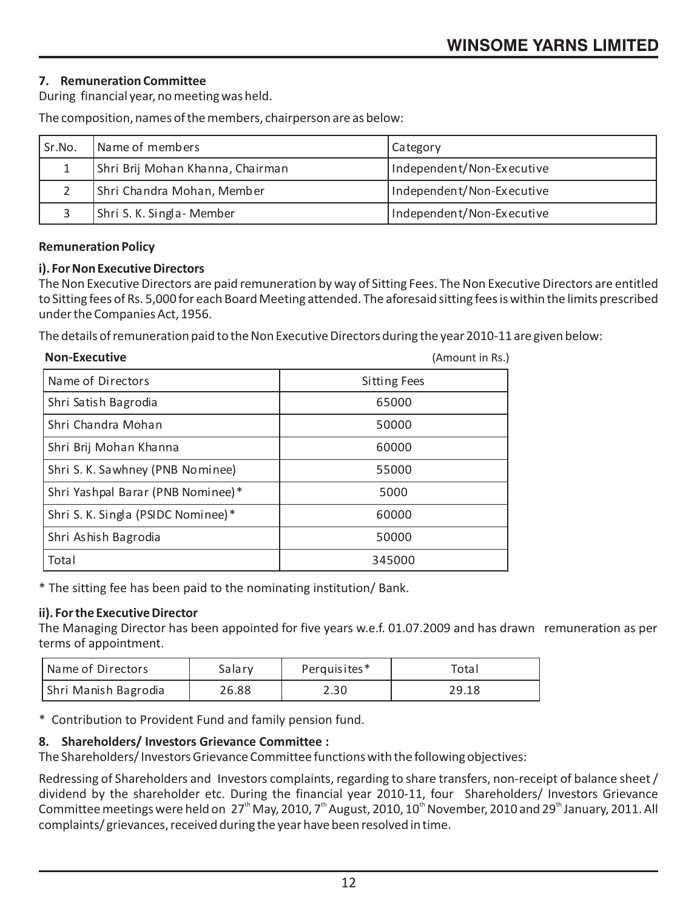### 7. Remuneration Committee

During financial year, no meeting was held.

The composition, names of the members, chairperson are as below:

| Sr.No. | Name of members | Category |
|---|---|---|
| 1 | Shri Brij Mohan Khanna, Chairman | Independent/Non-Executive |
| 2 | Shri Chandra Mohan, Member | Independent/Non-Executive |
| 3 | Shri S. K. Singla- Member | Independent/Non-Executive |

**Remuneration Policy**

**i). For Non Executive Directors**

The Non Executive Directors are paid remuneration by way of Sitting Fees. The Non Executive Directors are entitled to Sitting fees of Rs. 5,000 for each Board Meeting attended. The aforesaid sitting fees is within the limits prescribed under the Companies Act, 1956.

The details of remuneration paid to the Non Executive Directors during the year 2010-11 are given below:

**Non-Executive** (Amount in Rs.)

| Name of Directors | Sitting Fees |
|---|---|
| Shri Satish Bagrodia | 65000 |
| Shri Chandra Mohan | 50000 |
| Shri Brij Mohan Khanna | 60000 |
| Shri S. K. Sawhney (PNB Nominee) | 55000 |
| Shri Yashpal Barar (PNB Nominee)* | 5000 |
| Shri S. K. Singla (PSIDC Nominee)* | 60000 |
| Shri Ashish Bagrodia | 50000 |
| Total | 345000 |

* The sitting fee has been paid to the nominating institution/ Bank.

**ii). For the Executive Director**

The Managing Director has been appointed for five years w.e.f. 01.07.2009 and has drawn remuneration as per terms of appointment.

| Name of Directors | Salary | Perquisites* | Total |
|---|---|---|---|
| Shri Manish Bagrodia | 26.88 | 2.30 | 29.18 |

* Contribution to Provident Fund and family pension fund.

### 8. Shareholders/ Investors Grievance Committee :

The Shareholders/ Investors Grievance Committee functions with the following objectives:

Redressing of Shareholders and Investors complaints, regarding to share transfers, non-receipt of balance sheet / dividend by the shareholder etc. During the financial year 2010-11, four Shareholders/ Investors Grievance Committee meetings were held on 27th May, 2010, 7th August, 2010, 10th November, 2010 and 29th January, 2011. All complaints/ grievances, received during the year have been resolved in time.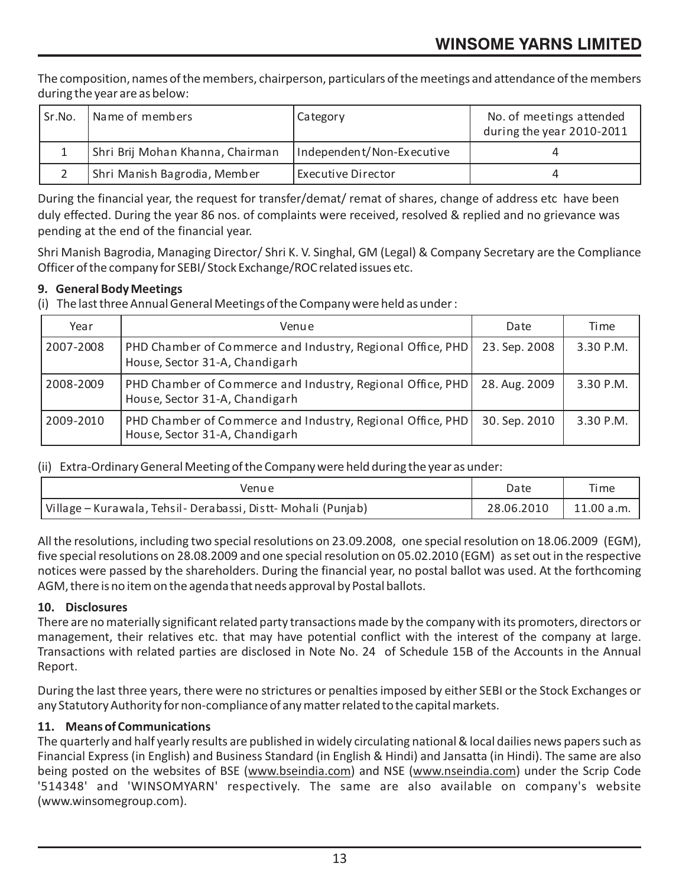The composition, names of the members, chairperson, particulars of the meetings and attendance of the members during the year are as below:

| Sr.No. | Name of members | Category | No. of meetings attended during the year 2010-2011 |
|---|---|---|---|
| 1 | Shri Brij Mohan Khanna, Chairman | Independent/Non-Executive | 4 |
| 2 | Shri Manish Bagrodia, Member | Executive Director | 4 |

During the financial year, the request for transfer/demat/ remat of shares, change of address etc have been duly effected. During the year 86 nos. of complaints were received, resolved & replied and no grievance was pending at the end of the financial year.

Shri Manish Bagrodia, Managing Director/ Shri K. V. Singhal, GM (Legal) & Company Secretary are the Compliance Officer of the company for SEBI/ Stock Exchange/ROC related issues etc.

### 9. General Body Meetings

(i) The last three Annual General Meetings of the Company were held as under :

| Year | Venue | Date | Time |
|---|---|---|---|
| 2007-2008 | PHD Chamber of Commerce and Industry, Regional Office, PHD House, Sector 31-A, Chandigarh | 23. Sep. 2008 | 3.30 P.M. |
| 2008-2009 | PHD Chamber of Commerce and Industry, Regional Office, PHD House, Sector 31-A, Chandigarh | 28. Aug. 2009 | 3.30 P.M. |
| 2009-2010 | PHD Chamber of Commerce and Industry, Regional Office, PHD House, Sector 31-A, Chandigarh | 30. Sep. 2010 | 3.30 P.M. |

(ii) Extra-Ordinary General Meeting of the Company were held during the year as under:

| Venue | Date | Time |
|---|---|---|
| Village – Kurawala, Tehsil- Derabassi, Distt- Mohali (Punjab) | 28.06.2010 | 11.00 a.m. |

All the resolutions, including two special resolutions on 23.09.2008, one special resolution on 18.06.2009 (EGM), five special resolutions on 28.08.2009 and one special resolution on 05.02.2010 (EGM) as set out in the respective notices were passed by the shareholders. During the financial year, no postal ballot was used. At the forthcoming AGM, there is no item on the agenda that needs approval by Postal ballots.

### 10. Disclosures

There are no materially significant related party transactions made by the company with its promoters, directors or management, their relatives etc. that may have potential conflict with the interest of the company at large. Transactions with related parties are disclosed in Note No. 24 of Schedule 15B of the Accounts in the Annual Report.

During the last three years, there were no strictures or penalties imposed by either SEBI or the Stock Exchanges or any Statutory Authority for non-compliance of any matter related to the capital markets.

### 11. Means of Communications

The quarterly and half yearly results are published in widely circulating national & local dailies news papers such as Financial Express (in English) and Business Standard (in English & Hindi) and Jansatta (in Hindi). The same are also being posted on the websites of BSE (www.bseindia.com) and NSE (www.nseindia.com) under the Scrip Code '514348' and 'WINSOMYARN' respectively. The same are also available on company's website (www.winsomegroup.com).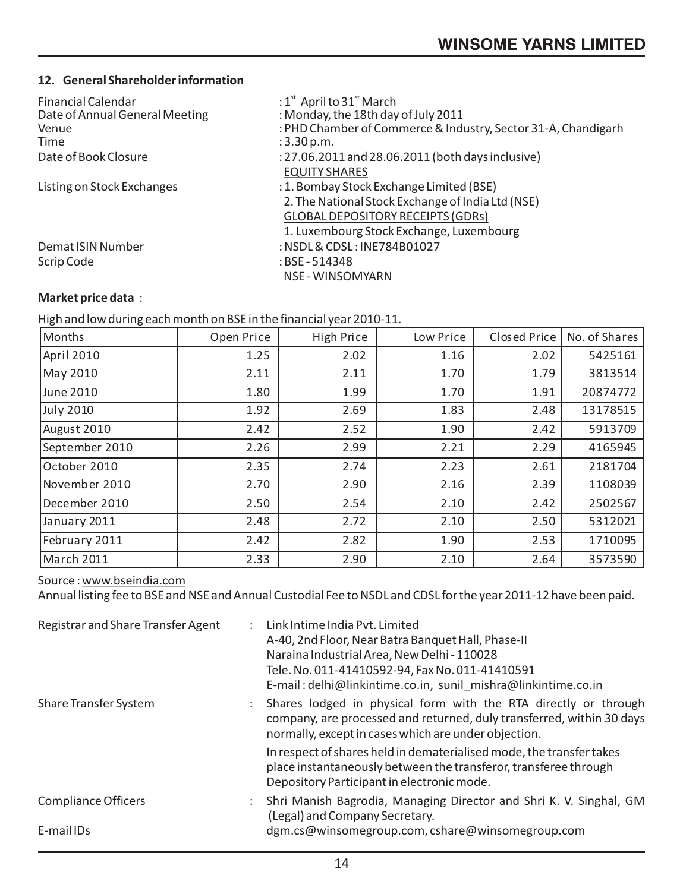## 12. General Shareholder information

Financial Calendar : 1st April to 31st March

Date of Annual General Meeting : Monday, the 18th day of July 2011

Venue : PHD Chamber of Commerce & Industry, Sector 31-A, Chandigarh

Time : 3.30 p.m.

Date of Book Closure : 27.06.2011 and 28.06.2011 (both days inclusive)

Listing on Stock Exchanges :

EQUITY SHARES
1. Bombay Stock Exchange Limited (BSE)
2. The National Stock Exchange of India Ltd (NSE)

GLOBAL DEPOSITORY RECEIPTS (GDRs)
1. Luxembourg Stock Exchange, Luxembourg

Demat ISIN Number : NSDL & CDSL : INE784B01027

Scrip Code : BSE - 514348
NSE - WINSOMYARN

**Market price data** :

High and low during each month on BSE in the financial year 2010-11.

| Months | Open Price | High Price | Low Price | Closed Price | No. of Shares |
|---|---|---|---|---|---|
| April 2010 | 1.25 | 2.02 | 1.16 | 2.02 | 5425161 |
| May 2010 | 2.11 | 2.11 | 1.70 | 1.79 | 3813514 |
| June 2010 | 1.80 | 1.99 | 1.70 | 1.91 | 20874772 |
| July 2010 | 1.92 | 2.69 | 1.83 | 2.48 | 13178515 |
| August 2010 | 2.42 | 2.52 | 1.90 | 2.42 | 5913709 |
| September 2010 | 2.26 | 2.99 | 2.21 | 2.29 | 4165945 |
| October 2010 | 2.35 | 2.74 | 2.23 | 2.61 | 2181704 |
| November 2010 | 2.70 | 2.90 | 2.16 | 2.39 | 1108039 |
| December 2010 | 2.50 | 2.54 | 2.10 | 2.42 | 2502567 |
| January 2011 | 2.48 | 2.72 | 2.10 | 2.50 | 5312021 |
| February 2011 | 2.42 | 2.82 | 1.90 | 2.53 | 1710095 |
| March 2011 | 2.33 | 2.90 | 2.10 | 2.64 | 3573590 |

Source : www.bseindia.com

Annual listing fee to BSE and NSE and Annual Custodial Fee to NSDL and CDSL for the year 2011-12 have been paid.

Registrar and Share Transfer Agent : Link Intime India Pvt. Limited
A-40, 2nd Floor, Near Batra Banquet Hall, Phase-II
Naraina Industrial Area, New Delhi - 110028
Tele. No. 011-41410592-94, Fax No. 011-41410591
E-mail : delhi@linkintime.co.in, sunil_mishra@linkintime.co.in

Share Transfer System : Shares lodged in physical form with the RTA directly or through company, are processed and returned, duly transferred, within 30 days normally, except in cases which are under objection.

In respect of shares held in dematerialised mode, the transfer takes place instantaneously between the transferor, transferee through Depository Participant in electronic mode.

Compliance Officers : Shri Manish Bagrodia, Managing Director and Shri K. V. Singhal, GM (Legal) and Company Secretary.

E-mail IDs : dgm.cs@winsomegroup.com, cshare@winsomegroup.com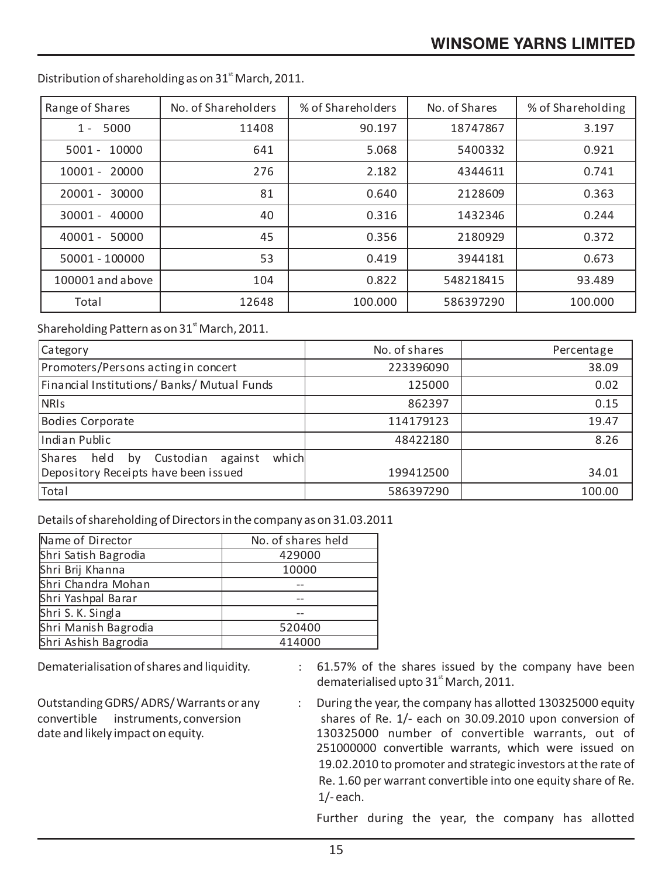Distribution of shareholding as on 31st March, 2011.

| Range of Shares | No. of Shareholders | % of Shareholders | No. of Shares | % of Shareholding |
|---|---|---|---|---|
| 1 - 5000 | 11408 | 90.197 | 18747867 | 3.197 |
| 5001 - 10000 | 641 | 5.068 | 5400332 | 0.921 |
| 10001 - 20000 | 276 | 2.182 | 4344611 | 0.741 |
| 20001 - 30000 | 81 | 0.640 | 2128609 | 0.363 |
| 30001 - 40000 | 40 | 0.316 | 1432346 | 0.244 |
| 40001 - 50000 | 45 | 0.356 | 2180929 | 0.372 |
| 50001 - 100000 | 53 | 0.419 | 3944181 | 0.673 |
| 100001 and above | 104 | 0.822 | 548218415 | 93.489 |
| Total | 12648 | 100.000 | 586397290 | 100.000 |

Shareholding Pattern as on 31st March, 2011.

| Category | No. of shares | Percentage |
|---|---|---|
| Promoters/Persons acting in concert | 223396090 | 38.09 |
| Financial Institutions/ Banks/ Mutual Funds | 125000 | 0.02 |
| NRIs | 862397 | 0.15 |
| Bodies Corporate | 114179123 | 19.47 |
| Indian Public | 48422180 | 8.26 |
| Shares held by Custodian against which Depository Receipts have been issued | 199412500 | 34.01 |
| Total | 586397290 | 100.00 |

Details of shareholding of Directors in the company as on 31.03.2011

| Name of Director | No. of shares held |
|---|---|
| Shri Satish Bagrodia | 429000 |
| Shri Brij Khanna | 10000 |
| Shri Chandra Mohan | -- |
| Shri Yashpal Barar | -- |
| Shri S. K. Singla | -- |
| Shri Manish Bagrodia | 520400 |
| Shri Ashish Bagrodia | 414000 |

Dematerialisation of shares and liquidity. : 61.57% of the shares issued by the company have been dematerialised upto 31st March, 2011.

Outstanding GDRS/ ADRS/ Warrants or any convertible instruments, conversion date and likely impact on equity. : During the year, the company has allotted 130325000 equity shares of Re. 1/- each on 30.09.2010 upon conversion of 130325000 number of convertible warrants, out of 251000000 convertible warrants, which were issued on 19.02.2010 to promoter and strategic investors at the rate of Re. 1.60 per warrant convertible into one equity share of Re. 1/- each.

Further during the year, the company has allotted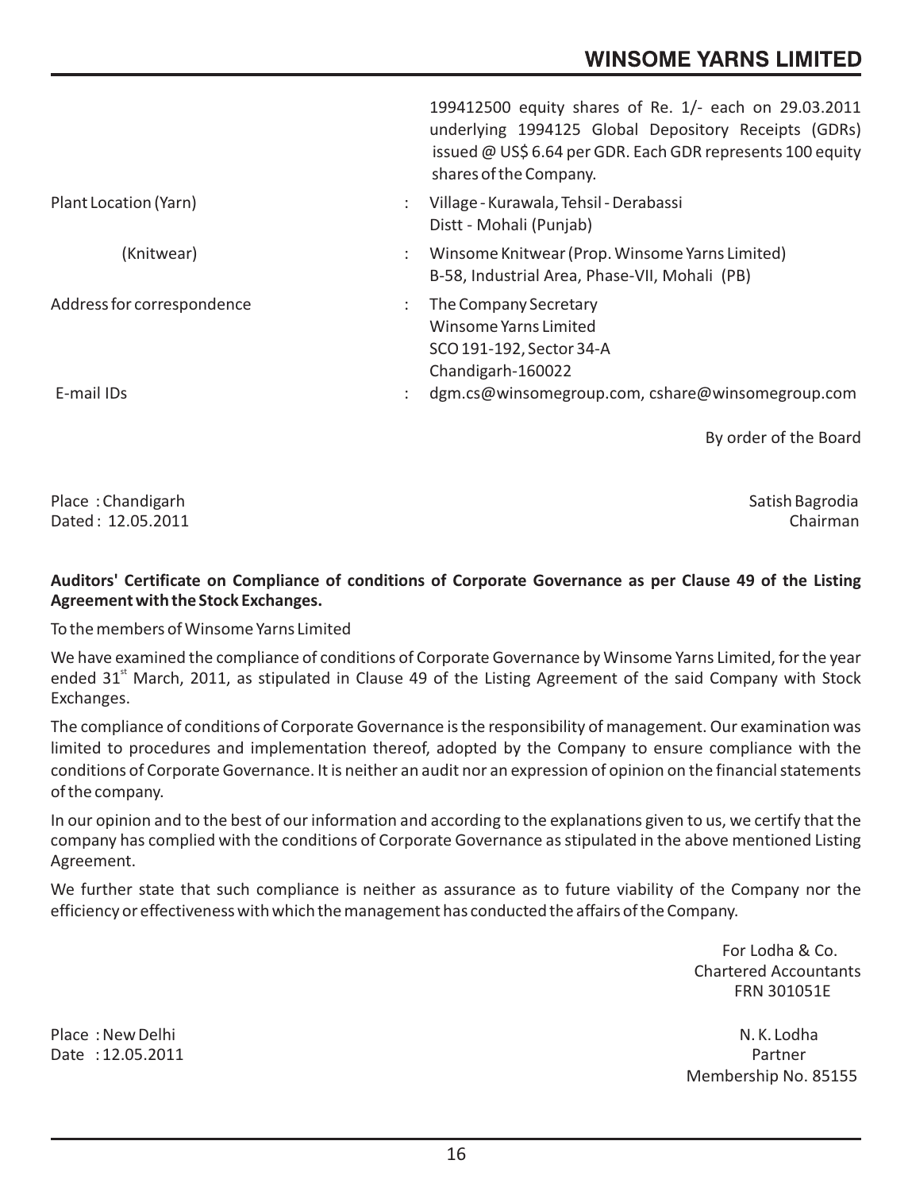| | | |
|---|---|---|
| | | 199412500 equity shares of Re. 1/- each on 29.03.2011 underlying 1994125 Global Depository Receipts (GDRs) issued @ US$ 6.64 per GDR. Each GDR represents 100 equity shares of the Company. |
| Plant Location (Yarn) | : | Village - Kurawala, Tehsil - Derabassi Distt - Mohali (Punjab) |
| (Knitwear) | : | Winsome Knitwear (Prop. Winsome Yarns Limited) B-58, Industrial Area, Phase-VII, Mohali (PB) |
| Address for correspondence | : | The Company Secretary Winsome Yarns Limited SCO 191-192, Sector 34-A Chandigarh-160022 |
| E-mail IDs | : | dgm.cs@winsomegroup.com, cshare@winsomegroup.com |

By order of the Board

Place : Chandigarh
Dated : 12.05.2011

Satish Bagrodia
Chairman

**Auditors' Certificate on Compliance of conditions of Corporate Governance as per Clause 49 of the Listing Agreement with the Stock Exchanges.**

To the members of Winsome Yarns Limited

We have examined the compliance of conditions of Corporate Governance by Winsome Yarns Limited, for the year ended 31st March, 2011, as stipulated in Clause 49 of the Listing Agreement of the said Company with Stock Exchanges.

The compliance of conditions of Corporate Governance is the responsibility of management. Our examination was limited to procedures and implementation thereof, adopted by the Company to ensure compliance with the conditions of Corporate Governance. It is neither an audit nor an expression of opinion on the financial statements of the company.

In our opinion and to the best of our information and according to the explanations given to us, we certify that the company has complied with the conditions of Corporate Governance as stipulated in the above mentioned Listing Agreement.

We further state that such compliance is neither as assurance as to future viability of the Company nor the efficiency or effectiveness with which the management has conducted the affairs of the Company.

For Lodha & Co.
Chartered Accountants
FRN 301051E

Place : New Delhi
Date : 12.05.2011

N. K. Lodha
Partner
Membership No. 85155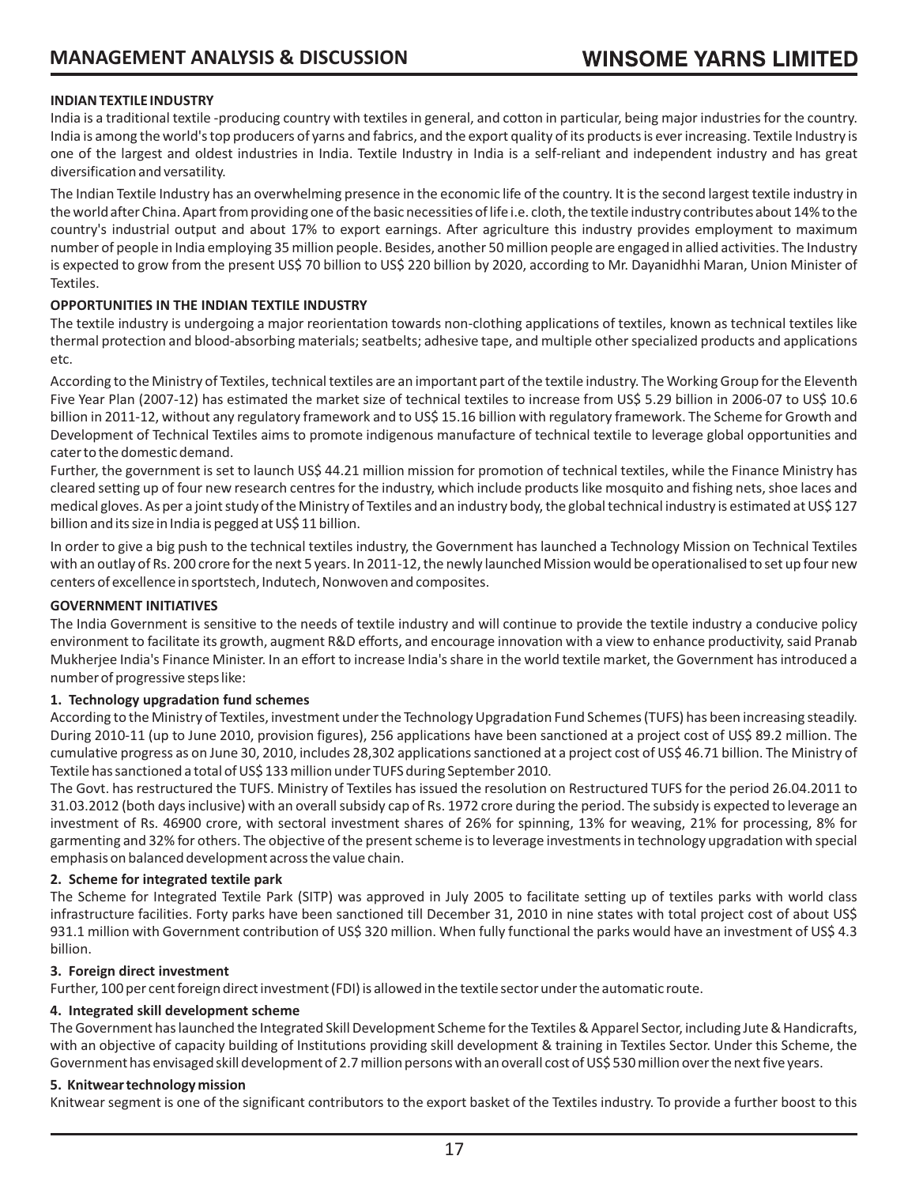### INDIAN TEXTILE INDUSTRY

India is a traditional textile -producing country with textiles in general, and cotton in particular, being major industries for the country. India is among the world's top producers of yarns and fabrics, and the export quality of its products is ever increasing. Textile Industry is one of the largest and oldest industries in India. Textile Industry in India is a self-reliant and independent industry and has great diversification and versatility.

The Indian Textile Industry has an overwhelming presence in the economic life of the country. It is the second largest textile industry in the world after China. Apart from providing one of the basic necessities of life i.e. cloth, the textile industry contributes about 14% to the country's industrial output and about 17% to export earnings. After agriculture this industry provides employment to maximum number of people in India employing 35 million people. Besides, another 50 million people are engaged in allied activities. The Industry is expected to grow from the present US$ 70 billion to US$ 220 billion by 2020, according to Mr. Dayanidhhi Maran, Union Minister of Textiles.

### OPPORTUNITIES IN THE INDIAN TEXTILE INDUSTRY

The textile industry is undergoing a major reorientation towards non-clothing applications of textiles, known as technical textiles like thermal protection and blood-absorbing materials; seatbelts; adhesive tape, and multiple other specialized products and applications etc.

According to the Ministry of Textiles, technical textiles are an important part of the textile industry. The Working Group for the Eleventh Five Year Plan (2007-12) has estimated the market size of technical textiles to increase from US$ 5.29 billion in 2006-07 to US$ 10.6 billion in 2011-12, without any regulatory framework and to US$ 15.16 billion with regulatory framework. The Scheme for Growth and Development of Technical Textiles aims to promote indigenous manufacture of technical textile to leverage global opportunities and cater to the domestic demand.

Further, the government is set to launch US$ 44.21 million mission for promotion of technical textiles, while the Finance Ministry has cleared setting up of four new research centres for the industry, which include products like mosquito and fishing nets, shoe laces and medical gloves. As per a joint study of the Ministry of Textiles and an industry body, the global technical industry is estimated at US$ 127 billion and its size in India is pegged at US$ 11 billion.

In order to give a big push to the technical textiles industry, the Government has launched a Technology Mission on Technical Textiles with an outlay of Rs. 200 crore for the next 5 years. In 2011-12, the newly launched Mission would be operationalised to set up four new centers of excellence in sportstech, Indutech, Nonwoven and composites.

### GOVERNMENT INITIATIVES

The India Government is sensitive to the needs of textile industry and will continue to provide the textile industry a conducive policy environment to facilitate its growth, augment R&D efforts, and encourage innovation with a view to enhance productivity, said Pranab Mukherjee India's Finance Minister. In an effort to increase India's share in the world textile market, the Government has introduced a number of progressive steps like:

#### 1. Technology upgradation fund schemes

According to the Ministry of Textiles, investment under the Technology Upgradation Fund Schemes (TUFS) has been increasing steadily. During 2010-11 (up to June 2010, provision figures), 256 applications have been sanctioned at a project cost of US$ 89.2 million. The cumulative progress as on June 30, 2010, includes 28,302 applications sanctioned at a project cost of US$ 46.71 billion. The Ministry of Textile has sanctioned a total of US$ 133 million under TUFS during September 2010.

The Govt. has restructured the TUFS. Ministry of Textiles has issued the resolution on Restructured TUFS for the period 26.04.2011 to 31.03.2012 (both days inclusive) with an overall subsidy cap of Rs. 1972 crore during the period. The subsidy is expected to leverage an investment of Rs. 46900 crore, with sectoral investment shares of 26% for spinning, 13% for weaving, 21% for processing, 8% for garmenting and 32% for others. The objective of the present scheme is to leverage investments in technology upgradation with special emphasis on balanced development across the value chain.

#### 2. Scheme for integrated textile park

The Scheme for Integrated Textile Park (SITP) was approved in July 2005 to facilitate setting up of textiles parks with world class infrastructure facilities. Forty parks have been sanctioned till December 31, 2010 in nine states with total project cost of about US$ 931.1 million with Government contribution of US$ 320 million. When fully functional the parks would have an investment of US$ 4.3 billion.

#### 3. Foreign direct investment

Further, 100 per cent foreign direct investment (FDI) is allowed in the textile sector under the automatic route.

#### 4. Integrated skill development scheme

The Government has launched the Integrated Skill Development Scheme for the Textiles & Apparel Sector, including Jute & Handicrafts, with an objective of capacity building of Institutions providing skill development & training in Textiles Sector. Under this Scheme, the Government has envisaged skill development of 2.7 million persons with an overall cost of US$ 530 million over the next five years.

#### 5. Knitwear technology mission

Knitwear segment is one of the significant contributors to the export basket of the Textiles industry. To provide a further boost to this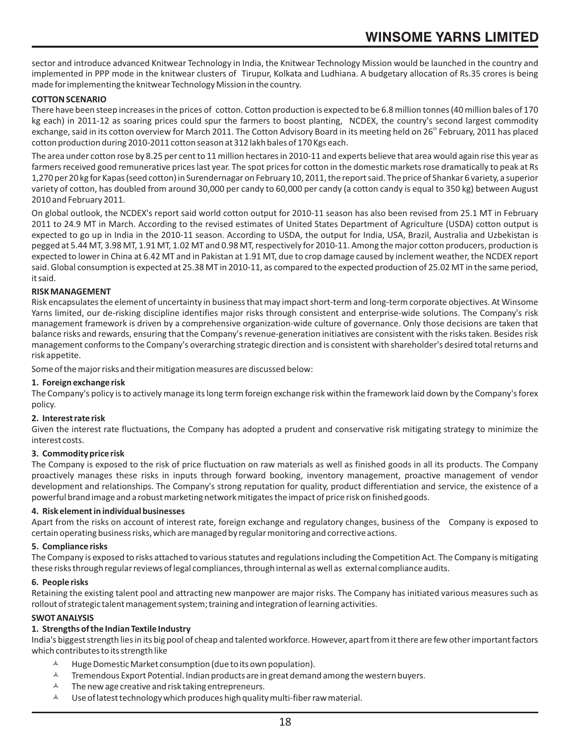sector and introduce advanced Knitwear Technology in India, the Knitwear Technology Mission would be launched in the country and implemented in PPP mode in the knitwear clusters of Tirupur, Kolkata and Ludhiana. A budgetary allocation of Rs.35 crores is being made for implementing the knitwear Technology Mission in the country.

**COTTON SCENARIO**

There have been steep increases in the prices of cotton. Cotton production is expected to be 6.8 million tonnes (40 million bales of 170 kg each) in 2011-12 as soaring prices could spur the farmers to boost planting, NCDEX, the country's second largest commodity exchange, said in its cotton overview for March 2011. The Cotton Advisory Board in its meeting held on 26th February, 2011 has placed cotton production during 2010-2011 cotton season at 312 lakh bales of 170 Kgs each.

The area under cotton rose by 8.25 per cent to 11 million hectares in 2010-11 and experts believe that area would again rise this year as farmers received good remunerative prices last year. The spot prices for cotton in the domestic markets rose dramatically to peak at Rs 1,270 per 20 kg for Kapas (seed cotton) in Surendernagar on February 10, 2011, the report said. The price of Shankar 6 variety, a superior variety of cotton, has doubled from around 30,000 per candy to 60,000 per candy (a cotton candy is equal to 350 kg) between August 2010 and February 2011.

On global outlook, the NCDEX's report said world cotton output for 2010-11 season has also been revised from 25.1 MT in February 2011 to 24.9 MT in March. According to the revised estimates of United States Department of Agriculture (USDA) cotton output is expected to go up in India in the 2010-11 season. According to USDA, the output for India, USA, Brazil, Australia and Uzbekistan is pegged at 5.44 MT, 3.98 MT, 1.91 MT, 1.02 MT and 0.98 MT, respectively for 2010-11. Among the major cotton producers, production is expected to lower in China at 6.42 MT and in Pakistan at 1.91 MT, due to crop damage caused by inclement weather, the NCDEX report said. Global consumption is expected at 25.38 MT in 2010-11, as compared to the expected production of 25.02 MT in the same period, it said.

**RISK MANAGEMENT**

Risk encapsulates the element of uncertainty in business that may impact short-term and long-term corporate objectives. At Winsome Yarns limited, our de-risking discipline identifies major risks through consistent and enterprise-wide solutions. The Company's risk management framework is driven by a comprehensive organization-wide culture of governance. Only those decisions are taken that balance risks and rewards, ensuring that the Company's revenue-generation initiatives are consistent with the risks taken. Besides risk management conforms to the Company's overarching strategic direction and is consistent with shareholder's desired total returns and risk appetite.

Some of the major risks and their mitigation measures are discussed below:

**1. Foreign exchange risk**

The Company's policy is to actively manage its long term foreign exchange risk within the framework laid down by the Company's forex policy.

**2. Interest rate risk**

Given the interest rate fluctuations, the Company has adopted a prudent and conservative risk mitigating strategy to minimize the interest costs.

**3. Commodity price risk**

The Company is exposed to the risk of price fluctuation on raw materials as well as finished goods in all its products. The Company proactively manages these risks in inputs through forward booking, inventory management, proactive management of vendor development and relationships. The Company's strong reputation for quality, product differentiation and service, the existence of a powerful brand image and a robust marketing network mitigates the impact of price risk on finished goods.

**4. Risk element in individual businesses**

Apart from the risks on account of interest rate, foreign exchange and regulatory changes, business of the Company is exposed to certain operating business risks, which are managed by regular monitoring and corrective actions.

**5. Compliance risks**

The Company is exposed to risks attached to various statutes and regulations including the Competition Act. The Company is mitigating these risks through regular reviews of legal compliances, through internal as well as external compliance audits.

**6. People risks**

Retaining the existing talent pool and attracting new manpower are major risks. The Company has initiated various measures such as rollout of strategic talent management system; training and integration of learning activities.

**SWOT ANALYSIS**

**1. Strengths of the Indian Textile Industry**

India's biggest strength lies in its big pool of cheap and talented workforce. However, apart from it there are few other important factors which contributes to its strength like

- Huge Domestic Market consumption (due to its own population).
- Tremendous Export Potential. Indian products are in great demand among the western buyers.
- The new age creative and risk taking entrepreneurs.
- Use of latest technology which produces high quality multi-fiber raw material.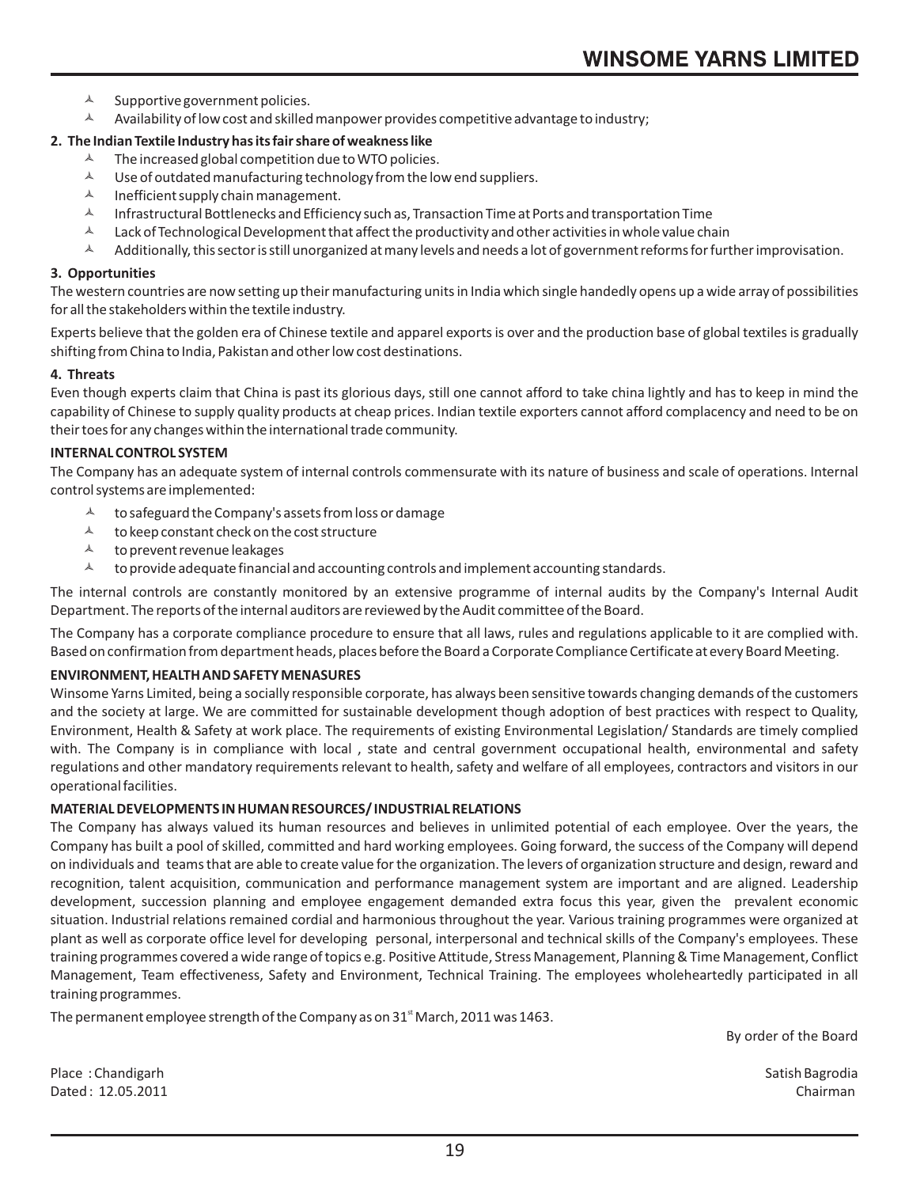- Supportive government policies.
- Availability of low cost and skilled manpower provides competitive advantage to industry;

**2. The Indian Textile Industry has its fair share of weakness like**

- The increased global competition due to WTO policies.
- Use of outdated manufacturing technology from the low end suppliers.
- Inefficient supply chain management.
- Infrastructural Bottlenecks and Efficiency such as, Transaction Time at Ports and transportation Time
- Lack of Technological Development that affect the productivity and other activities in whole value chain
- Additionally, this sector is still unorganized at many levels and needs a lot of government reforms for further improvisation.

**3. Opportunities**

The western countries are now setting up their manufacturing units in India which single handedly opens up a wide array of possibilities for all the stakeholders within the textile industry.

Experts believe that the golden era of Chinese textile and apparel exports is over and the production base of global textiles is gradually shifting from China to India, Pakistan and other low cost destinations.

**4. Threats**

Even though experts claim that China is past its glorious days, still one cannot afford to take china lightly and has to keep in mind the capability of Chinese to supply quality products at cheap prices. Indian textile exporters cannot afford complacency and need to be on their toes for any changes within the international trade community.

**INTERNAL CONTROL SYSTEM**

The Company has an adequate system of internal controls commensurate with its nature of business and scale of operations. Internal control systems are implemented:

- to safeguard the Company's assets from loss or damage
- to keep constant check on the cost structure
- to prevent revenue leakages
- to provide adequate financial and accounting controls and implement accounting standards.

The internal controls are constantly monitored by an extensive programme of internal audits by the Company's Internal Audit Department. The reports of the internal auditors are reviewed by the Audit committee of the Board.

The Company has a corporate compliance procedure to ensure that all laws, rules and regulations applicable to it are complied with. Based on confirmation from department heads, places before the Board a Corporate Compliance Certificate at every Board Meeting.

**ENVIRONMENT, HEALTH AND SAFETY MENASURES**

Winsome Yarns Limited, being a socially responsible corporate, has always been sensitive towards changing demands of the customers and the society at large. We are committed for sustainable development though adoption of best practices with respect to Quality, Environment, Health & Safety at work place. The requirements of existing Environmental Legislation/ Standards are timely complied with. The Company is in compliance with local , state and central government occupational health, environmental and safety regulations and other mandatory requirements relevant to health, safety and welfare of all employees, contractors and visitors in our operational facilities.

**MATERIAL DEVELOPMENTS IN HUMAN RESOURCES/ INDUSTRIAL RELATIONS**

The Company has always valued its human resources and believes in unlimited potential of each employee. Over the years, the Company has built a pool of skilled, committed and hard working employees. Going forward, the success of the Company will depend on individuals and teams that are able to create value for the organization. The levers of organization structure and design, reward and recognition, talent acquisition, communication and performance management system are important and are aligned. Leadership development, succession planning and employee engagement demanded extra focus this year, given the prevalent economic situation. Industrial relations remained cordial and harmonious throughout the year. Various training programmes were organized at plant as well as corporate office level for developing personal, interpersonal and technical skills of the Company's employees. These training programmes covered a wide range of topics e.g. Positive Attitude, Stress Management, Planning & Time Management, Conflict Management, Team effectiveness, Safety and Environment, Technical Training. The employees wholeheartedly participated in all training programmes.

The permanent employee strength of the Company as on 31st March, 2011 was 1463.

By order of the Board

Place : Chandigarh
Dated : 12.05.2011

Satish Bagrodia
Chairman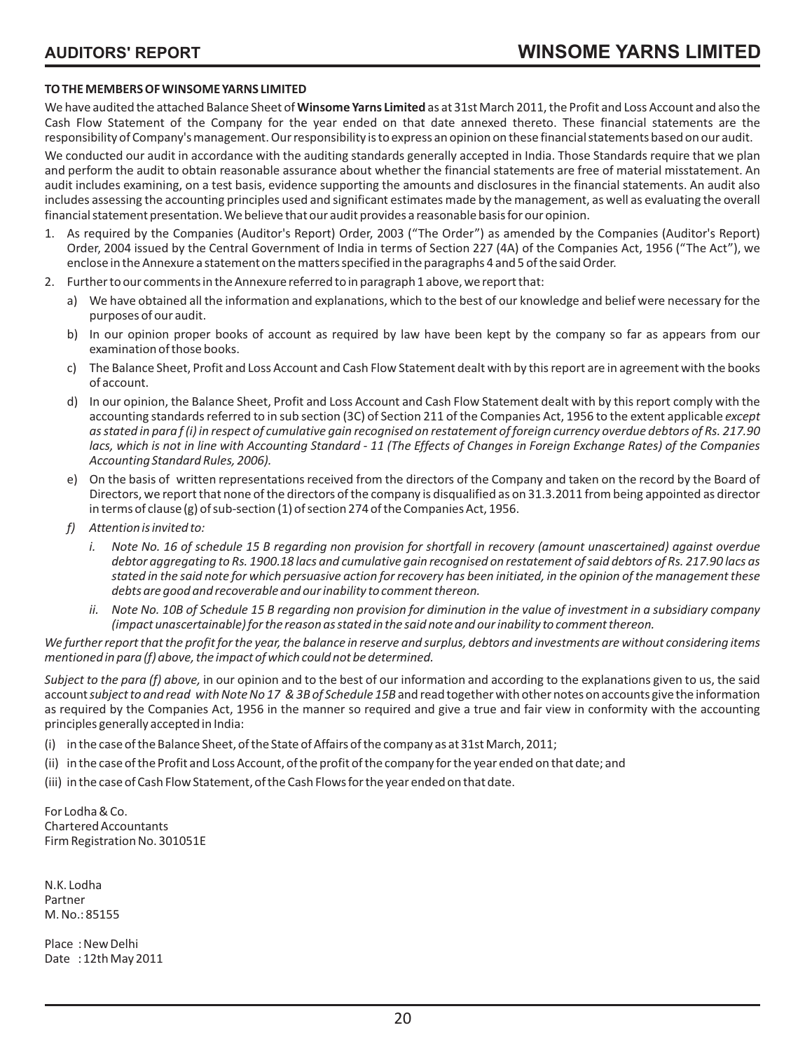# AUDITORS' REPORT

**TO THE MEMBERS OF WINSOME YARNS LIMITED**

We have audited the attached Balance Sheet of **Winsome Yarns Limited** as at 31st March 2011, the Profit and Loss Account and also the Cash Flow Statement of the Company for the year ended on that date annexed thereto. These financial statements are the responsibility of Company's management. Our responsibility is to express an opinion on these financial statements based on our audit.

We conducted our audit in accordance with the auditing standards generally accepted in India. Those Standards require that we plan and perform the audit to obtain reasonable assurance about whether the financial statements are free of material misstatement. An audit includes examining, on a test basis, evidence supporting the amounts and disclosures in the financial statements. An audit also includes assessing the accounting principles used and significant estimates made by the management, as well as evaluating the overall financial statement presentation. We believe that our audit provides a reasonable basis for our opinion.

1. As required by the Companies (Auditor's Report) Order, 2003 ("The Order") as amended by the Companies (Auditor's Report) Order, 2004 issued by the Central Government of India in terms of Section 227 (4A) of the Companies Act, 1956 ("The Act"), we enclose in the Annexure a statement on the matters specified in the paragraphs 4 and 5 of the said Order.
2. Further to our comments in the Annexure referred to in paragraph 1 above, we report that:
   a) We have obtained all the information and explanations, which to the best of our knowledge and belief were necessary for the purposes of our audit.
   b) In our opinion proper books of account as required by law have been kept by the company so far as appears from our examination of those books.
   c) The Balance Sheet, Profit and Loss Account and Cash Flow Statement dealt with by this report are in agreement with the books of account.
   d) In our opinion, the Balance Sheet, Profit and Loss Account and Cash Flow Statement dealt with by this report comply with the accounting standards referred to in sub section (3C) of Section 211 of the Companies Act, 1956 to the extent applicable *except as stated in para f (i) in respect of cumulative gain recognised on restatement of foreign currency overdue debtors of Rs. 217.90 lacs, which is not in line with Accounting Standard - 11 (The Effects of Changes in Foreign Exchange Rates) of the Companies Accounting Standard Rules, 2006).*
   e) On the basis of written representations received from the directors of the Company and taken on the record by the Board of Directors, we report that none of the directors of the company is disqualified as on 31.3.2011 from being appointed as director in terms of clause (g) of sub-section (1) of section 274 of the Companies Act, 1956.
   f) *Attention is invited to:*
      i. *Note No. 16 of schedule 15 B regarding non provision for shortfall in recovery (amount unascertained) against overdue debtor aggregating to Rs. 1900.18 lacs and cumulative gain recognised on restatement of said debtors of Rs. 217.90 lacs as stated in the said note for which persuasive action for recovery has been initiated, in the opinion of the management these debts are good and recoverable and our inability to comment thereon.*
      ii. *Note No. 10B of Schedule 15 B regarding non provision for diminution in the value of investment in a subsidiary company (impact unascertainable) for the reason as stated in the said note and our inability to comment thereon.*

*We further report that the profit for the year, the balance in reserve and surplus, debtors and investments are without considering items mentioned in para (f) above, the impact of which could not be determined.*

*Subject to the para (f) above,* in our opinion and to the best of our information and according to the explanations given to us, the said account *subject to and read with Note No 17 & 3B of Schedule 15B* and read together with other notes on accounts give the information as required by the Companies Act, 1956 in the manner so required and give a true and fair view in conformity with the accounting principles generally accepted in India:

(i) in the case of the Balance Sheet, of the State of Affairs of the company as at 31st March, 2011;

(ii) in the case of the Profit and Loss Account, of the profit of the company for the year ended on that date; and

(iii) in the case of Cash Flow Statement, of the Cash Flows for the year ended on that date.

For Lodha & Co.
Chartered Accountants
Firm Registration No. 301051E

N.K. Lodha
Partner
M. No.: 85155

Place : New Delhi
Date : 12th May 2011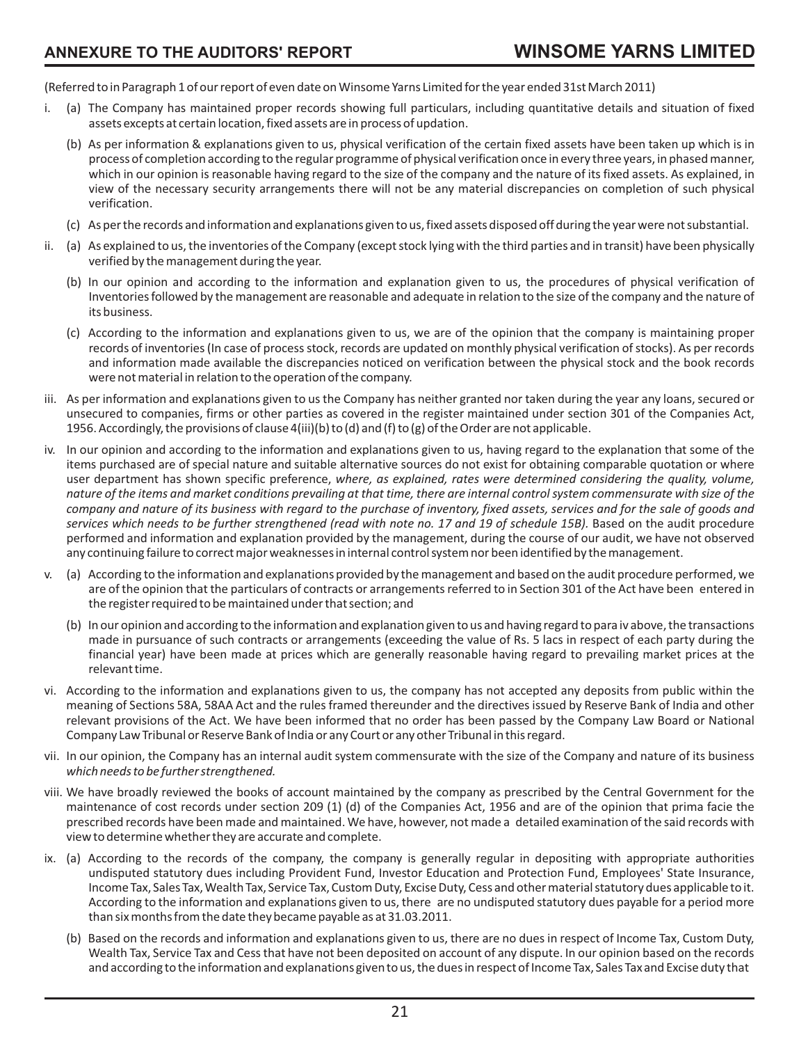## ANNEXURE TO THE AUDITORS' REPORT

(Referred to in Paragraph 1 of our report of even date on Winsome Yarns Limited for the year ended 31st March 2011)

i. (a) The Company has maintained proper records showing full particulars, including quantitative details and situation of fixed assets excepts at certain location, fixed assets are in process of updation.

   (b) As per information & explanations given to us, physical verification of the certain fixed assets have been taken up which is in process of completion according to the regular programme of physical verification once in every three years, in phased manner, which in our opinion is reasonable having regard to the size of the company and the nature of its fixed assets. As explained, in view of the necessary security arrangements there will not be any material discrepancies on completion of such physical verification.

   (c) As per the records and information and explanations given to us, fixed assets disposed off during the year were not substantial.

ii. (a) As explained to us, the inventories of the Company (except stock lying with the third parties and in transit) have been physically verified by the management during the year.

   (b) In our opinion and according to the information and explanation given to us, the procedures of physical verification of Inventories followed by the management are reasonable and adequate in relation to the size of the company and the nature of its business.

   (c) According to the information and explanations given to us, we are of the opinion that the company is maintaining proper records of inventories (In case of process stock, records are updated on monthly physical verification of stocks). As per records and information made available the discrepancies noticed on verification between the physical stock and the book records were not material in relation to the operation of the company.

iii. As per information and explanations given to us the Company has neither granted nor taken during the year any loans, secured or unsecured to companies, firms or other parties as covered in the register maintained under section 301 of the Companies Act, 1956. Accordingly, the provisions of clause 4(iii)(b) to (d) and (f) to (g) of the Order are not applicable.

iv. In our opinion and according to the information and explanations given to us, having regard to the explanation that some of the items purchased are of special nature and suitable alternative sources do not exist for obtaining comparable quotation or where user department has shown specific preference, *where, as explained, rates were determined considering the quality, volume, nature of the items and market conditions prevailing at that time, there are internal control system commensurate with size of the company and nature of its business with regard to the purchase of inventory, fixed assets, services and for the sale of goods and services which needs to be further strengthened (read with note no. 17 and 19 of schedule 15B).* Based on the audit procedure performed and information and explanation provided by the management, during the course of our audit, we have not observed any continuing failure to correct major weaknesses in internal control system nor been identified by the management.

v. (a) According to the information and explanations provided by the management and based on the audit procedure performed, we are of the opinion that the particulars of contracts or arrangements referred to in Section 301 of the Act have been entered in the register required to be maintained under that section; and

   (b) In our opinion and according to the information and explanation given to us and having regard to para iv above, the transactions made in pursuance of such contracts or arrangements (exceeding the value of Rs. 5 lacs in respect of each party during the financial year) have been made at prices which are generally reasonable having regard to prevailing market prices at the relevant time.

vi. According to the information and explanations given to us, the company has not accepted any deposits from public within the meaning of Sections 58A, 58AA Act and the rules framed thereunder and the directives issued by Reserve Bank of India and other relevant provisions of the Act. We have been informed that no order has been passed by the Company Law Board or National Company Law Tribunal or Reserve Bank of India or any Court or any other Tribunal in this regard.

vii. In our opinion, the Company has an internal audit system commensurate with the size of the Company and nature of its business *which needs to be further strengthened.*

viii. We have broadly reviewed the books of account maintained by the company as prescribed by the Central Government for the maintenance of cost records under section 209 (1) (d) of the Companies Act, 1956 and are of the opinion that prima facie the prescribed records have been made and maintained. We have, however, not made a detailed examination of the said records with view to determine whether they are accurate and complete.

ix. (a) According to the records of the company, the company is generally regular in depositing with appropriate authorities undisputed statutory dues including Provident Fund, Investor Education and Protection Fund, Employees' State Insurance, Income Tax, Sales Tax, Wealth Tax, Service Tax, Custom Duty, Excise Duty, Cess and other material statutory dues applicable to it. According to the information and explanations given to us, there are no undisputed statutory dues payable for a period more than six months from the date they became payable as at 31.03.2011.

   (b) Based on the records and information and explanations given to us, there are no dues in respect of Income Tax, Custom Duty, Wealth Tax, Service Tax and Cess that have not been deposited on account of any dispute. In our opinion based on the records and according to the information and explanations given to us, the dues in respect of Income Tax, Sales Tax and Excise duty that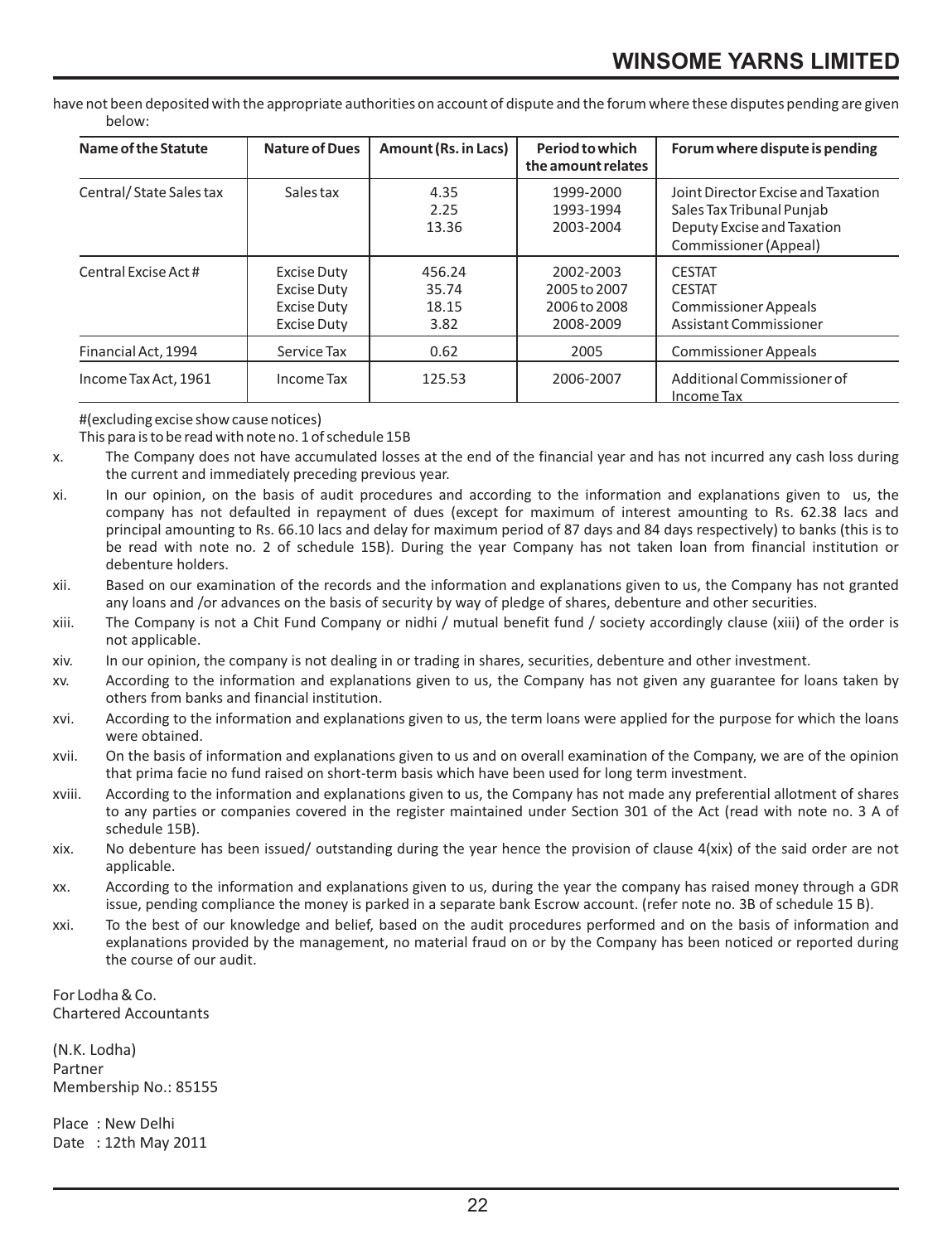have not been deposited with the appropriate authorities on account of dispute and the forum where these disputes pending are given below:

| Name of the Statute | Nature of Dues | Amount (Rs. in Lacs) | Period to which the amount relates | Forum where dispute is pending |
|---|---|---|---|---|
| Central/ State Sales tax | Sales tax | 4.35<br>2.25<br>13.36 | 1999-2000<br>1993-1994<br>2003-2004 | Joint Director Excise and Taxation<br>Sales Tax Tribunal Punjab<br>Deputy Excise and Taxation Commissioner (Appeal) |
| Central Excise Act # | Excise Duty<br>Excise Duty<br>Excise Duty<br>Excise Duty | 456.24<br>35.74<br>18.15<br>3.82 | 2002-2003<br>2005 to 2007<br>2006 to 2008<br>2008-2009 | CESTAT<br>CESTAT<br>Commissioner Appeals<br>Assistant Commissioner |
| Financial Act, 1994 | Service Tax | 0.62 | 2005 | Commissioner Appeals |
| Income Tax Act, 1961 | Income Tax | 125.53 | 2006-2007 | Additional Commissioner of Income Tax |

#(excluding excise show cause notices)

This para is to be read with note no. 1 of schedule 15B

x. The Company does not have accumulated losses at the end of the financial year and has not incurred any cash loss during the current and immediately preceding previous year.

xi. In our opinion, on the basis of audit procedures and according to the information and explanations given to us, the company has not defaulted in repayment of dues (except for maximum of interest amounting to Rs. 62.38 lacs and principal amounting to Rs. 66.10 lacs and delay for maximum period of 87 days and 84 days respectively) to banks (this is to be read with note no. 2 of schedule 15B). During the year Company has not taken loan from financial institution or debenture holders.

xii. Based on our examination of the records and the information and explanations given to us, the Company has not granted any loans and /or advances on the basis of security by way of pledge of shares, debenture and other securities.

xiii. The Company is not a Chit Fund Company or nidhi / mutual benefit fund / society accordingly clause (xiii) of the order is not applicable.

xiv. In our opinion, the company is not dealing in or trading in shares, securities, debenture and other investment.

xv. According to the information and explanations given to us, the Company has not given any guarantee for loans taken by others from banks and financial institution.

xvi. According to the information and explanations given to us, the term loans were applied for the purpose for which the loans were obtained.

xvii. On the basis of information and explanations given to us and on overall examination of the Company, we are of the opinion that prima facie no fund raised on short-term basis which have been used for long term investment.

xviii. According to the information and explanations given to us, the Company has not made any preferential allotment of shares to any parties or companies covered in the register maintained under Section 301 of the Act (read with note no. 3 A of schedule 15B).

xix. No debenture has been issued/ outstanding during the year hence the provision of clause 4(xix) of the said order are not applicable.

xx. According to the information and explanations given to us, during the year the company has raised money through a GDR issue, pending compliance the money is parked in a separate bank Escrow account. (refer note no. 3B of schedule 15 B).

xxi. To the best of our knowledge and belief, based on the audit procedures performed and on the basis of information and explanations provided by the management, no material fraud on or by the Company has been noticed or reported during the course of our audit.

For Lodha & Co.
Chartered Accountants

(N.K. Lodha)
Partner
Membership No.: 85155

Place : New Delhi
Date : 12th May 2011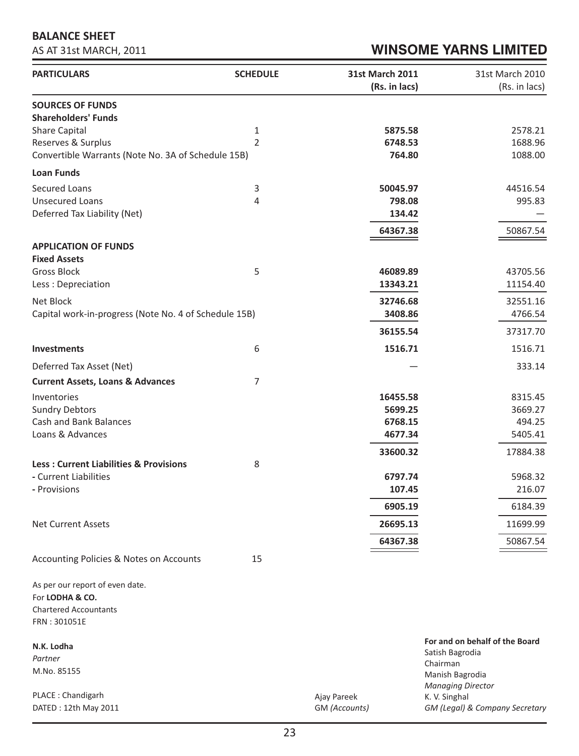# BALANCE SHEET

AS AT 31st MARCH, 2011

## WINSOME YARNS LIMITED

| PARTICULARS | SCHEDULE | 31st March 2011 (Rs. in lacs) | 31st March 2010 (Rs. in lacs) |
|---|---|---|---|
| **SOURCES OF FUNDS** | | | |
| **Shareholders' Funds** | | | |
| Share Capital | 1 | **5875.58** | 2578.21 |
| Reserves & Surplus | 2 | **6748.53** | 1688.96 |
| Convertible Warrants (Note No. 3A of Schedule 15B) | | **764.80** | 1088.00 |
| **Loan Funds** | | | |
| Secured Loans | 3 | **50045.97** | 44516.54 |
| Unsecured Loans | 4 | **798.08** | 995.83 |
| Deferred Tax Liability (Net) | | **134.42** | — |
| | | **64367.38** | 50867.54 |
| **APPLICATION OF FUNDS** | | | |
| **Fixed Assets** | | | |
| Gross Block | 5 | **46089.89** | 43705.56 |
| Less : Depreciation | | **13343.21** | 11154.40 |
| Net Block | | **32746.68** | 32551.16 |
| Capital work-in-progress (Note No. 4 of Schedule 15B) | | **3408.86** | 4766.54 |
| | | **36155.54** | 37317.70 |
| **Investments** | 6 | **1516.71** | 1516.71 |
| Deferred Tax Asset (Net) | | — | 333.14 |
| **Current Assets, Loans & Advances** | 7 | | |
| Inventories | | **16455.58** | 8315.45 |
| Sundry Debtors | | **5699.25** | 3669.27 |
| Cash and Bank Balances | | **6768.15** | 494.25 |
| Loans & Advances | | **4677.34** | 5405.41 |
| | | **33600.32** | 17884.38 |
| **Less : Current Liabilities & Provisions** | 8 | | |
| - Current Liabilities | | **6797.74** | 5968.32 |
| - Provisions | | **107.45** | 216.07 |
| | | **6905.19** | 6184.39 |
| Net Current Assets | | **26695.13** | 11699.99 |
| | | **64367.38** | 50867.54 |
| Accounting Policies & Notes on Accounts | 15 | | |

As per our report of even date.
For **LODHA & CO.**
Chartered Accountants
FRN : 301051E

**N.K. Lodha**
*Partner*
M.No. 85155

PLACE : Chandigarh
DATED : 12th May 2011

Ajay Pareek
GM *(Accounts)*

**For and on behalf of the Board**
Satish Bagrodia
Chairman
Manish Bagrodia
*Managing Director*
K. V. Singhal
*GM (Legal) & Company Secretary*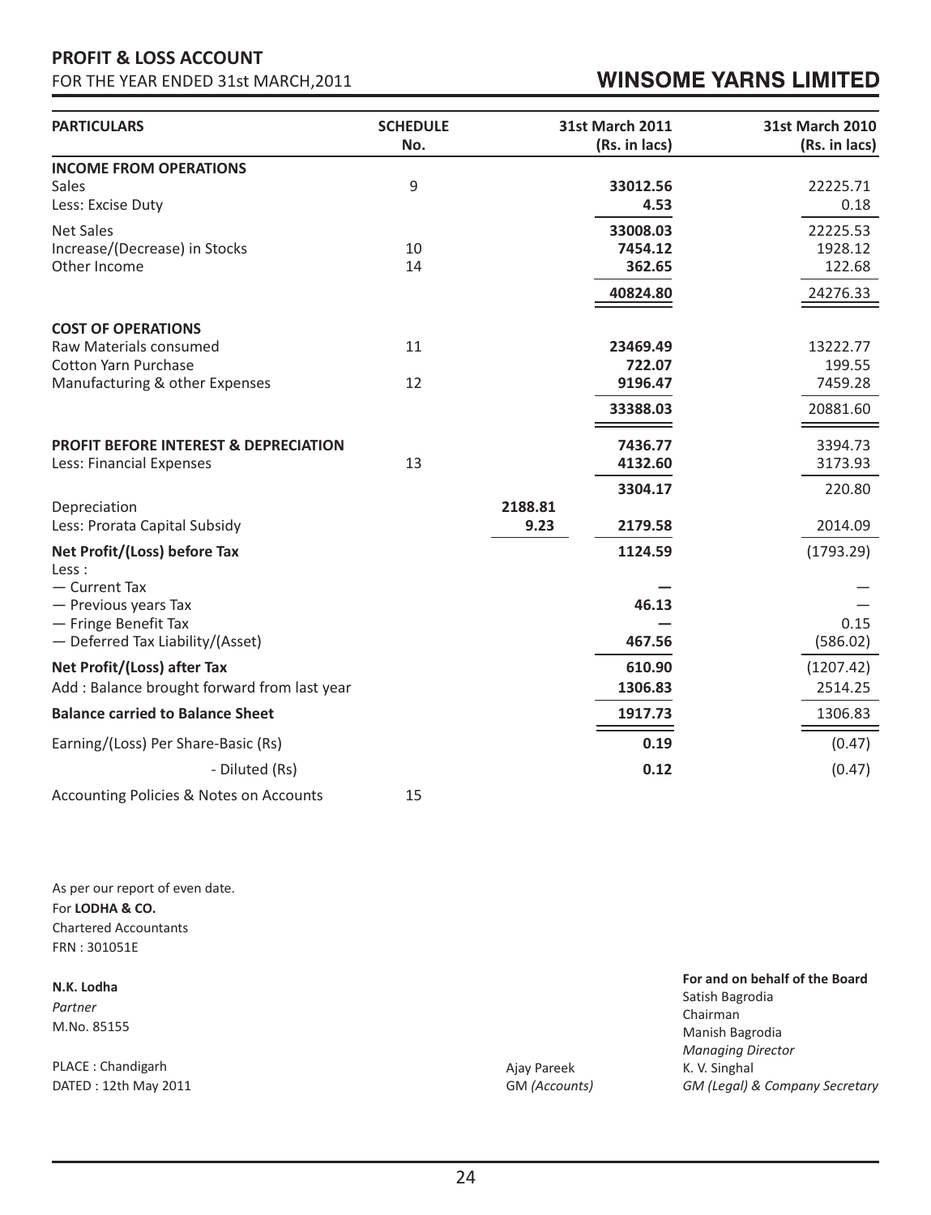## PROFIT & LOSS ACCOUNT

FOR THE YEAR ENDED 31st MARCH,2011

## WINSOME YARNS LIMITED

| PARTICULARS | SCHEDULE No. | | 31st March 2011 (Rs. in lacs) | 31st March 2010 (Rs. in lacs) |
|---|---|---|---|---|
| **INCOME FROM OPERATIONS** | | | | |
| Sales | 9 | | **33012.56** | 22225.71 |
| Less: Excise Duty | | | **4.53** | 0.18 |
| Net Sales | | | **33008.03** | 22225.53 |
| Increase/(Decrease) in Stocks | 10 | | **7454.12** | 1928.12 |
| Other Income | 14 | | **362.65** | 122.68 |
| | | | **40824.80** | 24276.33 |
| **COST OF OPERATIONS** | | | | |
| Raw Materials consumed | 11 | | **23469.49** | 13222.77 |
| Cotton Yarn Purchase | | | **722.07** | 199.55 |
| Manufacturing & other Expenses | 12 | | **9196.47** | 7459.28 |
| | | | **33388.03** | 20881.60 |
| **PROFIT BEFORE INTEREST & DEPRECIATION** | | | **7436.77** | 3394.73 |
| Less: Financial Expenses | 13 | | **4132.60** | 3173.93 |
| | | | **3304.17** | 220.80 |
| Depreciation | | **2188.81** | | |
| Less: Prorata Capital Subsidy | | **9.23** | **2179.58** | 2014.09 |
| **Net Profit/(Loss) before Tax** | | | **1124.59** | (1793.29) |
| Less : | | | | |
| — Current Tax | | | **—** | — |
| — Previous years Tax | | | **46.13** | — |
| — Fringe Benefit Tax | | | **—** | 0.15 |
| — Deferred Tax Liability/(Asset) | | | **467.56** | (586.02) |
| **Net Profit/(Loss) after Tax** | | | **610.90** | (1207.42) |
| Add : Balance brought forward from last year | | | **1306.83** | 2514.25 |
| **Balance carried to Balance Sheet** | | | **1917.73** | 1306.83 |
| Earning/(Loss) Per Share-Basic (Rs) | | | **0.19** | (0.47) |
| - Diluted (Rs) | | | **0.12** | (0.47) |
| Accounting Policies & Notes on Accounts | 15 | | | |

As per our report of even date.
For **LODHA & CO.**
Chartered Accountants
FRN : 301051E

**N.K. Lodha**
*Partner*
M.No. 85155

PLACE : Chandigarh
DATED : 12th May 2011

Ajay Pareek
GM *(Accounts)*

**For and on behalf of the Board**
Satish Bagrodia
Chairman
Manish Bagrodia
*Managing Director*
K. V. Singhal
*GM (Legal) & Company Secretary*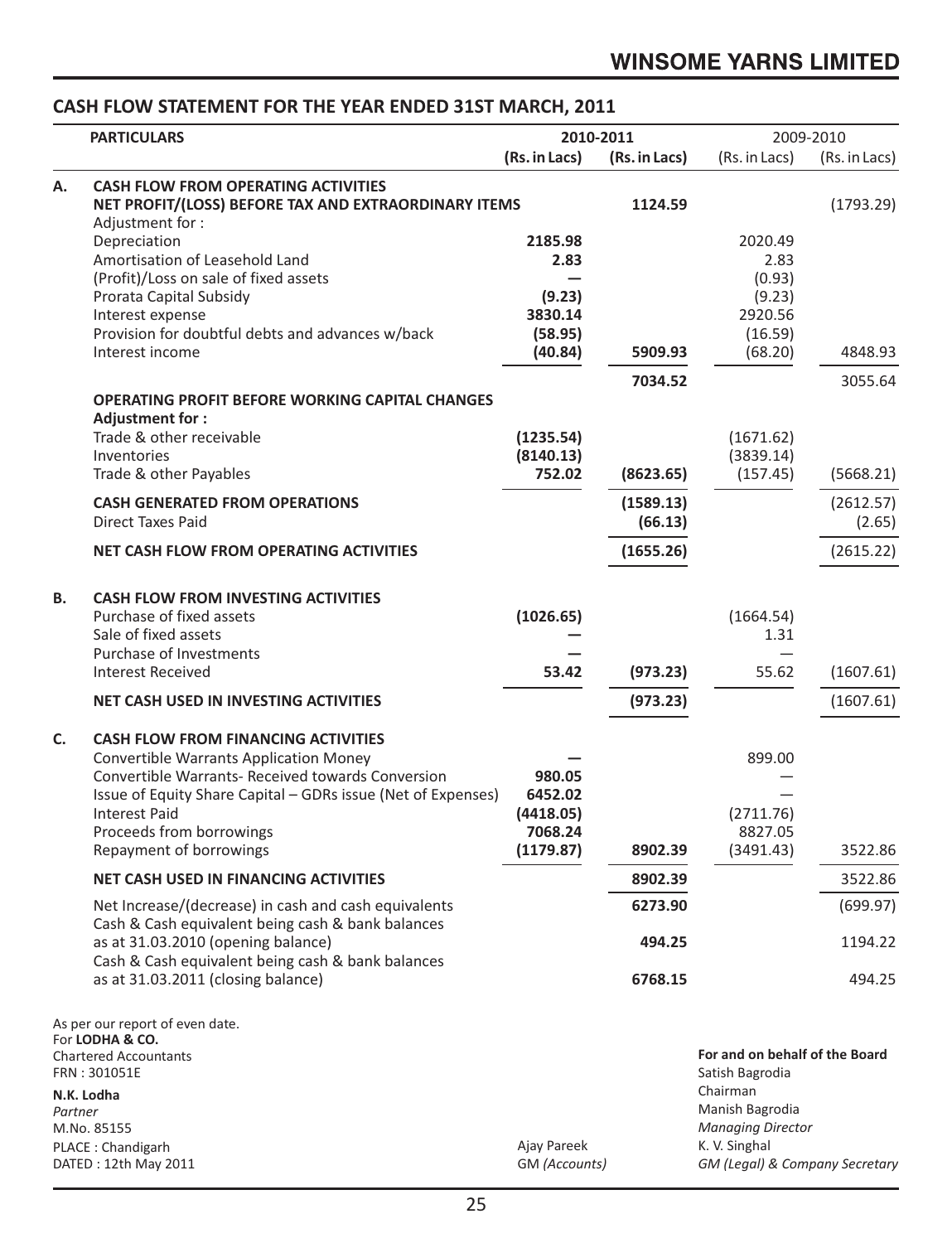## CASH FLOW STATEMENT FOR THE YEAR ENDED 31ST MARCH, 2011

| | PARTICULARS | 2010-2011 | | 2009-2010 | |
|---|---|---|---|---|---|
| | | (Rs. in Lacs) | (Rs. in Lacs) | (Rs. in Lacs) | (Rs. in Lacs) |
| **A.** | **CASH FLOW FROM OPERATING ACTIVITIES** | | | | |
| | **NET PROFIT/(LOSS) BEFORE TAX AND EXTRAORDINARY ITEMS** | | **1124.59** | | (1793.29) |
| | Adjustment for : | | | | |
| | Depreciation | **2185.98** | | 2020.49 | |
| | Amortisation of Leasehold Land | **2.83** | | 2.83 | |
| | (Profit)/Loss on sale of fixed assets | **—** | | (0.93) | |
| | Prorata Capital Subsidy | **(9.23)** | | (9.23) | |
| | Interest expense | **3830.14** | | 2920.56 | |
| | Provision for doubtful debts and advances w/back | **(58.95)** | | (16.59) | |
| | Interest income | **(40.84)** | **5909.93** | (68.20) | 4848.93 |
| | | | **7034.52** | | 3055.64 |
| | **OPERATING PROFIT BEFORE WORKING CAPITAL CHANGES** | | | | |
| | **Adjustment for :** | | | | |
| | Trade & other receivable | **(1235.54)** | | (1671.62) | |
| | Inventories | **(8140.13)** | | (3839.14) | |
| | Trade & other Payables | **752.02** | **(8623.65)** | (157.45) | (5668.21) |
| | **CASH GENERATED FROM OPERATIONS** | | **(1589.13)** | | (2612.57) |
| | Direct Taxes Paid | | **(66.13)** | | (2.65) |
| | **NET CASH FLOW FROM OPERATING ACTIVITIES** | | **(1655.26)** | | (2615.22) |
| **B.** | **CASH FLOW FROM INVESTING ACTIVITIES** | | | | |
| | Purchase of fixed assets | **(1026.65)** | | (1664.54) | |
| | Sale of fixed assets | **—** | | 1.31 | |
| | Purchase of Investments | **—** | | — | |
| | Interest Received | **53.42** | **(973.23)** | 55.62 | (1607.61) |
| | **NET CASH USED IN INVESTING ACTIVITIES** | | **(973.23)** | | (1607.61) |
| **C.** | **CASH FLOW FROM FINANCING ACTIVITIES** | | | | |
| | Convertible Warrants Application Money | **—** | | 899.00 | |
| | Convertible Warrants- Received towards Conversion | **980.05** | | — | |
| | Issue of Equity Share Capital – GDRs issue (Net of Expenses) | **6452.02** | | — | |
| | Interest Paid | **(4418.05)** | | (2711.76) | |
| | Proceeds from borrowings | **7068.24** | | 8827.05 | |
| | Repayment of borrowings | **(1179.87)** | **8902.39** | (3491.43) | 3522.86 |
| | **NET CASH USED IN FINANCING ACTIVITIES** | | **8902.39** | | 3522.86 |
| | Net Increase/(decrease) in cash and cash equivalents | | **6273.90** | | (699.97) |
| | Cash & Cash equivalent being cash & bank balances as at 31.03.2010 (opening balance) | | **494.25** | | 1194.22 |
| | Cash & Cash equivalent being cash & bank balances as at 31.03.2011 (closing balance) | | **6768.15** | | 494.25 |

As per our report of even date.
For **LODHA & CO.**
Chartered Accountants
FRN : 301051E

**N.K. Lodha**
*Partner*
M.No. 85155
PLACE : Chandigarh
DATED : 12th May 2011

Ajay Pareek
GM *(Accounts)*

**For and on behalf of the Board**
Satish Bagrodia
Chairman
Manish Bagrodia
*Managing Director*
K. V. Singhal
*GM (Legal) & Company Secretary*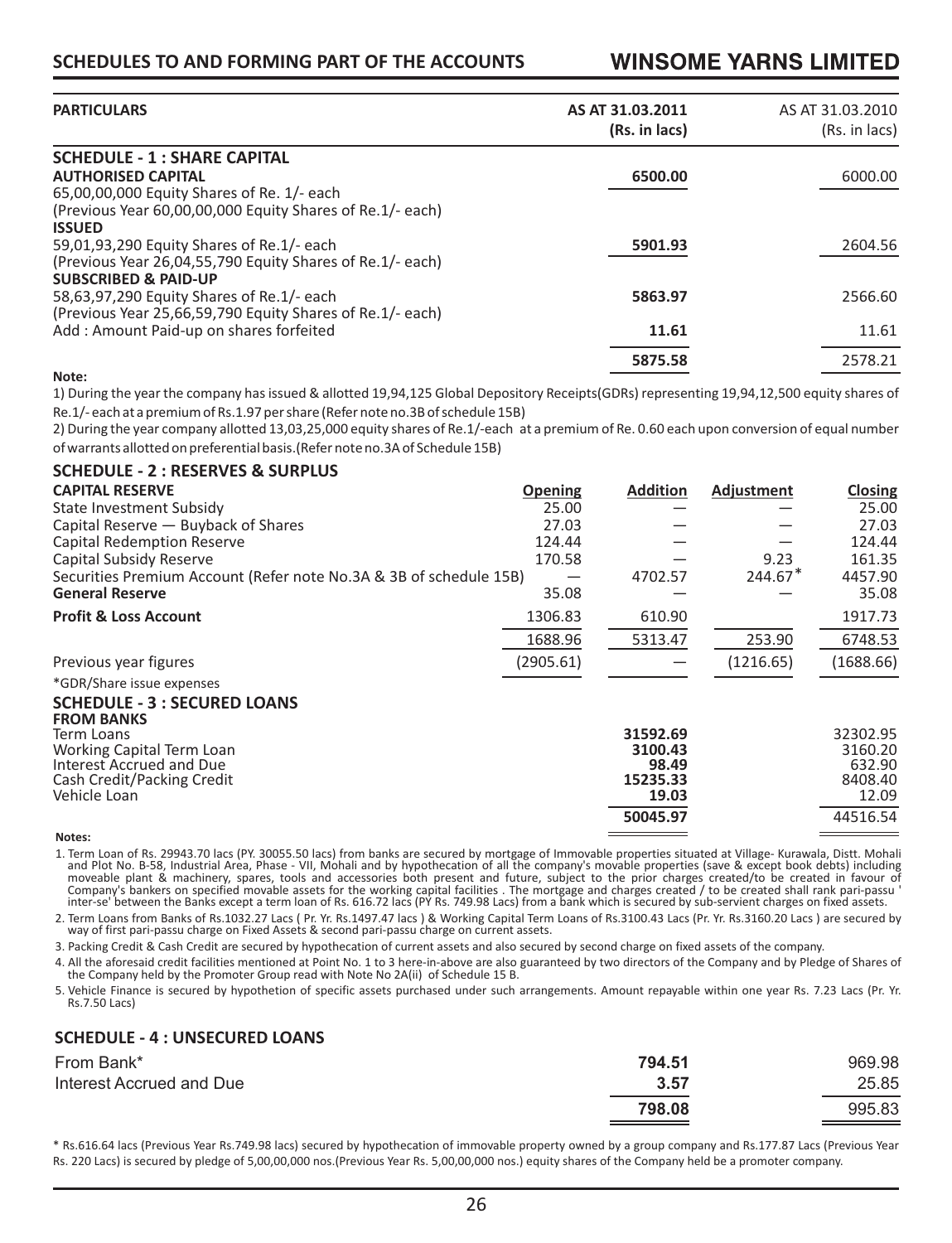| PARTICULARS | AS AT 31.03.2011 (Rs. in lacs) | AS AT 31.03.2010 (Rs. in lacs) |
|---|---|---|
| **SCHEDULE - 1 : SHARE CAPITAL** | | |
| **AUTHORISED CAPITAL** | **6500.00** | 6000.00 |
| 65,00,00,000 Equity Shares of Re. 1/- each | | |
| (Previous Year 60,00,00,000 Equity Shares of Re.1/- each) | | |
| **ISSUED** | | |
| 59,01,93,290 Equity Shares of Re.1/- each | **5901.93** | 2604.56 |
| (Previous Year 26,04,55,790 Equity Shares of Re.1/- each) | | |
| **SUBSCRIBED & PAID-UP** | | |
| 58,63,97,290 Equity Shares of Re.1/- each | **5863.97** | 2566.60 |
| (Previous Year 25,66,59,790 Equity Shares of Re.1/- each) | | |
| Add : Amount Paid-up on shares forfeited | **11.61** | 11.61 |
| | **5875.58** | 2578.21 |

**Note:**

1) During the year the company has issued & allotted 19,94,125 Global Depository Receipts(GDRs) representing 19,94,12,500 equity shares of Re.1/- each at a premium of Rs.1.97 per share (Refer note no.3B of schedule 15B)

2) During the year company allotted 13,03,25,000 equity shares of Re.1/-each at a premium of Re. 0.60 each upon conversion of equal number of warrants allotted on preferential basis.(Refer note no.3A of Schedule 15B)

**SCHEDULE - 2 : RESERVES & SURPLUS**

| **CAPITAL RESERVE** | Opening | Addition | Adjustment | Closing |
|---|---|---|---|---|
| State Investment Subsidy | 25.00 | — | — | 25.00 |
| Capital Reserve — Buyback of Shares | 27.03 | — | — | 27.03 |
| Capital Redemption Reserve | 124.44 | — | — | 124.44 |
| Capital Subsidy Reserve | 170.58 | — | 9.23 | 161.35 |
| Securities Premium Account (Refer note No.3A & 3B of schedule 15B) | — | 4702.57 | 244.67* | 4457.90 |
| **General Reserve** | 35.08 | — | — | 35.08 |
| **Profit & Loss Account** | 1306.83 | 610.90 | | 1917.73 |
| | 1688.96 | 5313.47 | 253.90 | 6748.53 |
| Previous year figures | (2905.61) | — | (1216.65) | (1688.66) |

*GDR/Share issue expenses

**SCHEDULE - 3 : SECURED LOANS**

| **FROM BANKS** | | |
|---|---|---|
| Term Loans | **31592.69** | 32302.95 |
| Working Capital Term Loan | **3100.43** | 3160.20 |
| Interest Accrued and Due | **98.49** | 632.90 |
| Cash Credit/Packing Credit | **15235.33** | 8408.40 |
| Vehicle Loan | **19.03** | 12.09 |
| | **50045.97** | 44516.54 |

**Notes:**

1. Term Loan of Rs. 29943.70 lacs (PY. 30055.50 lacs) from banks are secured by mortgage of Immovable properties situated at Village- Kurawala, Distt. Mohali and Plot No. B-58, Industrial Area, Phase - VII, Mohali and by hypothecation of all the company's movable properties (save & except book debts) including moveable plant & machinery, spares, tools and accessories both present and future, subject to the prior charges created/to be created in favour of Company's bankers on specified movable assets for the working capital facilities . The mortgage and charges created / to be created shall rank pari-passu ' inter-se' between the Banks except a term loan of Rs. 616.72 lacs (PY Rs. 749.98 Lacs) from a bank which is secured by sub-servient charges on fixed assets.
2. Term Loans from Banks of Rs.1032.27 Lacs ( Pr. Yr. Rs.1497.47 lacs ) & Working Capital Term Loans of Rs.3100.43 Lacs (Pr. Yr. Rs.3160.20 Lacs ) are secured by way of first pari-passu charge on Fixed Assets & second pari-passu charge on current assets.
3. Packing Credit & Cash Credit are secured by hypothecation of current assets and also secured by second charge on fixed assets of the company.
4. All the aforesaid credit facilities mentioned at Point No. 1 to 3 here-in-above are also guaranteed by two directors of the Company and by Pledge of Shares of the Company held by the Promoter Group read with Note No 2A(ii) of Schedule 15 B.
5. Vehicle Finance is secured by hypothetion of specific assets purchased under such arrangements. Amount repayable within one year Rs. 7.23 Lacs (Pr. Yr. Rs.7.50 Lacs)

**SCHEDULE - 4 : UNSECURED LOANS**

| | | |
|---|---|---|
| From Bank* | **794.51** | 969.98 |
| Interest Accrued and Due | **3.57** | 25.85 |
| | **798.08** | 995.83 |

* Rs.616.64 lacs (Previous Year Rs.749.98 lacs) secured by hypothecation of immovable property owned by a group company and Rs.177.87 Lacs (Previous Year Rs. 220 Lacs) is secured by pledge of 5,00,00,000 nos.(Previous Year Rs. 5,00,00,000 nos.) equity shares of the Company held be a promoter company.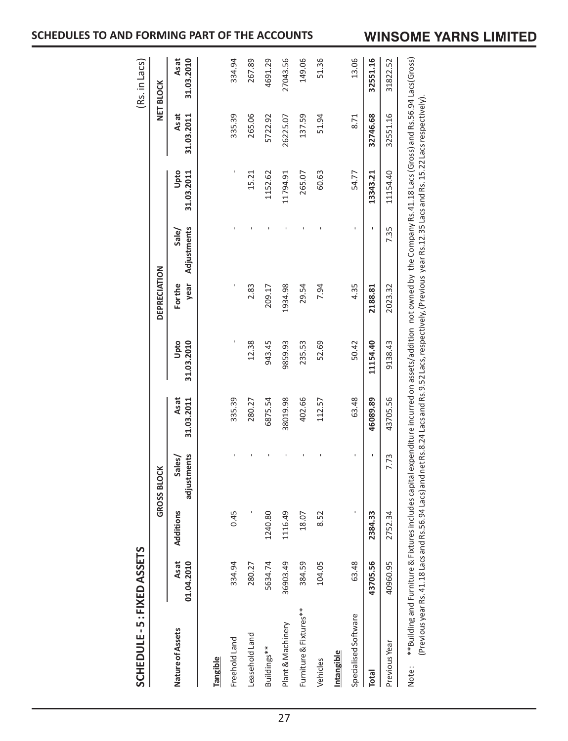## SCHEDULE - 5 : FIXED ASSETS

(Rs. in Lacs)

| Nature of Assets | GROSS BLOCK | | | | DEPRECIATION | | | | NET BLOCK | |
|---|---|---|---|---|---|---|---|---|---|---|
| | As at 01.04.2010 | Additions | Sales/ adjustments | As at 31.03.2011 | Upto 31.03.2010 | For the year | Sale/ Adjustments | Upto 31.03.2011 | As at 31.03.2011 | As at 31.03.2010 |
| **Tangible** | | | | | | | | | | |
| Freehold Land | 334.94 | 0.45 | - | 335.39 | - | - | - | - | 335.39 | 334.94 |
| Leasehold Land | 280.27 | - | - | 280.27 | 12.38 | 2.83 | - | 15.21 | 265.06 | 267.89 |
| Buildings** | 5634.74 | 1240.80 | - | 6875.54 | 943.45 | 209.17 | - | 1152.62 | 5722.92 | 4691.29 |
| Plant & Machinery | 36903.49 | 1116.49 | - | 38019.98 | 9859.93 | 1934.98 | - | 11794.91 | 26225.07 | 27043.56 |
| Furniture & Fixtures** | 384.59 | 18.07 | - | 402.66 | 235.53 | 29.54 | - | 265.07 | 137.59 | 149.06 |
| Vehicles | 104.05 | 8.52 | - | 112.57 | 52.69 | 7.94 | - | 60.63 | 51.94 | 51.36 |
| **Intangible** | | | | | | | | | | |
| Specialised Software | 63.48 | - | - | 63.48 | 50.42 | 4.35 | - | 54.77 | 8.71 | 13.06 |
| **Total** | **43705.56** | **2384.33** | **-** | **46089.89** | **11154.40** | **2188.81** | **-** | **13343.21** | **32746.68** | **32551.16** |
| Previous Year | 40960.95 | 2752.34 | 7.73 | 43705.56 | 9138.43 | 2023.32 | 7.35 | 11154.40 | 32551.16 | 31822.52 |

Note : **Building and Furniture & Fixtures includes capital expenditure incurred on assets/addition not owned by the Company Rs.41.18 Lacs (Gross) and Rs.56.94 Lacs(Gross) (Previous year Rs. 41.18 Lacs and Rs.56.94 Lacs) and net Rs.8.24 Lacs and Rs.9.52 Lacs, respectively, (Previous year Rs.12.35 Lacs and Rs. 15.22 Lacs respectively).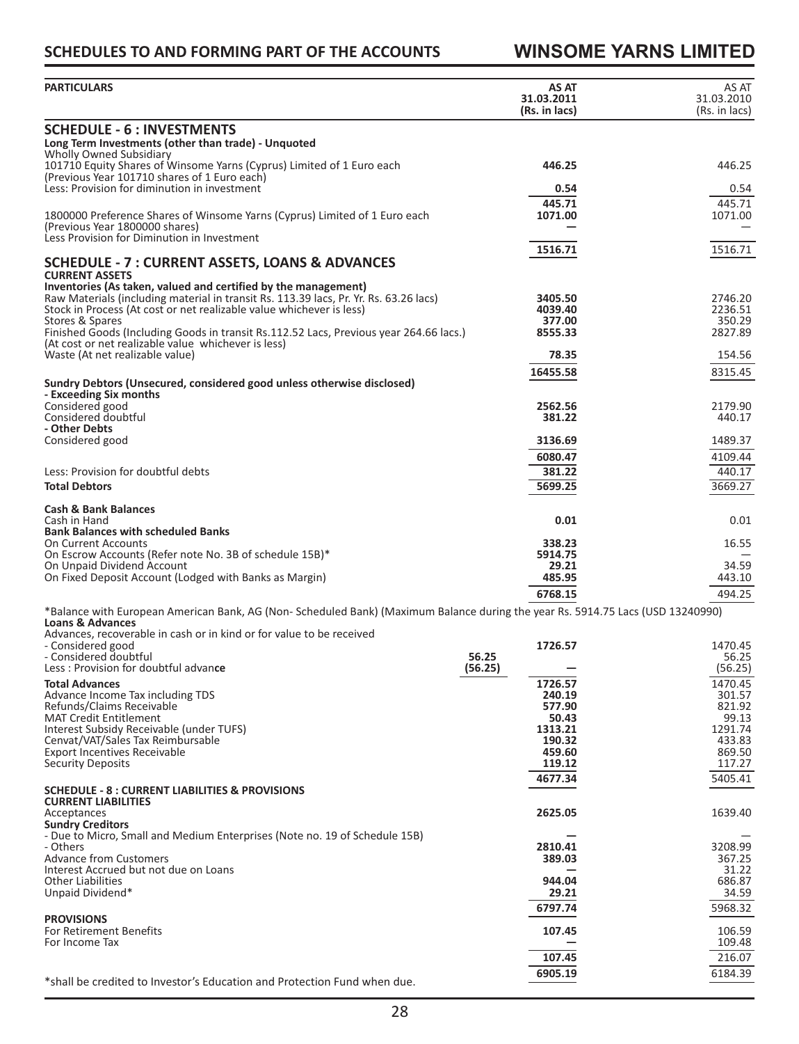# SCHEDULES TO AND FORMING PART OF THE ACCOUNTS

| PARTICULARS | | AS AT 31.03.2011 (Rs. in lacs) | AS AT 31.03.2010 (Rs. in lacs) |
|---|---|---|---|
| **SCHEDULE - 6 : INVESTMENTS** | | | |
| **Long Term Investments (other than trade) - Unquoted** | | | |
| Wholly Owned Subsidiary | | | |
| 101710 Equity Shares of Winsome Yarns (Cyprus) Limited of 1 Euro each (Previous Year 101710 shares of 1 Euro each) | | **446.25** | 446.25 |
| Less: Provision for diminution in investment | | **0.54** | 0.54 |
| | | **445.71** | 445.71 |
| 1800000 Preference Shares of Winsome Yarns (Cyprus) Limited of 1 Euro each (Previous Year 1800000 shares) | | **1071.00** | 1071.00 |
| Less Provision for Diminution in Investment | | **—** | — |
| | | **1516.71** | 1516.71 |
| **SCHEDULE - 7 : CURRENT ASSETS, LOANS & ADVANCES** | | | |
| **CURRENT ASSETS** | | | |
| **Inventories (As taken, valued and certified by the management)** | | | |
| Raw Materials (including material in transit Rs. 113.39 lacs, Pr. Yr. Rs. 63.26 lacs) | | **3405.50** | 2746.20 |
| Stock in Process (At cost or net realizable value whichever is less) | | **4039.40** | 2236.51 |
| Stores & Spares | | **377.00** | 350.29 |
| Finished Goods (Including Goods in transit Rs.112.52 Lacs, Previous year 264.66 lacs.) (At cost or net realizable value whichever is less) | | **8555.33** | 2827.89 |
| Waste (At net realizable value) | | **78.35** | 154.56 |
| | | **16455.58** | 8315.45 |
| **Sundry Debtors (Unsecured, considered good unless otherwise disclosed)** | | | |
| **- Exceeding Six months** | | | |
| Considered good | | **2562.56** | 2179.90 |
| Considered doubtful | | **381.22** | 440.17 |
| **- Other Debts** | | | |
| Considered good | | **3136.69** | 1489.37 |
| | | **6080.47** | 4109.44 |
| Less: Provision for doubtful debts | | **381.22** | 440.17 |
| **Total Debtors** | | **5699.25** | 3669.27 |
| **Cash & Bank Balances** | | | |
| Cash in Hand | | **0.01** | 0.01 |
| **Bank Balances with scheduled Banks** | | | |
| On Current Accounts | | **338.23** | 16.55 |
| On Escrow Accounts (Refer note No. 3B of schedule 15B)* | | **5914.75** | — |
| On Unpaid Dividend Account | | **29.21** | 34.59 |
| On Fixed Deposit Account (Lodged with Banks as Margin) | | **485.95** | 443.10 |
| | | **6768.15** | 494.25 |

*Balance with European American Bank, AG (Non- Scheduled Bank) (Maximum Balance during the year Rs. 5914.75 Lacs (USD 13240990)

| PARTICULARS | | AS AT 31.03.2011 (Rs. in lacs) | AS AT 31.03.2010 (Rs. in lacs) |
|---|---|---|---|
| **Loans & Advances** | | | |
| Advances, recoverable in cash or in kind or for value to be received | | | |
| - Considered good | | **1726.57** | 1470.45 |
| - Considered doubtful | **56.25** | | 56.25 |
| Less : Provision for doubtful advance | **(56.25)** | **—** | (56.25) |
| **Total Advances** | | **1726.57** | 1470.45 |
| Advance Income Tax including TDS | | **240.19** | 301.57 |
| Refunds/Claims Receivable | | **577.90** | 821.92 |
| MAT Credit Entitlement | | **50.43** | 99.13 |
| Interest Subsidy Receivable (under TUFS) | | **1313.21** | 1291.74 |
| Cenvat/VAT/Sales Tax Reimbursable | | **190.32** | 433.83 |
| Export Incentives Receivable | | **459.60** | 869.50 |
| Security Deposits | | **119.12** | 117.27 |
| | | **4677.34** | 5405.41 |
| **SCHEDULE - 8 : CURRENT LIABILITIES & PROVISIONS** | | | |
| **CURRENT LIABILITIES** | | | |
| Acceptances | | **2625.05** | 1639.40 |
| **Sundry Creditors** | | | |
| - Due to Micro, Small and Medium Enterprises (Note no. 19 of Schedule 15B) | | **—** | — |
| - Others | | **2810.41** | 3208.99 |
| Advance from Customers | | **389.03** | 367.25 |
| Interest Accrued but not due on Loans | | **—** | 31.22 |
| Other Liabilities | | **944.04** | 686.87 |
| Unpaid Dividend* | | **29.21** | 34.59 |
| | | **6797.74** | 5968.32 |
| **PROVISIONS** | | | |
| For Retirement Benefits | | **107.45** | 106.59 |
| For Income Tax | | **—** | 109.48 |
| | | **107.45** | 216.07 |
| | | **6905.19** | 6184.39 |

*shall be credited to Investor's Education and Protection Fund when due.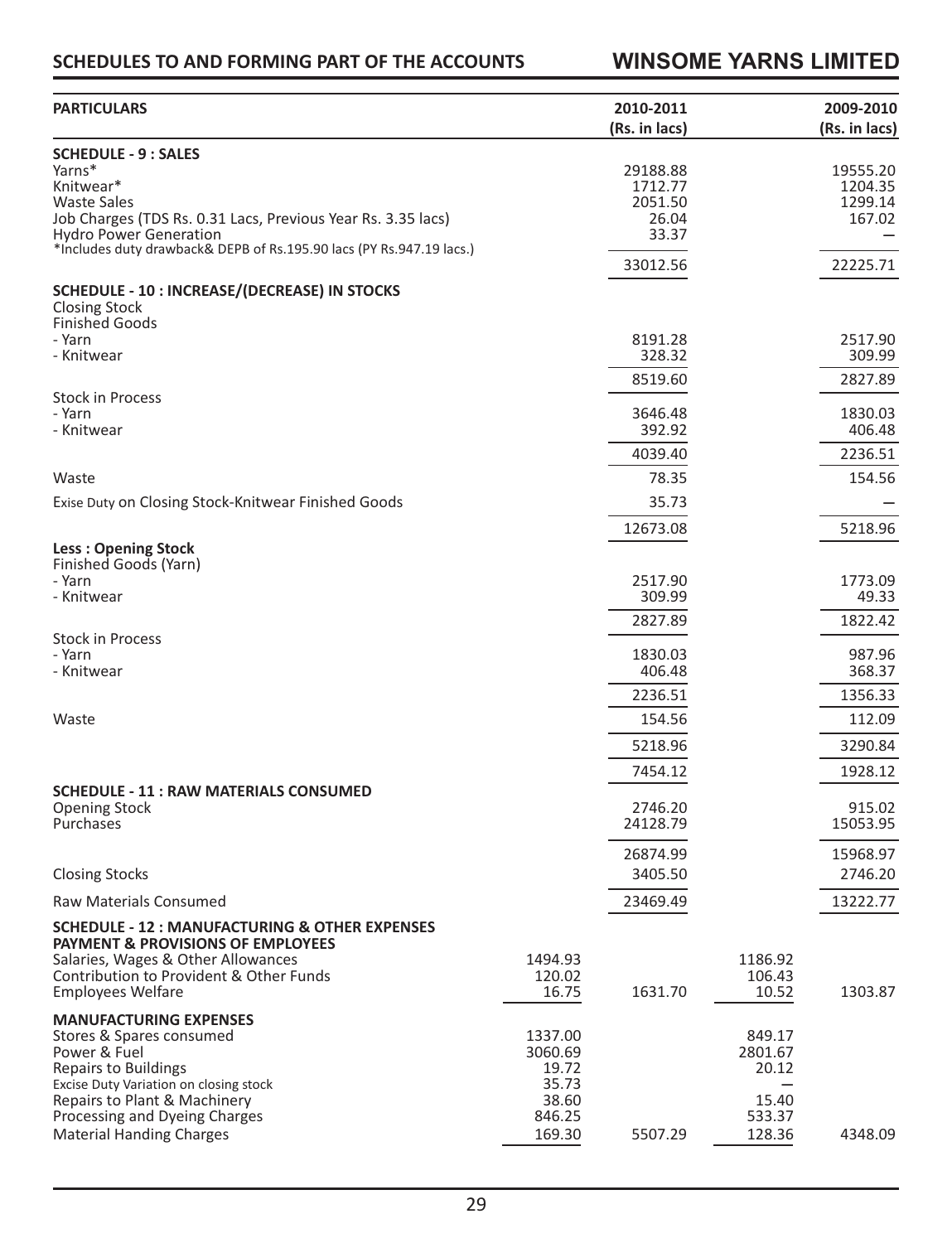| PARTICULARS | | 2010-2011 (Rs. in lacs) | | 2009-2010 (Rs. in lacs) |
|---|---|---|---|---|
| **SCHEDULE - 9 : SALES** | | | | |
| Yarns* | | 29188.88 | | 19555.20 |
| Knitwear* | | 1712.77 | | 1204.35 |
| Waste Sales | | 2051.50 | | 1299.14 |
| Job Charges (TDS Rs. 0.31 Lacs, Previous Year Rs. 3.35 lacs) | | 26.04 | | 167.02 |
| Hydro Power Generation | | 33.37 | | — |
| *Includes duty drawback& DEPB of Rs.195.90 lacs (PY Rs.947.19 lacs.) | | | | |
| | | 33012.56 | | 22225.71 |
| **SCHEDULE - 10 : INCREASE/(DECREASE) IN STOCKS** | | | | |
| Closing Stock | | | | |
| Finished Goods | | | | |
| - Yarn | | 8191.28 | | 2517.90 |
| - Knitwear | | 328.32 | | 309.99 |
| | | 8519.60 | | 2827.89 |
| Stock in Process | | | | |
| - Yarn | | 3646.48 | | 1830.03 |
| - Knitwear | | 392.92 | | 406.48 |
| | | 4039.40 | | 2236.51 |
| Waste | | 78.35 | | 154.56 |
| Exise Duty on Closing Stock-Knitwear Finished Goods | | 35.73 | | — |
| | | 12673.08 | | 5218.96 |
| **Less : Opening Stock** | | | | |
| Finished Goods (Yarn) | | | | |
| - Yarn | | 2517.90 | | 1773.09 |
| - Knitwear | | 309.99 | | 49.33 |
| | | 2827.89 | | 1822.42 |
| Stock in Process | | | | |
| - Yarn | | 1830.03 | | 987.96 |
| - Knitwear | | 406.48 | | 368.37 |
| | | 2236.51 | | 1356.33 |
| Waste | | 154.56 | | 112.09 |
| | | 5218.96 | | 3290.84 |
| | | 7454.12 | | 1928.12 |
| **SCHEDULE - 11 : RAW MATERIALS CONSUMED** | | | | |
| Opening Stock | | 2746.20 | | 915.02 |
| Purchases | | 24128.79 | | 15053.95 |
| | | 26874.99 | | 15968.97 |
| Closing Stocks | | 3405.50 | | 2746.20 |
| Raw Materials Consumed | | 23469.49 | | 13222.77 |
| **SCHEDULE - 12 : MANUFACTURING & OTHER EXPENSES** | | | | |
| **PAYMENT & PROVISIONS OF EMPLOYEES** | | | | |
| Salaries, Wages & Other Allowances | 1494.93 | | 1186.92 | |
| Contribution to Provident & Other Funds | 120.02 | | 106.43 | |
| Employees Welfare | 16.75 | 1631.70 | 10.52 | 1303.87 |
| **MANUFACTURING EXPENSES** | | | | |
| Stores & Spares consumed | 1337.00 | | 849.17 | |
| Power & Fuel | 3060.69 | | 2801.67 | |
| Repairs to Buildings | 19.72 | | 20.12 | |
| Excise Duty Variation on closing stock | 35.73 | | — | |
| Repairs to Plant & Machinery | 38.60 | | 15.40 | |
| Processing and Dyeing Charges | 846.25 | | 533.37 | |
| Material Handing Charges | 169.30 | 5507.29 | 128.36 | 4348.09 |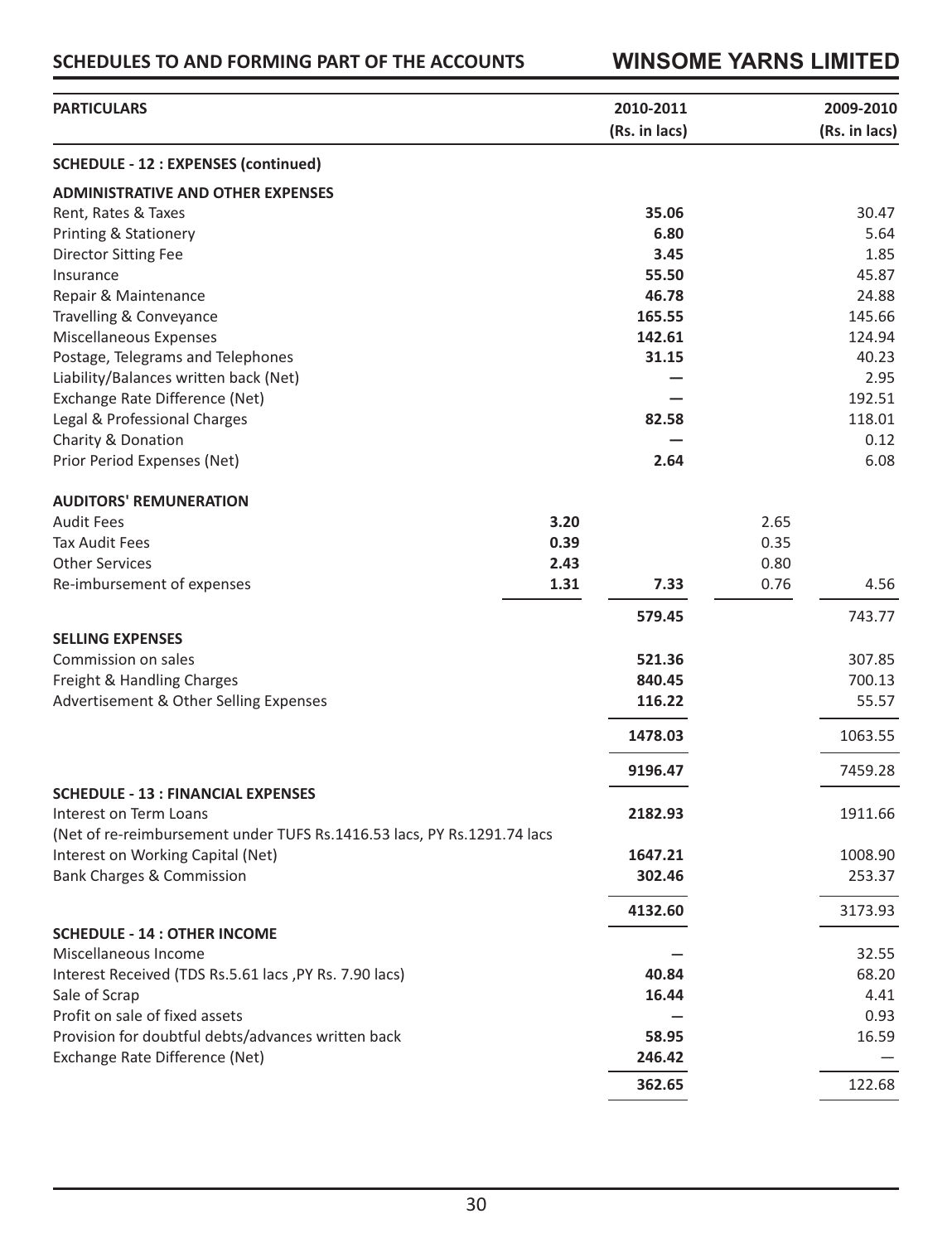| PARTICULARS | | 2010-2011 (Rs. in lacs) | | 2009-2010 (Rs. in lacs) |
|---|---|---|---|---|
| **SCHEDULE - 12 : EXPENSES (continued)** | | | | |
| **ADMINISTRATIVE AND OTHER EXPENSES** | | | | |
| Rent, Rates & Taxes | | **35.06** | | 30.47 |
| Printing & Stationery | | **6.80** | | 5.64 |
| Director Sitting Fee | | **3.45** | | 1.85 |
| Insurance | | **55.50** | | 45.87 |
| Repair & Maintenance | | **46.78** | | 24.88 |
| Travelling & Conveyance | | **165.55** | | 145.66 |
| Miscellaneous Expenses | | **142.61** | | 124.94 |
| Postage, Telegrams and Telephones | | **31.15** | | 40.23 |
| Liability/Balances written back (Net) | | **—** | | 2.95 |
| Exchange Rate Difference (Net) | | **—** | | 192.51 |
| Legal & Professional Charges | | **82.58** | | 118.01 |
| Charity & Donation | | **—** | | 0.12 |
| Prior Period Expenses (Net) | | **2.64** | | 6.08 |
| **AUDITORS' REMUNERATION** | | | | |
| Audit Fees | **3.20** | | 2.65 | |
| Tax Audit Fees | **0.39** | | 0.35 | |
| Other Services | **2.43** | | 0.80 | |
| Re-imbursement of expenses | **1.31** | **7.33** | 0.76 | 4.56 |
| | | **579.45** | | 743.77 |
| **SELLING EXPENSES** | | | | |
| Commission on sales | | **521.36** | | 307.85 |
| Freight & Handling Charges | | **840.45** | | 700.13 |
| Advertisement & Other Selling Expenses | | **116.22** | | 55.57 |
| | | **1478.03** | | 1063.55 |
| | | **9196.47** | | 7459.28 |
| **SCHEDULE - 13 : FINANCIAL EXPENSES** | | | | |
| Interest on Term Loans | | **2182.93** | | 1911.66 |
| (Net of re-reimbursement under TUFS Rs.1416.53 lacs, PY Rs.1291.74 lacs | | | | |
| Interest on Working Capital (Net) | | **1647.21** | | 1008.90 |
| Bank Charges & Commission | | **302.46** | | 253.37 |
| | | **4132.60** | | 3173.93 |
| **SCHEDULE - 14 : OTHER INCOME** | | | | |
| Miscellaneous Income | | **—** | | 32.55 |
| Interest Received (TDS Rs.5.61 lacs ,PY Rs. 7.90 lacs) | | **40.84** | | 68.20 |
| Sale of Scrap | | **16.44** | | 4.41 |
| Profit on sale of fixed assets | | **—** | | 0.93 |
| Provision for doubtful debts/advances written back | | **58.95** | | 16.59 |
| Exchange Rate Difference (Net) | | **246.42** | | — |
| | | **362.65** | | 122.68 |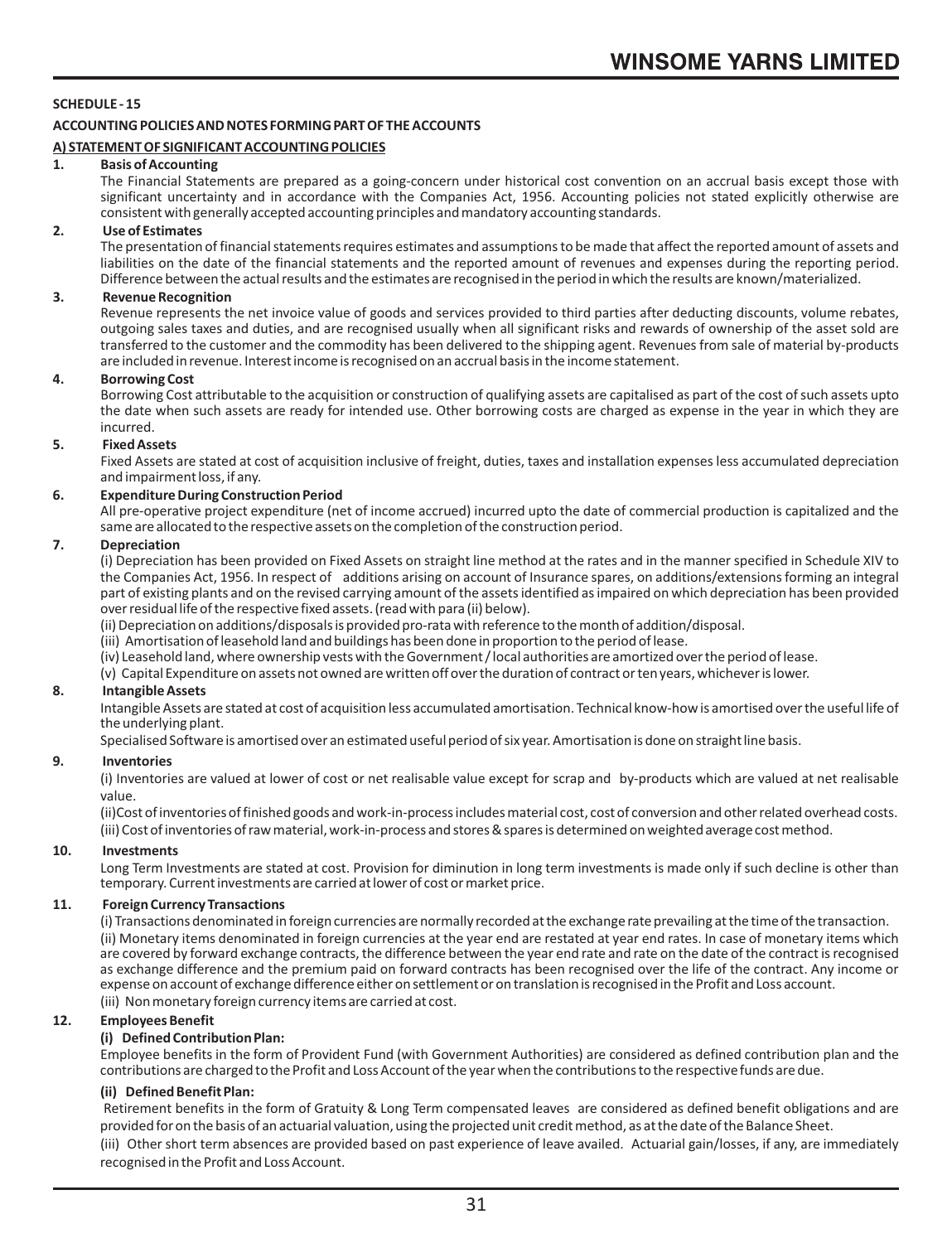**SCHEDULE - 15**

**ACCOUNTING POLICIES AND NOTES FORMING PART OF THE ACCOUNTS**

**A) STATEMENT OF SIGNIFICANT ACCOUNTING POLICIES**

**1. Basis of Accounting**

The Financial Statements are prepared as a going-concern under historical cost convention on an accrual basis except those with significant uncertainty and in accordance with the Companies Act, 1956. Accounting policies not stated explicitly otherwise are consistent with generally accepted accounting principles and mandatory accounting standards.

**2. Use of Estimates**

The presentation of financial statements requires estimates and assumptions to be made that affect the reported amount of assets and liabilities on the date of the financial statements and the reported amount of revenues and expenses during the reporting period. Difference between the actual results and the estimates are recognised in the period in which the results are known/materialized.

**3. Revenue Recognition**

Revenue represents the net invoice value of goods and services provided to third parties after deducting discounts, volume rebates, outgoing sales taxes and duties, and are recognised usually when all significant risks and rewards of ownership of the asset sold are transferred to the customer and the commodity has been delivered to the shipping agent. Revenues from sale of material by-products are included in revenue. Interest income is recognised on an accrual basis in the income statement.

**4. Borrowing Cost**

Borrowing Cost attributable to the acquisition or construction of qualifying assets are capitalised as part of the cost of such assets upto the date when such assets are ready for intended use. Other borrowing costs are charged as expense in the year in which they are incurred.

**5. Fixed Assets**

Fixed Assets are stated at cost of acquisition inclusive of freight, duties, taxes and installation expenses less accumulated depreciation and impairment loss, if any.

**6. Expenditure During Construction Period**

All pre-operative project expenditure (net of income accrued) incurred upto the date of commercial production is capitalized and the same are allocated to the respective assets on the completion of the construction period.

**7. Depreciation**

(i) Depreciation has been provided on Fixed Assets on straight line method at the rates and in the manner specified in Schedule XIV to the Companies Act, 1956. In respect of additions arising on account of Insurance spares, on additions/extensions forming an integral part of existing plants and on the revised carrying amount of the assets identified as impaired on which depreciation has been provided over residual life of the respective fixed assets. (read with para (ii) below).

(ii) Depreciation on additions/disposals is provided pro-rata with reference to the month of addition/disposal.

(iii) Amortisation of leasehold land and buildings has been done in proportion to the period of lease.

(iv) Leasehold land, where ownership vests with the Government / local authorities are amortized over the period of lease.

(v) Capital Expenditure on assets not owned are written off over the duration of contract or ten years, whichever is lower.

**8. Intangible Assets**

Intangible Assets are stated at cost of acquisition less accumulated amortisation. Technical know-how is amortised over the useful life of the underlying plant.

Specialised Software is amortised over an estimated useful period of six year. Amortisation is done on straight line basis.

**9. Inventories**

(i) Inventories are valued at lower of cost or net realisable value except for scrap and by-products which are valued at net realisable value.

(ii)Cost of inventories of finished goods and work-in-process includes material cost, cost of conversion and other related overhead costs.

(iii) Cost of inventories of raw material, work-in-process and stores & spares is determined on weighted average cost method.

**10. Investments**

Long Term Investments are stated at cost. Provision for diminution in long term investments is made only if such decline is other than temporary. Current investments are carried at lower of cost or market price.

**11. Foreign Currency Transactions**

(i) Transactions denominated in foreign currencies are normally recorded at the exchange rate prevailing at the time of the transaction.

(ii) Monetary items denominated in foreign currencies at the year end are restated at year end rates. In case of monetary items which are covered by forward exchange contracts, the difference between the year end rate and rate on the date of the contract is recognised as exchange difference and the premium paid on forward contracts has been recognised over the life of the contract. Any income or expense on account of exchange difference either on settlement or on translation is recognised in the Profit and Loss account.

(iii) Non monetary foreign currency items are carried at cost.

**12. Employees Benefit**

**(i) Defined Contribution Plan:**

Employee benefits in the form of Provident Fund (with Government Authorities) are considered as defined contribution plan and the contributions are charged to the Profit and Loss Account of the year when the contributions to the respective funds are due.

**(ii) Defined Benefit Plan:**

Retirement benefits in the form of Gratuity & Long Term compensated leaves are considered as defined benefit obligations and are provided for on the basis of an actuarial valuation, using the projected unit credit method, as at the date of the Balance Sheet.

(iii) Other short term absences are provided based on past experience of leave availed. Actuarial gain/losses, if any, are immediately recognised in the Profit and Loss Account.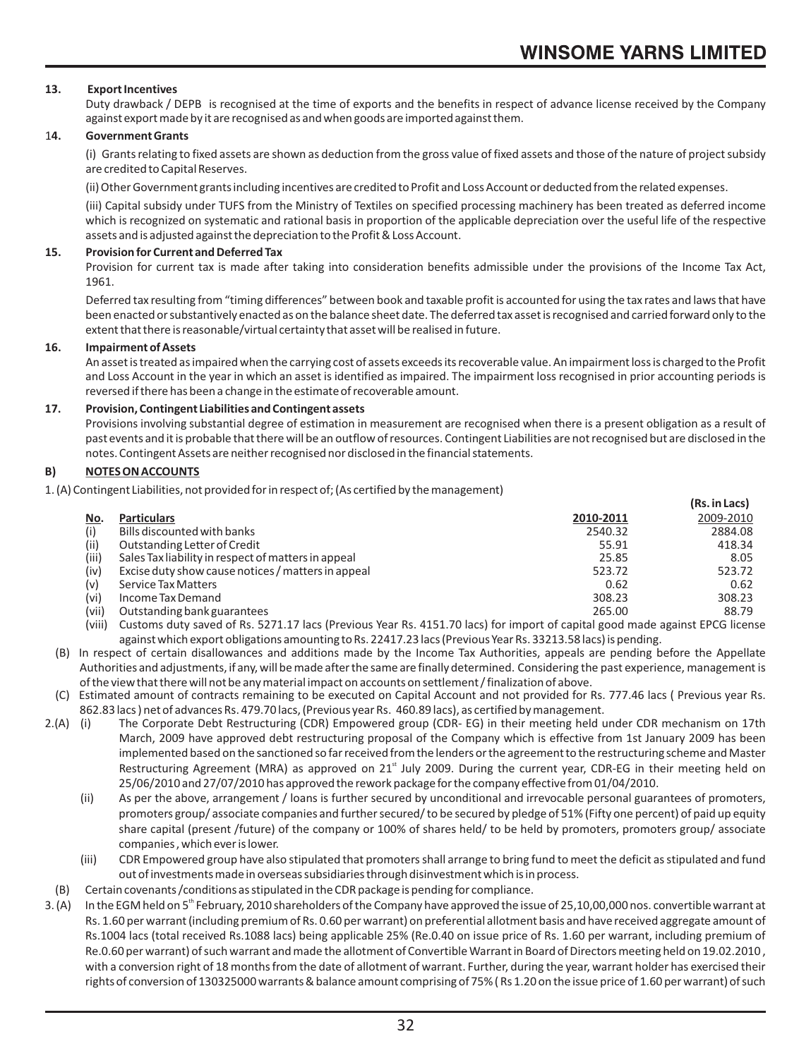**13. Export Incentives**

Duty drawback / DEPB is recognised at the time of exports and the benefits in respect of advance license received by the Company against export made by it are recognised as and when goods are imported against them.

**14. Government Grants**

(i) Grants relating to fixed assets are shown as deduction from the gross value of fixed assets and those of the nature of project subsidy are credited to Capital Reserves.

(ii) Other Government grants including incentives are credited to Profit and Loss Account or deducted from the related expenses.

(iii) Capital subsidy under TUFS from the Ministry of Textiles on specified processing machinery has been treated as deferred income which is recognized on systematic and rational basis in proportion of the applicable depreciation over the useful life of the respective assets and is adjusted against the depreciation to the Profit & Loss Account.

**15. Provision for Current and Deferred Tax**

Provision for current tax is made after taking into consideration benefits admissible under the provisions of the Income Tax Act, 1961.

Deferred tax resulting from "timing differences" between book and taxable profit is accounted for using the tax rates and laws that have been enacted or substantively enacted as on the balance sheet date. The deferred tax asset is recognised and carried forward only to the extent that there is reasonable/virtual certainty that asset will be realised in future.

**16. Impairment of Assets**

An asset is treated as impaired when the carrying cost of assets exceeds its recoverable value. An impairment loss is charged to the Profit and Loss Account in the year in which an asset is identified as impaired. The impairment loss recognised in prior accounting periods is reversed if there has been a change in the estimate of recoverable amount.

**17. Provision, Contingent Liabilities and Contingent assets**

Provisions involving substantial degree of estimation in measurement are recognised when there is a present obligation as a result of past events and it is probable that there will be an outflow of resources. Contingent Liabilities are not recognised but are disclosed in the notes. Contingent Assets are neither recognised nor disclosed in the financial statements.

## B) NOTES ON ACCOUNTS

1. (A) Contingent Liabilities, not provided for in respect of; (As certified by the management)

**(Rs. in Lacs)**

| No. | Particulars | 2010-2011 | 2009-2010 |
|---|---|---|---|
| (i) | Bills discounted with banks | 2540.32 | 2884.08 |
| (ii) | Outstanding Letter of Credit | 55.91 | 418.34 |
| (iii) | Sales Tax liability in respect of matters in appeal | 25.85 | 8.05 |
| (iv) | Excise duty show cause notices / matters in appeal | 523.72 | 523.72 |
| (v) | Service Tax Matters | 0.62 | 0.62 |
| (vi) | Income Tax Demand | 308.23 | 308.23 |
| (vii) | Outstanding bank guarantees | 265.00 | 88.79 |

(viii) Customs duty saved of Rs. 5271.17 lacs (Previous Year Rs. 4151.70 lacs) for import of capital good made against EPCG license against which export obligations amounting to Rs. 22417.23 lacs (Previous Year Rs. 33213.58 lacs) is pending.

(B) In respect of certain disallowances and additions made by the Income Tax Authorities, appeals are pending before the Appellate Authorities and adjustments, if any, will be made after the same are finally determined. Considering the past experience, management is of the view that there will not be any material impact on accounts on settlement / finalization of above.

(C) Estimated amount of contracts remaining to be executed on Capital Account and not provided for Rs. 777.46 lacs ( Previous year Rs. 862.83 lacs ) net of advances Rs. 479.70 lacs, (Previous year Rs. 460.89 lacs), as certified by management.

2.(A) (i) The Corporate Debt Restructuring (CDR) Empowered group (CDR- EG) in their meeting held under CDR mechanism on 17th March, 2009 have approved debt restructuring proposal of the Company which is effective from 1st January 2009 has been implemented based on the sanctioned so far received from the lenders or the agreement to the restructuring scheme and Master Restructuring Agreement (MRA) as approved on 21st July 2009. During the current year, CDR-EG in their meeting held on 25/06/2010 and 27/07/2010 has approved the rework package for the company effective from 01/04/2010.

(ii) As per the above, arrangement / loans is further secured by unconditional and irrevocable personal guarantees of promoters, promoters group/ associate companies and further secured/ to be secured by pledge of 51% (Fifty one percent) of paid up equity share capital (present /future) of the company or 100% of shares held/ to be held by promoters, promoters group/ associate companies , which ever is lower.

(iii) CDR Empowered group have also stipulated that promoters shall arrange to bring fund to meet the deficit as stipulated and fund out of investments made in overseas subsidiaries through disinvestment which is in process.

(B) Certain covenants /conditions as stipulated in the CDR package is pending for compliance.

3. (A) In the EGM held on 5th February, 2010 shareholders of the Company have approved the issue of 25,10,00,000 nos. convertible warrant at Rs. 1.60 per warrant (including premium of Rs. 0.60 per warrant) on preferential allotment basis and have received aggregate amount of Rs.1004 lacs (total received Rs.1088 lacs) being applicable 25% (Re.0.40 on issue price of Rs. 1.60 per warrant, including premium of Re.0.60 per warrant) of such warrant and made the allotment of Convertible Warrant in Board of Directors meeting held on 19.02.2010 , with a conversion right of 18 months from the date of allotment of warrant. Further, during the year, warrant holder has exercised their rights of conversion of 130325000 warrants & balance amount comprising of 75% ( Rs 1.20 on the issue price of 1.60 per warrant) of such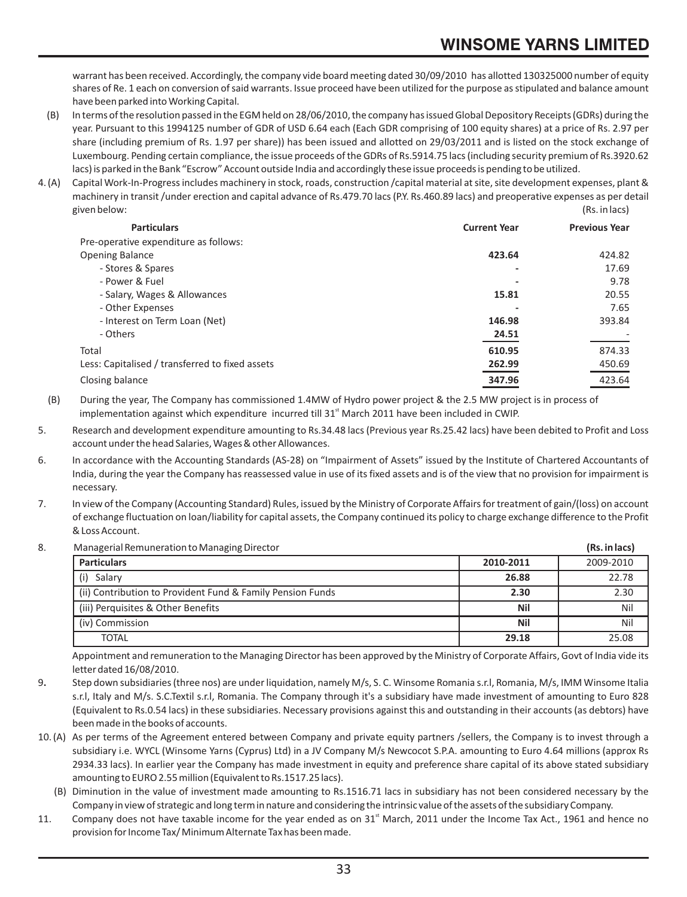warrant has been received. Accordingly, the company vide board meeting dated 30/09/2010 has allotted 130325000 number of equity shares of Re. 1 each on conversion of said warrants. Issue proceed have been utilized for the purpose as stipulated and balance amount have been parked into Working Capital.

(B) In terms of the resolution passed in the EGM held on 28/06/2010, the company has issued Global Depository Receipts (GDRs) during the year. Pursuant to this 1994125 number of GDR of USD 6.64 each (Each GDR comprising of 100 equity shares) at a price of Rs. 2.97 per share (including premium of Rs. 1.97 per share)) has been issued and allotted on 29/03/2011 and is listed on the stock exchange of Luxembourg. Pending certain compliance, the issue proceeds of the GDRs of Rs.5914.75 lacs (including security premium of Rs.3920.62 lacs) is parked in the Bank "Escrow" Account outside India and accordingly these issue proceeds is pending to be utilized.

4. (A) Capital Work-In-Progress includes machinery in stock, roads, construction /capital material at site, site development expenses, plant & machinery in transit /under erection and capital advance of Rs.479.70 lacs (P.Y. Rs.460.89 lacs) and preoperative expenses as per detail given below: (Rs. in lacs)

| Particulars | Current Year | Previous Year |
|---|---|---|
| Pre-operative expenditure as follows: | | |
| Opening Balance | **423.64** | 424.82 |
| - Stores & Spares | **-** | 17.69 |
| - Power & Fuel | **-** | 9.78 |
| - Salary, Wages & Allowances | **15.81** | 20.55 |
| - Other Expenses | **-** | 7.65 |
| - Interest on Term Loan (Net) | **146.98** | 393.84 |
| - Others | **24.51** | - |
| Total | **610.95** | 874.33 |
| Less: Capitalised / transferred to fixed assets | **262.99** | 450.69 |
| Closing balance | **347.96** | 423.64 |

(B) During the year, The Company has commissioned 1.4MW of Hydro power project & the 2.5 MW project is in process of implementation against which expenditure incurred till 31st March 2011 have been included in CWIP.

5. Research and development expenditure amounting to Rs.34.48 lacs (Previous year Rs.25.42 lacs) have been debited to Profit and Loss account under the head Salaries, Wages & other Allowances.

6. In accordance with the Accounting Standards (AS-28) on "Impairment of Assets" issued by the Institute of Chartered Accountants of India, during the year the Company has reassessed value in use of its fixed assets and is of the view that no provision for impairment is necessary.

7. In view of the Company (Accounting Standard) Rules, issued by the Ministry of Corporate Affairs for treatment of gain/(loss) on account of exchange fluctuation on loan/liability for capital assets, the Company continued its policy to charge exchange difference to the Profit & Loss Account.

8. Managerial Remuneration to Managing Director **(Rs. in lacs)**

| Particulars | 2010-2011 | 2009-2010 |
|---|---|---|
| (i) Salary | **26.88** | 22.78 |
| (ii) Contribution to Provident Fund & Family Pension Funds | **2.30** | 2.30 |
| (iii) Perquisites & Other Benefits | **Nil** | Nil |
| (iv) Commission | **Nil** | Nil |
| TOTAL | **29.18** | 25.08 |

Appointment and remuneration to the Managing Director has been approved by the Ministry of Corporate Affairs, Govt of India vide its letter dated 16/08/2010.

9. Step down subsidiaries (three nos) are under liquidation, namely M/s, S. C. Winsome Romania s.r.l, Romania, M/s, IMM Winsome Italia s.r.l, Italy and M/s. S.C.Textil s.r.l, Romania. The Company through it's a subsidiary have made investment of amounting to Euro 828 (Equivalent to Rs.0.54 lacs) in these subsidiaries. Necessary provisions against this and outstanding in their accounts (as debtors) have been made in the books of accounts.

10. (A) As per terms of the Agreement entered between Company and private equity partners /sellers, the Company is to invest through a subsidiary i.e. WYCL (Winsome Yarns (Cyprus) Ltd) in a JV Company M/s Newcocot S.P.A. amounting to Euro 4.64 millions (approx Rs 2934.33 lacs). In earlier year the Company has made investment in equity and preference share capital of its above stated subsidiary amounting to EURO 2.55 million (Equivalent to Rs.1517.25 lacs).

(B) Diminution in the value of investment made amounting to Rs.1516.71 lacs in subsidiary has not been considered necessary by the Company in view of strategic and long term in nature and considering the intrinsic value of the assets of the subsidiary Company.

11. Company does not have taxable income for the year ended as on 31st March, 2011 under the Income Tax Act., 1961 and hence no provision for Income Tax/ Minimum Alternate Tax has been made.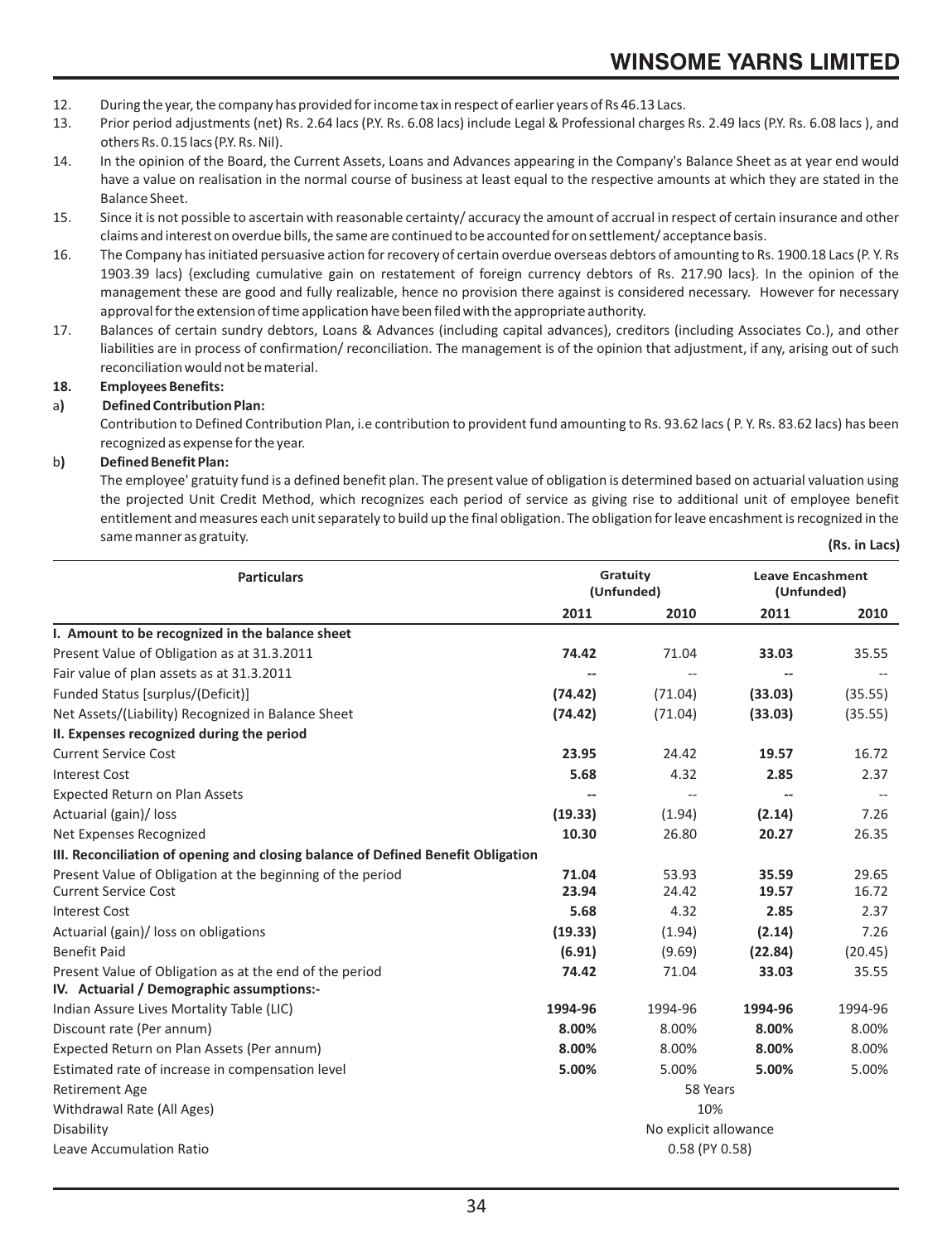12. During the year, the company has provided for income tax in respect of earlier years of Rs 46.13 Lacs.
13. Prior period adjustments (net) Rs. 2.64 lacs (P.Y. Rs. 6.08 lacs) include Legal & Professional charges Rs. 2.49 lacs (P.Y. Rs. 6.08 lacs ), and others Rs. 0.15 lacs (P.Y. Rs. Nil).
14. In the opinion of the Board, the Current Assets, Loans and Advances appearing in the Company's Balance Sheet as at year end would have a value on realisation in the normal course of business at least equal to the respective amounts at which they are stated in the Balance Sheet.
15. Since it is not possible to ascertain with reasonable certainty/ accuracy the amount of accrual in respect of certain insurance and other claims and interest on overdue bills, the same are continued to be accounted for on settlement/ acceptance basis.
16. The Company has initiated persuasive action for recovery of certain overdue overseas debtors of amounting to Rs. 1900.18 Lacs (P. Y. Rs 1903.39 lacs) {excluding cumulative gain on restatement of foreign currency debtors of Rs. 217.90 lacs}. In the opinion of the management these are good and fully realizable, hence no provision there against is considered necessary. However for necessary approval for the extension of time application have been filed with the appropriate authority.
17. Balances of certain sundry debtors, Loans & Advances (including capital advances), creditors (including Associates Co.), and other liabilities are in process of confirmation/ reconciliation. The management is of the opinion that adjustment, if any, arising out of such reconciliation would not be material.

**18. Employees Benefits:**

**a) Defined Contribution Plan:**

Contribution to Defined Contribution Plan, i.e contribution to provident fund amounting to Rs. 93.62 lacs ( P. Y. Rs. 83.62 lacs) has been recognized as expense for the year.

**b) Defined Benefit Plan:**

The employee' gratuity fund is a defined benefit plan. The present value of obligation is determined based on actuarial valuation using the projected Unit Credit Method, which recognizes each period of service as giving rise to additional unit of employee benefit entitlement and measures each unit separately to build up the final obligation. The obligation for leave encashment is recognized in the same manner as gratuity.

**(Rs. in Lacs)**

| Particulars | Gratuity (Unfunded) | | Leave Encashment (Unfunded) | |
|---|---|---|---|---|
| | **2011** | **2010** | **2011** | **2010** |
| **I. Amount to be recognized in the balance sheet** | | | | |
| Present Value of Obligation as at 31.3.2011 | **74.42** | 71.04 | **33.03** | 35.55 |
| Fair value of plan assets as at 31.3.2011 | **--** | -- | **--** | -- |
| Funded Status [surplus/(Deficit)] | **(74.42)** | (71.04) | **(33.03)** | (35.55) |
| Net Assets/(Liability) Recognized in Balance Sheet | **(74.42)** | (71.04) | **(33.03)** | (35.55) |
| **II. Expenses recognized during the period** | | | | |
| Current Service Cost | **23.95** | 24.42 | **19.57** | 16.72 |
| Interest Cost | **5.68** | 4.32 | **2.85** | 2.37 |
| Expected Return on Plan Assets | **--** | -- | **--** | -- |
| Actuarial (gain)/ loss | **(19.33)** | (1.94) | **(2.14)** | 7.26 |
| Net Expenses Recognized | **10.30** | 26.80 | **20.27** | 26.35 |
| **III. Reconciliation of opening and closing balance of Defined Benefit Obligation** | | | | |
| Present Value of Obligation at the beginning of the period | **71.04** | 53.93 | **35.59** | 29.65 |
| Current Service Cost | **23.94** | 24.42 | **19.57** | 16.72 |
| Interest Cost | **5.68** | 4.32 | **2.85** | 2.37 |
| Actuarial (gain)/ loss on obligations | **(19.33)** | (1.94) | **(2.14)** | 7.26 |
| Benefit Paid | **(6.91)** | (9.69) | **(22.84)** | (20.45) |
| Present Value of Obligation as at the end of the period | **74.42** | 71.04 | **33.03** | 35.55 |
| **IV. Actuarial / Demographic assumptions:-** | | | | |
| Indian Assure Lives Mortality Table (LIC) | **1994-96** | 1994-96 | **1994-96** | 1994-96 |
| Discount rate (Per annum) | **8.00%** | 8.00% | **8.00%** | 8.00% |
| Expected Return on Plan Assets (Per annum) | **8.00%** | 8.00% | **8.00%** | 8.00% |
| Estimated rate of increase in compensation level | **5.00%** | 5.00% | **5.00%** | 5.00% |
| Retirement Age | 58 Years | | | |
| Withdrawal Rate (All Ages) | 10% | | | |
| Disability | No explicit allowance | | | |
| Leave Accumulation Ratio | 0.58 (PY 0.58) | | | |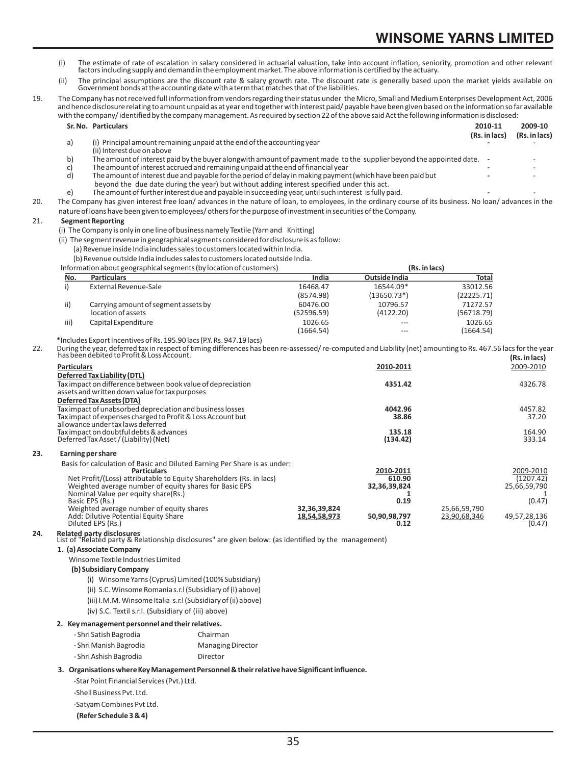(i) The estimate of rate of escalation in salary considered in actuarial valuation, take into account inflation, seniority, promotion and other relevant factors including supply and demand in the employment market. The above information is certified by the actuary.

(ii) The principal assumptions are the discount rate & salary growth rate. The discount rate is generally based upon the market yields available on Government bonds at the accounting date with a term that matches that of the liabilities.

19. The Company has not received full information from vendors regarding their status under the Micro, Small and Medium Enterprises Development Act, 2006 and hence disclosure relating to amount unpaid as at year end together with interest paid/ payable have been given based on the information so far available with the company/ identified by the company management. As required by section 22 of the above said Act the following information is disclosed:

| Sr. No. | Particulars | 2010-11 (Rs. in lacs) | 2009-10 (Rs. in lacs) |
|---|---|---|---|
| a) | (i) Principal amount remaining unpaid at the end of the accounting year<br>(ii) Interest due on above | - | - |
| b) | The amount of interest paid by the buyer alongwith amount of payment made to the supplier beyond the appointed date. | - | - |
| c) | The amount of interest accrued and remaining unpaid at the end of financial year | - | - |
| d) | The amount of interest due and payable for the period of delay in making payment (which have been paid but beyond the due date during the year) but without adding interest specified under this act. | - | - |
| e) | The amount of further interest due and payable in succeeding year, until such interest is fully paid. | - | - |

20. The Company has given interest free loan/ advances in the nature of loan, to employees, in the ordinary course of its business. No loan/ advances in the nature of loans have been given to employees/ others for the purpose of investment in securities of the Company.

21. **Segment Reporting**

(i) The Company is only in one line of business namely Textile (Yarn and Knitting)

(ii) The segment revenue in geographical segments considered for disclosure is as follow:

(a) Revenue inside India includes sales to customers located within India.

(b) Revenue outside India includes sales to customers located outside India.

Information about geographical segments (by location of customers) (Rs. in lacs)

| No. | Particulars | India | Outside India | Total |
|---|---|---|---|---|
| i) | External Revenue-Sale | 16468.47<br>(8574.98) | 16544.09*<br>(13650.73*) | 33012.56<br>(22225.71) |
| ii) | Carrying amount of segment assets by location of assets | 60476.00<br>(52596.59) | 10796.57<br>(4122.20) | 71272.57<br>(56718.79) |
| iii) | Capital Expenditure | 1026.65<br>(1664.54) | ---<br>--- | 1026.65<br>(1664.54) |

*Includes Export Incentives of Rs. 195.90 lacs (P.Y. Rs. 947.19 lacs)

22. During the year, deferred tax in respect of timing differences has been re-assessed/ re-computed and Liability (net) amounting to Rs. 467.56 lacs for the year has been debited to Profit & Loss Account.

(Rs. in lacs)

| Particulars | 2010-2011 | 2009-2010 |
|---|---|---|
| **Deferred Tax Liability (DTL)** | | |
| Tax impact on difference between book value of depreciation assets and written down value for tax purposes | **4351.42** | 4326.78 |
| **Deferred Tax Assets (DTA)** | | |
| Tax impact of unabsorbed depreciation and business losses | **4042.96** | 4457.82 |
| Tax impact of expenses charged to Profit & Loss Account but allowance under tax laws deferred | **38.86** | 37.20 |
| Tax impact on doubtful debts & advances | **135.18** | 164.90 |
| Deferred Tax Asset / (Liability) (Net) | **(134.42)** | 333.14 |

**23. Earning per share**

Basis for calculation of Basic and Diluted Earning Per Share is as under:

| Particulars | | 2010-2011 | | 2009-2010 |
|---|---|---|---|---|
| Net Profit/(Loss) attributable to Equity Shareholders (Rs. in lacs) | | **610.90** | | (1207.42) |
| Weighted average number of equity shares for Basic EPS | | **32,36,39,824** | | 25,66,59,790 |
| Nominal Value per equity share(Rs.) | | **1** | | 1 |
| Basic EPS (Rs.) | | **0.19** | | (0.47) |
| Weighted average number of equity shares | **32,36,39,824** | | 25,66,59,790 | |
| Add: Dilutive Potential Equity Share | **18,54,58,973** | **50,90,98,797** | 23,90,68,346 | 49,57,28,136 |
| Diluted EPS (Rs.) | | **0.12** | | (0.47) |

**24. Related party disclosures**

List of "Related party & Relationship disclosures" are given below: (as identified by the management)

**1. (a) Associate Company**

Winsome Textile Industries Limited

**(b) Subsidiary Company**

(i) Winsome Yarns (Cyprus) Limited (100% Subsidiary)

(ii) S.C. Winsome Romania s.r.l (Subsidiary of (I) above)

(iii) I.M.M. Winsome Italia s.r.l (Subsidiary of (ii) above)

(iv) S.C. Textil s.r.l. (Subsidiary of (iii) above)

**2. Key management personnel and their relatives.**

| | |
|---|---|
| - Shri Satish Bagrodia | Chairman |
| - Shri Manish Bagrodia | Managing Director |
| - Shri Ashish Bagrodia | Director |

**3. Organisations where Key Management Personnel & their relative have Significant influence.**

-Star Point Financial Services (Pvt.) Ltd.

-Shell Business Pvt. Ltd.

-Satyam Combines Pvt Ltd.

**(Refer Schedule 3 & 4)**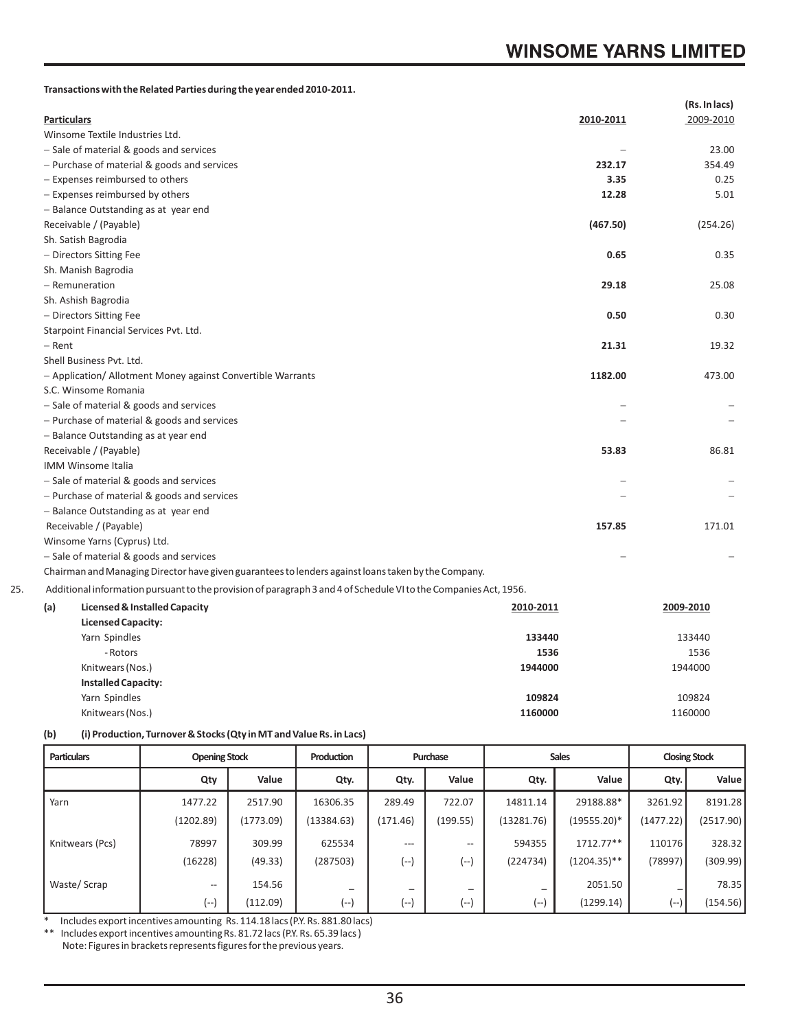**Transactions with the Related Parties during the year ended 2010-2011.**

(Rs. In lacs)

| Particulars | 2010-2011 | 2009-2010 |
|---|---|---|
| Winsome Textile Industries Ltd. | | |
| – Sale of material & goods and services | – | 23.00 |
| – Purchase of material & goods and services | **232.17** | 354.49 |
| – Expenses reimbursed to others | **3.35** | 0.25 |
| – Expenses reimbursed by others | **12.28** | 5.01 |
| – Balance Outstanding as at year end | | |
| Receivable / (Payable) | **(467.50)** | (254.26) |
| Sh. Satish Bagrodia | | |
| – Directors Sitting Fee | **0.65** | 0.35 |
| Sh. Manish Bagrodia | | |
| – Remuneration | **29.18** | 25.08 |
| Sh. Ashish Bagrodia | | |
| – Directors Sitting Fee | **0.50** | 0.30 |
| Starpoint Financial Services Pvt. Ltd. | | |
| – Rent | **21.31** | 19.32 |
| Shell Business Pvt. Ltd. | | |
| – Application/ Allotment Money against Convertible Warrants | **1182.00** | 473.00 |
| S.C. Winsome Romania | | |
| – Sale of material & goods and services | – | – |
| – Purchase of material & goods and services | – | – |
| – Balance Outstanding as at year end | | |
| Receivable / (Payable) | **53.83** | 86.81 |
| IMM Winsome Italia | | |
| – Sale of material & goods and services | – | – |
| – Purchase of material & goods and services | – | – |
| – Balance Outstanding as at year end | | |
| Receivable / (Payable) | **157.85** | 171.01 |
| Winsome Yarns (Cyprus) Ltd. | | |
| – Sale of material & goods and services | – | – |

Chairman and Managing Director have given guarantees to lenders against loans taken by the Company.

25. Additional information pursuant to the provision of paragraph 3 and 4 of Schedule VI to the Companies Act, 1956.

**(a) Licensed & Installed Capacity**

| | 2010-2011 | 2009-2010 |
|---|---|---|
| **Licensed Capacity:** | | |
| Yarn Spindles | **133440** | 133440 |
| - Rotors | **1536** | 1536 |
| Knitwears (Nos.) | **1944000** | 1944000 |
| **Installed Capacity:** | | |
| Yarn Spindles | **109824** | 109824 |
| Knitwears (Nos.) | **1160000** | 1160000 |

**(b) (i) Production, Turnover & Stocks (Qty in MT and Value Rs. in Lacs)**

| Particulars | Opening Stock | | Production | Purchase | | Sales | | Closing Stock | |
|---|---|---|---|---|---|---|---|---|---|
| | Qty | Value | Qty. | Qty. | Value | Qty. | Value | Qty. | Value |
| Yarn | 1477.22 | 2517.90 | 16306.35 | 289.49 | 722.07 | 14811.14 | 29188.88* | 3261.92 | 8191.28 |
| | (1202.89) | (1773.09) | (13384.63) | (171.46) | (199.55) | (13281.76) | (19555.20)* | (1477.22) | (2517.90) |
| Knitwears (Pcs) | 78997 | 309.99 | 625534 | --- | -- | 594355 | 1712.77** | 110176 | 328.32 |
| | (16228) | (49.33) | (287503) | (--) | (--) | (224734) | (1204.35)** | (78997) | (309.99) |
| Waste/ Scrap | -- | 154.56 | – | – | – | – | 2051.50 | – | 78.35 |
| | (--) | (112.09) | (--) | (--) | (--) | (--) | (1299.14) | (--) | (154.56) |

\* Includes export incentives amounting Rs. 114.18 lacs (P.Y. Rs. 881.80 lacs)

\** Includes export incentives amounting Rs. 81.72 lacs (P.Y. Rs. 65.39 lacs )

Note: Figures in brackets represents figures for the previous years.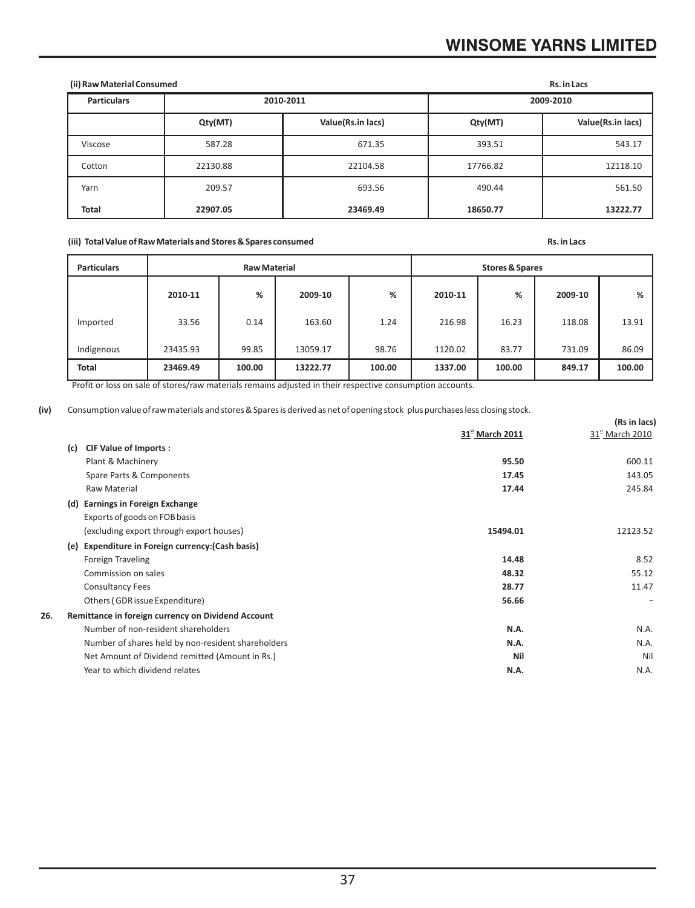**(ii) Raw Material Consumed** **Rs. in Lacs**

| Particulars | 2010-2011 | | 2009-2010 | |
|---|---|---|---|---|
| | Qty(MT) | Value(Rs.in lacs) | Qty(MT) | Value(Rs.in lacs) |
| Viscose | 587.28 | 671.35 | 393.51 | 543.17 |
| Cotton | 22130.88 | 22104.58 | 17766.82 | 12118.10 |
| Yarn | 209.57 | 693.56 | 490.44 | 561.50 |
| **Total** | **22907.05** | **23469.49** | **18650.77** | **13222.77** |

**(iii) Total Value of Raw Materials and Stores & Spares consumed** **Rs. in Lacs**

| Particulars | Raw Material | | | | Stores & Spares | | | |
|---|---|---|---|---|---|---|---|---|
| | 2010-11 | % | 2009-10 | % | 2010-11 | % | 2009-10 | % |
| Imported | 33.56 | 0.14 | 163.60 | 1.24 | 216.98 | 16.23 | 118.08 | 13.91 |
| Indigenous | 23435.93 | 99.85 | 13059.17 | 98.76 | 1120.02 | 83.77 | 731.09 | 86.09 |
| **Total** | **23469.49** | **100.00** | **13222.77** | **100.00** | **1337.00** | **100.00** | **849.17** | **100.00** |

Profit or loss on sale of stores/raw materials remains adjusted in their respective consumption accounts.

**(iv)** Consumption value of raw materials and stores & Spares is derived as net of opening stock plus purchases less closing stock.

**(Rs in lacs)**

| | 31st March 2011 | 31st March 2010 |
|---|---|---|
| **(c) CIF Value of Imports :** | | |
| Plant & Machinery | **95.50** | 600.11 |
| Spare Parts & Components | **17.45** | 143.05 |
| Raw Material | **17.44** | 245.84 |
| **(d) Earnings in Foreign Exchange** | | |
| Exports of goods on FOB basis | | |
| (excluding export through export houses) | **15494.01** | 12123.52 |
| **(e) Expenditure in Foreign currency:(Cash basis)** | | |
| Foreign Traveling | **14.48** | 8.52 |
| Commission on sales | **48.32** | 55.12 |
| Consultancy Fees | **28.77** | 11.47 |
| Others ( GDR issue Expenditure) | **56.66** | - |

**26. Remittance in foreign currency on Dividend Account**

| | 31st March 2011 | 31st March 2010 |
|---|---|---|
| Number of non-resident shareholders | **N.A.** | N.A. |
| Number of shares held by non-resident shareholders | **N.A.** | N.A. |
| Net Amount of Dividend remitted (Amount in Rs.) | **Nil** | Nil |
| Year to which dividend relates | **N.A.** | N.A. |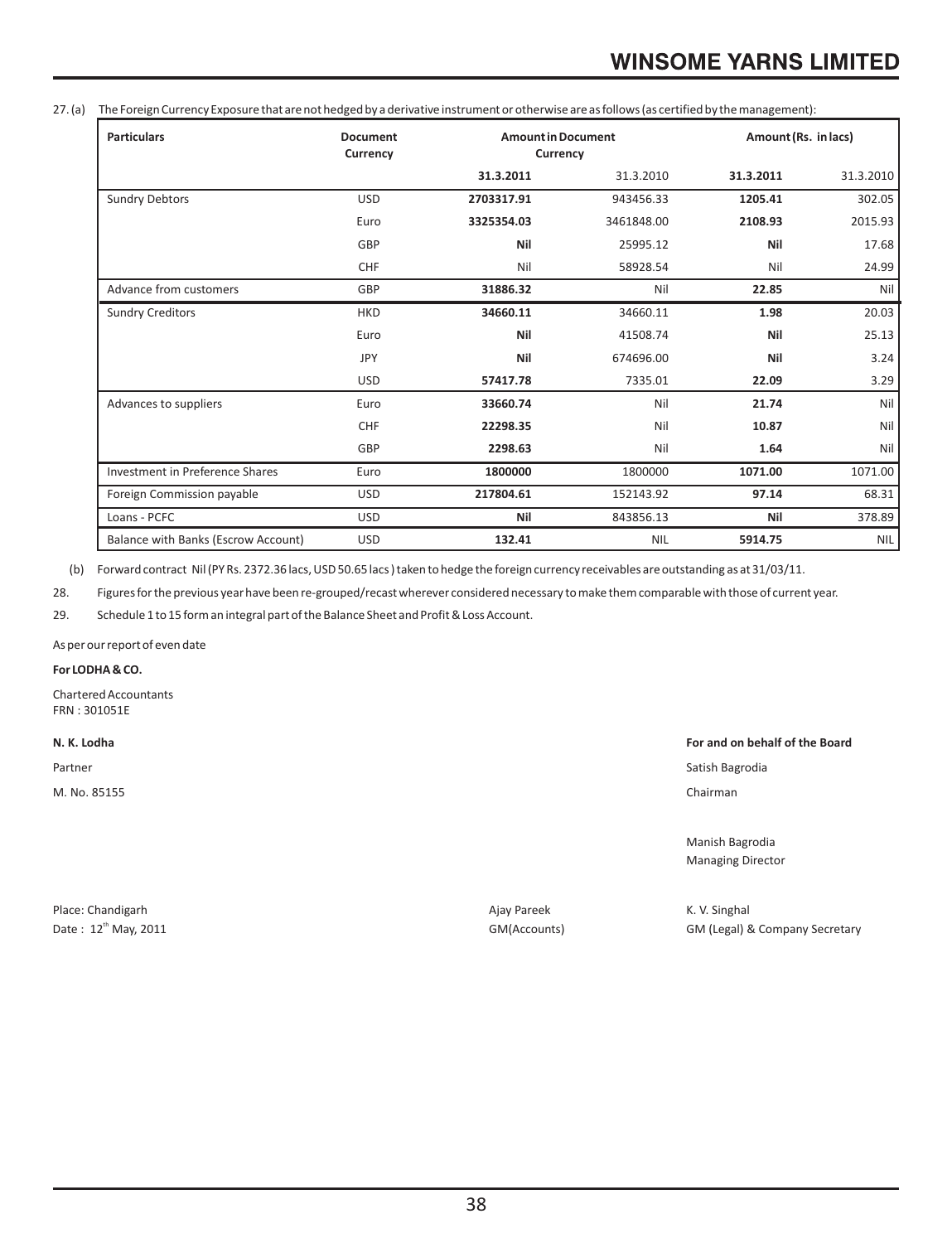27. (a) The Foreign Currency Exposure that are not hedged by a derivative instrument or otherwise are as follows (as certified by the management):

| Particulars | Document Currency | Amount in Document Currency | | Amount (Rs. in lacs) | |
|---|---|---|---|---|---|
| | | **31.3.2011** | 31.3.2010 | **31.3.2011** | 31.3.2010 |
| Sundry Debtors | USD | **2703317.91** | 943456.33 | **1205.41** | 302.05 |
| | Euro | **3325354.03** | 3461848.00 | **2108.93** | 2015.93 |
| | GBP | **Nil** | 25995.12 | **Nil** | 17.68 |
| | CHF | Nil | 58928.54 | Nil | 24.99 |
| Advance from customers | GBP | **31886.32** | Nil | **22.85** | Nil |
| Sundry Creditors | HKD | **34660.11** | 34660.11 | **1.98** | 20.03 |
| | Euro | **Nil** | 41508.74 | **Nil** | 25.13 |
| | JPY | **Nil** | 674696.00 | **Nil** | 3.24 |
| | USD | **57417.78** | 7335.01 | **22.09** | 3.29 |
| Advances to suppliers | Euro | **33660.74** | Nil | **21.74** | Nil |
| | CHF | **22298.35** | Nil | **10.87** | Nil |
| | GBP | **2298.63** | Nil | **1.64** | Nil |
| Investment in Preference Shares | Euro | **1800000** | 1800000 | **1071.00** | 1071.00 |
| Foreign Commission payable | USD | **217804.61** | 152143.92 | **97.14** | 68.31 |
| Loans - PCFC | USD | **Nil** | 843856.13 | **Nil** | 378.89 |
| Balance with Banks (Escrow Account) | USD | **132.41** | NIL | **5914.75** | NIL |

(b) Forward contract Nil (PY Rs. 2372.36 lacs, USD 50.65 lacs ) taken to hedge the foreign currency receivables are outstanding as at 31/03/11.

28. Figures for the previous year have been re-grouped/recast wherever considered necessary to make them comparable with those of current year.

29. Schedule 1 to 15 form an integral part of the Balance Sheet and Profit & Loss Account.

As per our report of even date

**For LODHA & CO.**

Chartered Accountants
FRN : 301051E

**N. K. Lodha**
Partner
M. No. 85155

**For and on behalf of the Board**

Satish Bagrodia
Chairman

Manish Bagrodia
Managing Director

Place: Chandigarh
Date : 12th May, 2011

Ajay Pareek
GM(Accounts)

K. V. Singhal
GM (Legal) & Company Secretary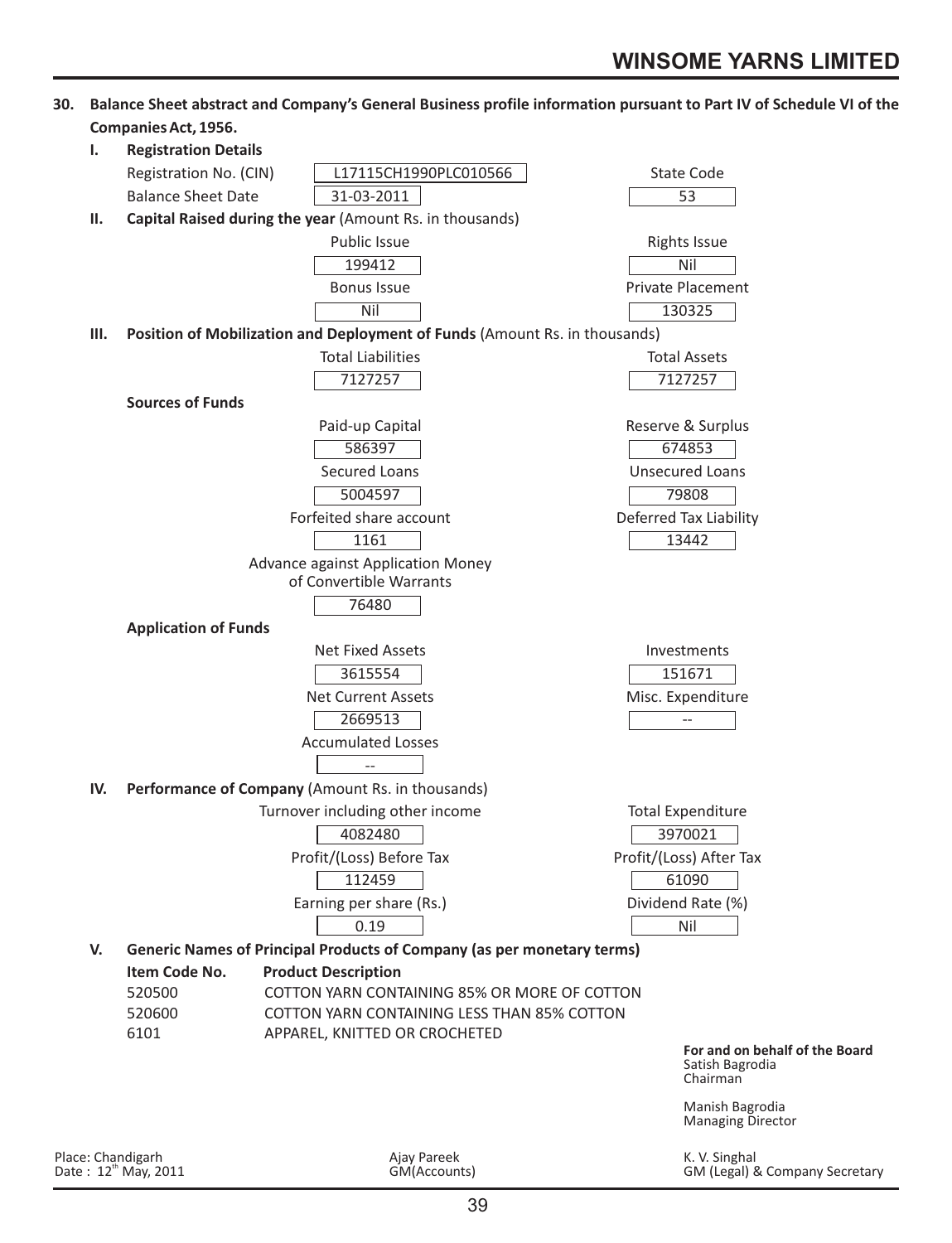**30. Balance Sheet abstract and Company's General Business profile information pursuant to Part IV of Schedule VI of the Companies Act, 1956.**

**I. Registration Details**

| | | | |
|---|---|---|---|
| Registration No. (CIN) | L17115CH1990PLC010566 | State Code | 53 |
| Balance Sheet Date | 31-03-2011 | | |

**II. Capital Raised during the year** (Amount Rs. in thousands)

| Public Issue | Rights Issue |
|---|---|
| 199412 | Nil |
| **Bonus Issue** | **Private Placement** |
| Nil | 130325 |

**III. Position of Mobilization and Deployment of Funds** (Amount Rs. in thousands)

| Total Liabilities | Total Assets |
|---|---|
| 7127257 | 7127257 |

**Sources of Funds**

| Paid-up Capital | Reserve & Surplus |
|---|---|
| 586397 | 674853 |
| **Secured Loans** | **Unsecured Loans** |
| 5004597 | 79808 |
| **Forfeited share account** | **Deferred Tax Liability** |
| 1161 | 13442 |
| **Advance against Application Money of Convertible Warrants** | |
| 76480 | |

**Application of Funds**

| Net Fixed Assets | Investments |
|---|---|
| 3615554 | 151671 |
| **Net Current Assets** | **Misc. Expenditure** |
| 2669513 | -- |
| **Accumulated Losses** | |
| -- | |

**IV. Performance of Company** (Amount Rs. in thousands)

| Turnover including other income | Total Expenditure |
|---|---|
| 4082480 | 3970021 |
| **Profit/(Loss) Before Tax** | **Profit/(Loss) After Tax** |
| 112459 | 61090 |
| **Earning per share (Rs.)** | **Dividend Rate (%)** |
| 0.19 | Nil |

**V. Generic Names of Principal Products of Company (as per monetary terms)**

| Item Code No. | Product Description |
|---|---|
| 520500 | COTTON YARN CONTAINING 85% OR MORE OF COTTON |
| 520600 | COTTON YARN CONTAINING LESS THAN 85% COTTON |
| 6101 | APPAREL, KNITTED OR CROCHETED |

**For and on behalf of the Board**

Satish Bagrodia
Chairman

Manish Bagrodia
Managing Director

Place: Chandigarh
Date : 12th May, 2011

Ajay Pareek
GM(Accounts)

K. V. Singhal
GM (Legal) & Company Secretary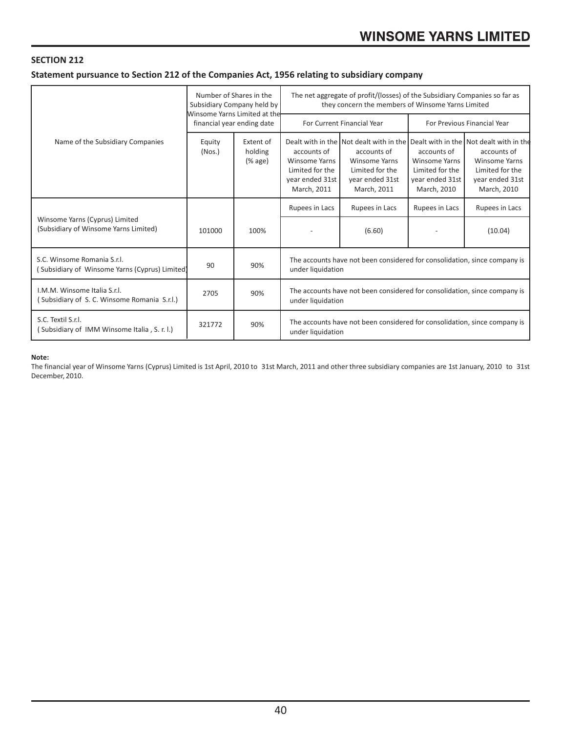## SECTION 212

### Statement pursuance to Section 212 of the Companies Act, 1956 relating to subsidiary company

| Name of the Subsidiary Companies | Number of Shares in the Subsidiary Company held by Winsome Yarns Limited at the financial year ending date | | The net aggregate of profit/(losses) of the Subsidiary Companies so far as they concern the members of Winsome Yarns Limited | | | |
|---|---|---|---|---|---|---|
| | | | For Current Financial Year | | For Previous Financial Year | |
| | Equity (Nos.) | Extent of holding (% age) | Dealt with in the accounts of Winsome Yarns Limited for the year ended 31st March, 2011 | Not dealt with in the accounts of Winsome Yarns Limited for the year ended 31st March, 2011 | Dealt with in the accounts of Winsome Yarns Limited for the year ended 31st March, 2010 | Not dealt with in the accounts of Winsome Yarns Limited for the year ended 31st March, 2010 |
| | | | Rupees in Lacs | Rupees in Lacs | Rupees in Lacs | Rupees in Lacs |
| Winsome Yarns (Cyprus) Limited (Subsidiary of Winsome Yarns Limited) | 101000 | 100% | - | (6.60) | - | (10.04) |
| S.C. Winsome Romania S.r.l. ( Subsidiary of Winsome Yarns (Cyprus) Limited) | 90 | 90% | The accounts have not been considered for consolidation, since company is under liquidation | | | |
| I.M.M. Winsome Italia S.r.l. ( Subsidiary of S. C. Winsome Romania S.r.l.) | 2705 | 90% | The accounts have not been considered for consolidation, since company is under liquidation | | | |
| S.C. Textil S.r.l. ( Subsidiary of IMM Winsome Italia , S. r. l.) | 321772 | 90% | The accounts have not been considered for consolidation, since company is under liquidation | | | |

**Note:**

The financial year of Winsome Yarns (Cyprus) Limited is 1st April, 2010 to 31st March, 2011 and other three subsidiary companies are 1st January, 2010 to 31st December, 2010.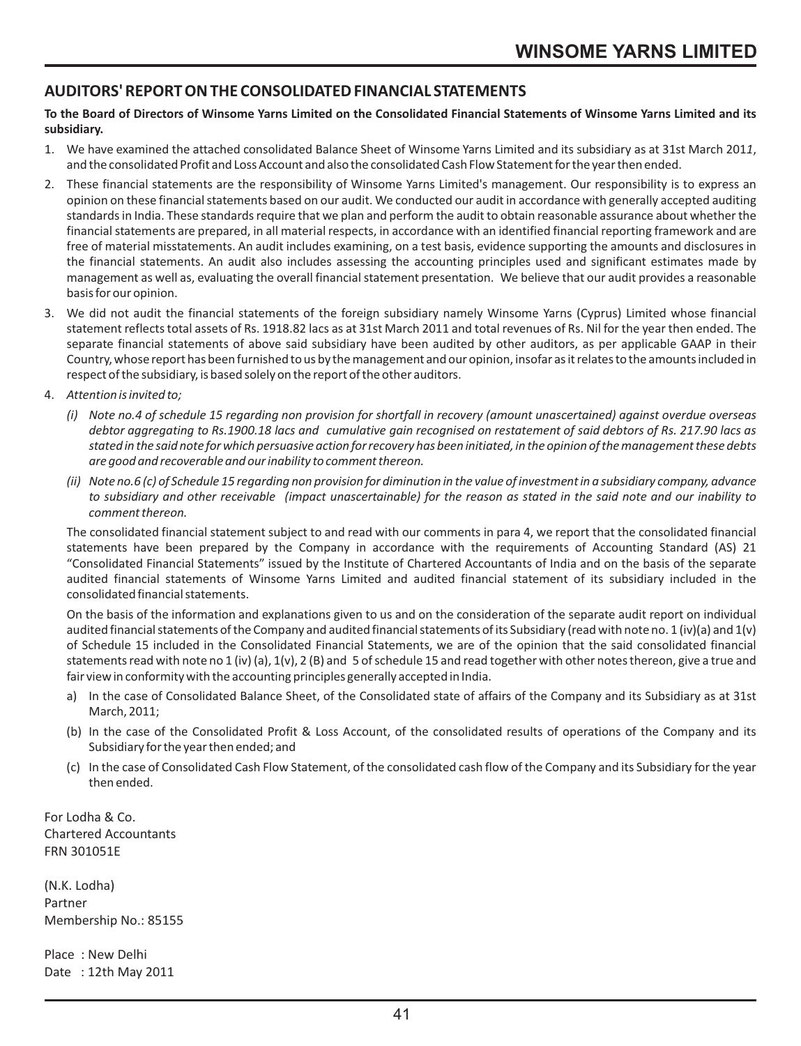## AUDITORS' REPORT ON THE CONSOLIDATED FINANCIAL STATEMENTS

**To the Board of Directors of Winsome Yarns Limited on the Consolidated Financial Statements of Winsome Yarns Limited and its subsidiary.**

1. We have examined the attached consolidated Balance Sheet of Winsome Yarns Limited and its subsidiary as at 31st March 2011, and the consolidated Profit and Loss Account and also the consolidated Cash Flow Statement for the year then ended.
2. These financial statements are the responsibility of Winsome Yarns Limited's management. Our responsibility is to express an opinion on these financial statements based on our audit. We conducted our audit in accordance with generally accepted auditing standards in India. These standards require that we plan and perform the audit to obtain reasonable assurance about whether the financial statements are prepared, in all material respects, in accordance with an identified financial reporting framework and are free of material misstatements. An audit includes examining, on a test basis, evidence supporting the amounts and disclosures in the financial statements. An audit also includes assessing the accounting principles used and significant estimates made by management as well as, evaluating the overall financial statement presentation. We believe that our audit provides a reasonable basis for our opinion.
3. We did not audit the financial statements of the foreign subsidiary namely Winsome Yarns (Cyprus) Limited whose financial statement reflects total assets of Rs. 1918.82 lacs as at 31st March 2011 and total revenues of Rs. Nil for the year then ended. The separate financial statements of above said subsidiary have been audited by other auditors, as per applicable GAAP in their Country, whose report has been furnished to us by the management and our opinion, insofar as it relates to the amounts included in respect of the subsidiary, is based solely on the report of the other auditors.
4. *Attention is invited to;*
   *(i) Note no.4 of schedule 15 regarding non provision for shortfall in recovery (amount unascertained) against overdue overseas debtor aggregating to Rs.1900.18 lacs and cumulative gain recognised on restatement of said debtors of Rs. 217.90 lacs as stated in the said note for which persuasive action for recovery has been initiated, in the opinion of the management these debts are good and recoverable and our inability to comment thereon.*

   *(ii) Note no.6 (c) of Schedule 15 regarding non provision for diminution in the value of investment in a subsidiary company, advance to subsidiary and other receivable (impact unascertainable) for the reason as stated in the said note and our inability to comment thereon.*

   The consolidated financial statement subject to and read with our comments in para 4, we report that the consolidated financial statements have been prepared by the Company in accordance with the requirements of Accounting Standard (AS) 21 "Consolidated Financial Statements" issued by the Institute of Chartered Accountants of India and on the basis of the separate audited financial statements of Winsome Yarns Limited and audited financial statement of its subsidiary included in the consolidated financial statements.

   On the basis of the information and explanations given to us and on the consideration of the separate audit report on individual audited financial statements of the Company and audited financial statements of its Subsidiary (read with note no. 1 (iv)(a) and 1(v) of Schedule 15 included in the Consolidated Financial Statements, we are of the opinion that the said consolidated financial statements read with note no 1 (iv) (a), 1(v), 2 (B) and 5 of schedule 15 and read together with other notes thereon, give a true and fair view in conformity with the accounting principles generally accepted in India.

   a) In the case of Consolidated Balance Sheet, of the Consolidated state of affairs of the Company and its Subsidiary as at 31st March, 2011;

   (b) In the case of the Consolidated Profit & Loss Account, of the consolidated results of operations of the Company and its Subsidiary for the year then ended; and

   (c) In the case of Consolidated Cash Flow Statement, of the consolidated cash flow of the Company and its Subsidiary for the year then ended.

For Lodha & Co.
Chartered Accountants
FRN 301051E

(N.K. Lodha)
Partner
Membership No.: 85155

Place : New Delhi
Date : 12th May 2011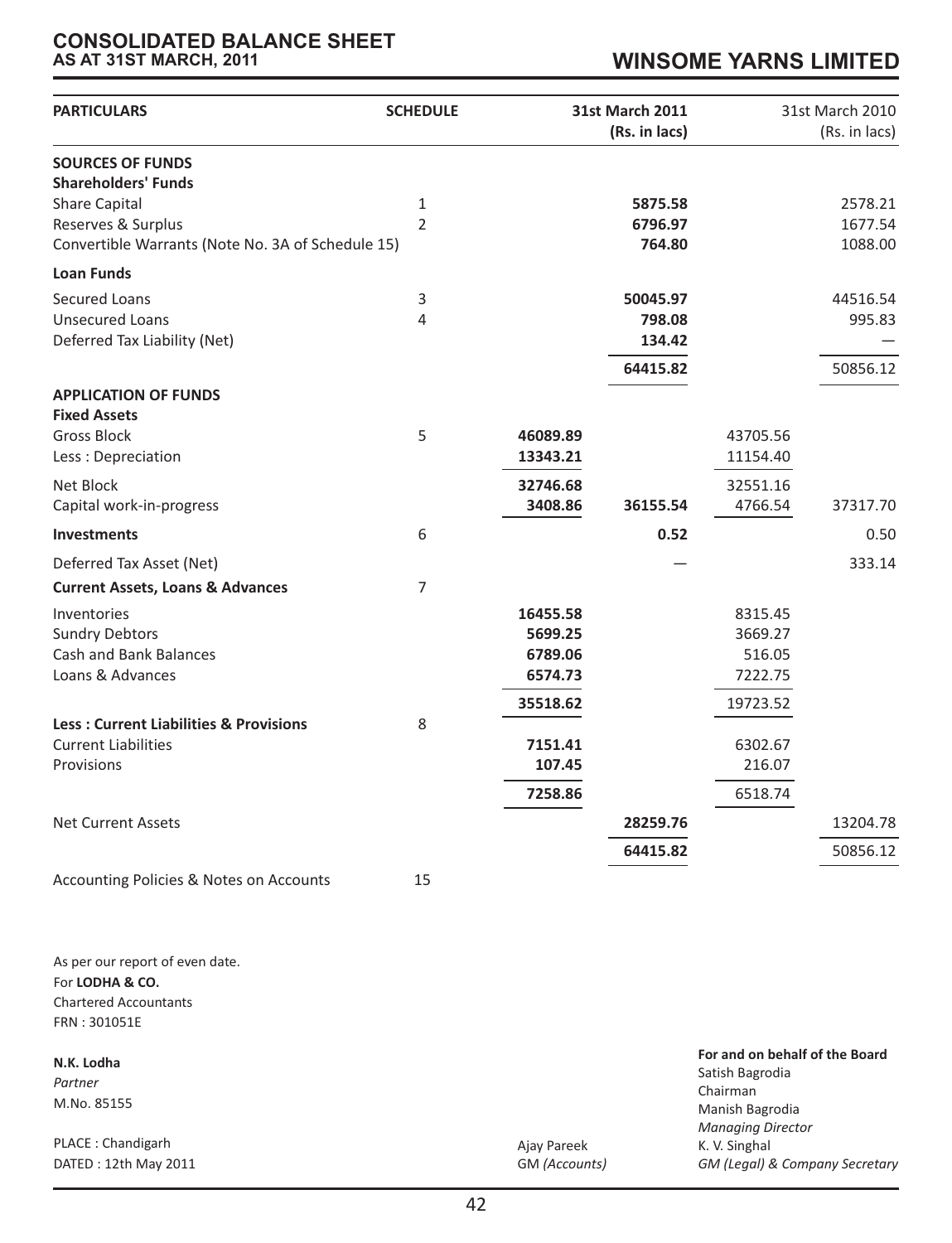# CONSOLIDATED BALANCE SHEET

## AS AT 31ST MARCH, 2011

## WINSOME YARNS LIMITED

| PARTICULARS | SCHEDULE | 31st March 2011 (Rs. in lacs) | | 31st March 2010 (Rs. in lacs) | |
|---|---|---|---|---|---|
| **SOURCES OF FUNDS** | | | | | |
| **Shareholders' Funds** | | | | | |
| Share Capital | 1 | | **5875.58** | | 2578.21 |
| Reserves & Surplus | 2 | | **6796.97** | | 1677.54 |
| Convertible Warrants (Note No. 3A of Schedule 15) | | | **764.80** | | 1088.00 |
| **Loan Funds** | | | | | |
| Secured Loans | 3 | | **50045.97** | | 44516.54 |
| Unsecured Loans | 4 | | **798.08** | | 995.83 |
| Deferred Tax Liability (Net) | | | **134.42** | | — |
| | | | **64415.82** | | 50856.12 |
| **APPLICATION OF FUNDS** | | | | | |
| **Fixed Assets** | | | | | |
| Gross Block | 5 | **46089.89** | | 43705.56 | |
| Less : Depreciation | | **13343.21** | | 11154.40 | |
| Net Block | | **32746.68** | | 32551.16 | |
| Capital work-in-progress | | **3408.86** | **36155.54** | 4766.54 | 37317.70 |
| **Investments** | 6 | | **0.52** | | 0.50 |
| Deferred Tax Asset (Net) | | | — | | 333.14 |
| **Current Assets, Loans & Advances** | 7 | | | | |
| Inventories | | **16455.58** | | 8315.45 | |
| Sundry Debtors | | **5699.25** | | 3669.27 | |
| Cash and Bank Balances | | **6789.06** | | 516.05 | |
| Loans & Advances | | **6574.73** | | 7222.75 | |
| | | **35518.62** | | 19723.52 | |
| **Less : Current Liabilities & Provisions** | 8 | | | | |
| Current Liabilities | | **7151.41** | | 6302.67 | |
| Provisions | | **107.45** | | 216.07 | |
| | | **7258.86** | | 6518.74 | |
| Net Current Assets | | | **28259.76** | | 13204.78 |
| | | | **64415.82** | | 50856.12 |
| Accounting Policies & Notes on Accounts | 15 | | | | |

As per our report of even date.
For **LODHA & CO.**
Chartered Accountants
FRN : 301051E

**N.K. Lodha**
*Partner*
M.No. 85155

PLACE : Chandigarh
DATED : 12th May 2011

Ajay Pareek
GM *(Accounts)*

**For and on behalf of the Board**
Satish Bagrodia
Chairman
Manish Bagrodia
*Managing Director*
K. V. Singhal
*GM (Legal) & Company Secretary*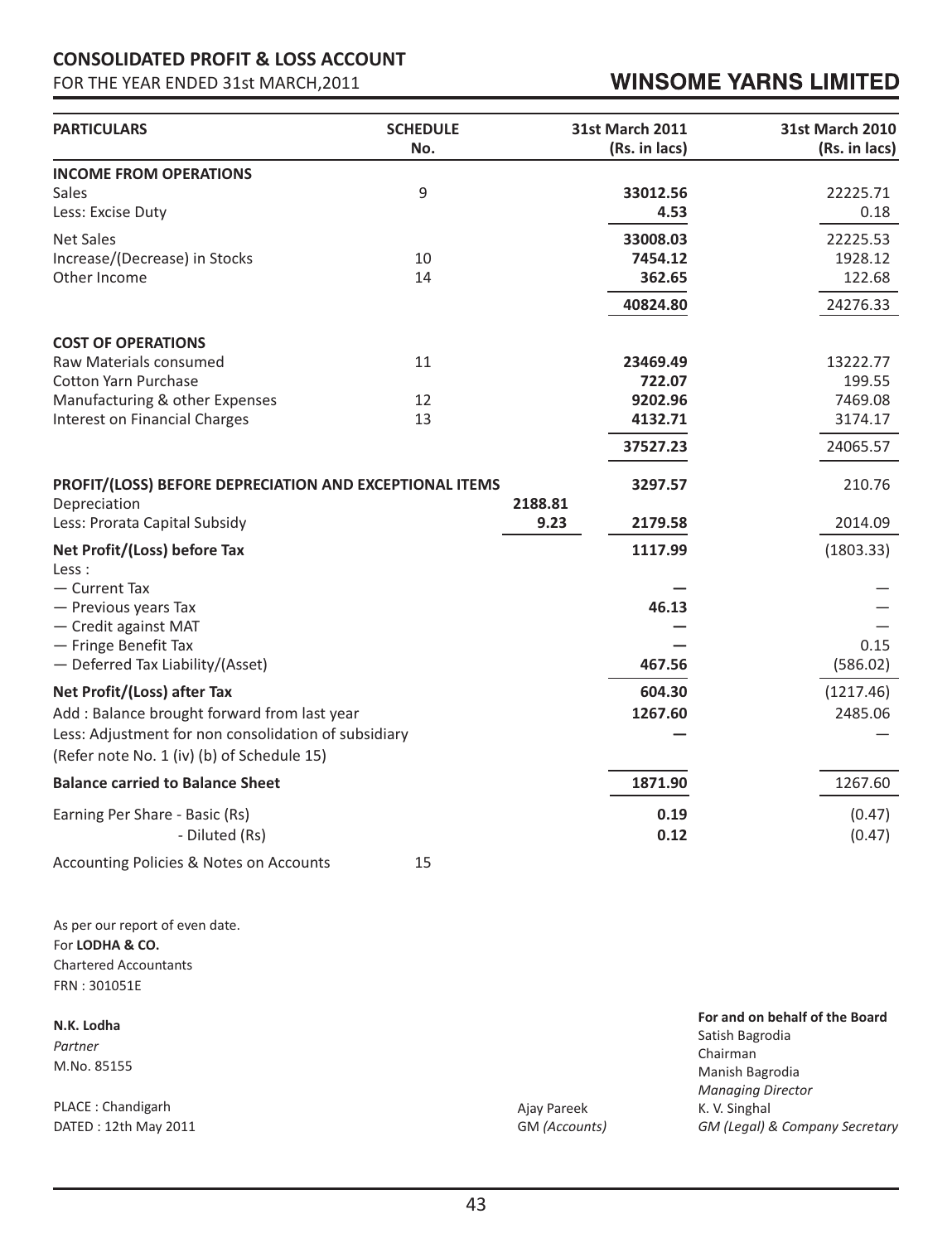## CONSOLIDATED PROFIT & LOSS ACCOUNT

FOR THE YEAR ENDED 31st MARCH,2011

## WINSOME YARNS LIMITED

| PARTICULARS | SCHEDULE No. | | 31st March 2011 (Rs. in lacs) | 31st March 2010 (Rs. in lacs) |
|---|---|---|---|---|
| **INCOME FROM OPERATIONS** | | | | |
| Sales | 9 | | **33012.56** | 22225.71 |
| Less: Excise Duty | | | **4.53** | 0.18 |
| Net Sales | | | **33008.03** | 22225.53 |
| Increase/(Decrease) in Stocks | 10 | | **7454.12** | 1928.12 |
| Other Income | 14 | | **362.65** | 122.68 |
| | | | **40824.80** | 24276.33 |
| **COST OF OPERATIONS** | | | | |
| Raw Materials consumed | 11 | | **23469.49** | 13222.77 |
| Cotton Yarn Purchase | | | **722.07** | 199.55 |
| Manufacturing & other Expenses | 12 | | **9202.96** | 7469.08 |
| Interest on Financial Charges | 13 | | **4132.71** | 3174.17 |
| | | | **37527.23** | 24065.57 |
| **PROFIT/(LOSS) BEFORE DEPRECIATION AND EXCEPTIONAL ITEMS** | | | **3297.57** | 210.76 |
| Depreciation | | **2188.81** | | |
| Less: Prorata Capital Subsidy | | **9.23** | **2179.58** | 2014.09 |
| **Net Profit/(Loss) before Tax** | | | **1117.99** | (1803.33) |
| Less : | | | | |
| — Current Tax | | | **—** | — |
| — Previous years Tax | | | **46.13** | — |
| — Credit against MAT | | | **—** | — |
| — Fringe Benefit Tax | | | **—** | 0.15 |
| — Deferred Tax Liability/(Asset) | | | **467.56** | (586.02) |
| **Net Profit/(Loss) after Tax** | | | **604.30** | (1217.46) |
| Add : Balance brought forward from last year | | | **1267.60** | 2485.06 |
| Less: Adjustment for non consolidation of subsidiary (Refer note No. 1 (iv) (b) of Schedule 15) | | | **—** | — |
| **Balance carried to Balance Sheet** | | | **1871.90** | 1267.60 |
| Earning Per Share - Basic (Rs) | | | **0.19** | (0.47) |
| - Diluted (Rs) | | | **0.12** | (0.47) |
| Accounting Policies & Notes on Accounts | 15 | | | |

As per our report of even date.
For **LODHA & CO.**
Chartered Accountants
FRN : 301051E

**N.K. Lodha**
*Partner*
M.No. 85155

PLACE : Chandigarh
DATED : 12th May 2011

Ajay Pareek
GM *(Accounts)*

**For and on behalf of the Board**
Satish Bagrodia
Chairman
Manish Bagrodia
*Managing Director*
K. V. Singhal
*GM (Legal) & Company Secretary*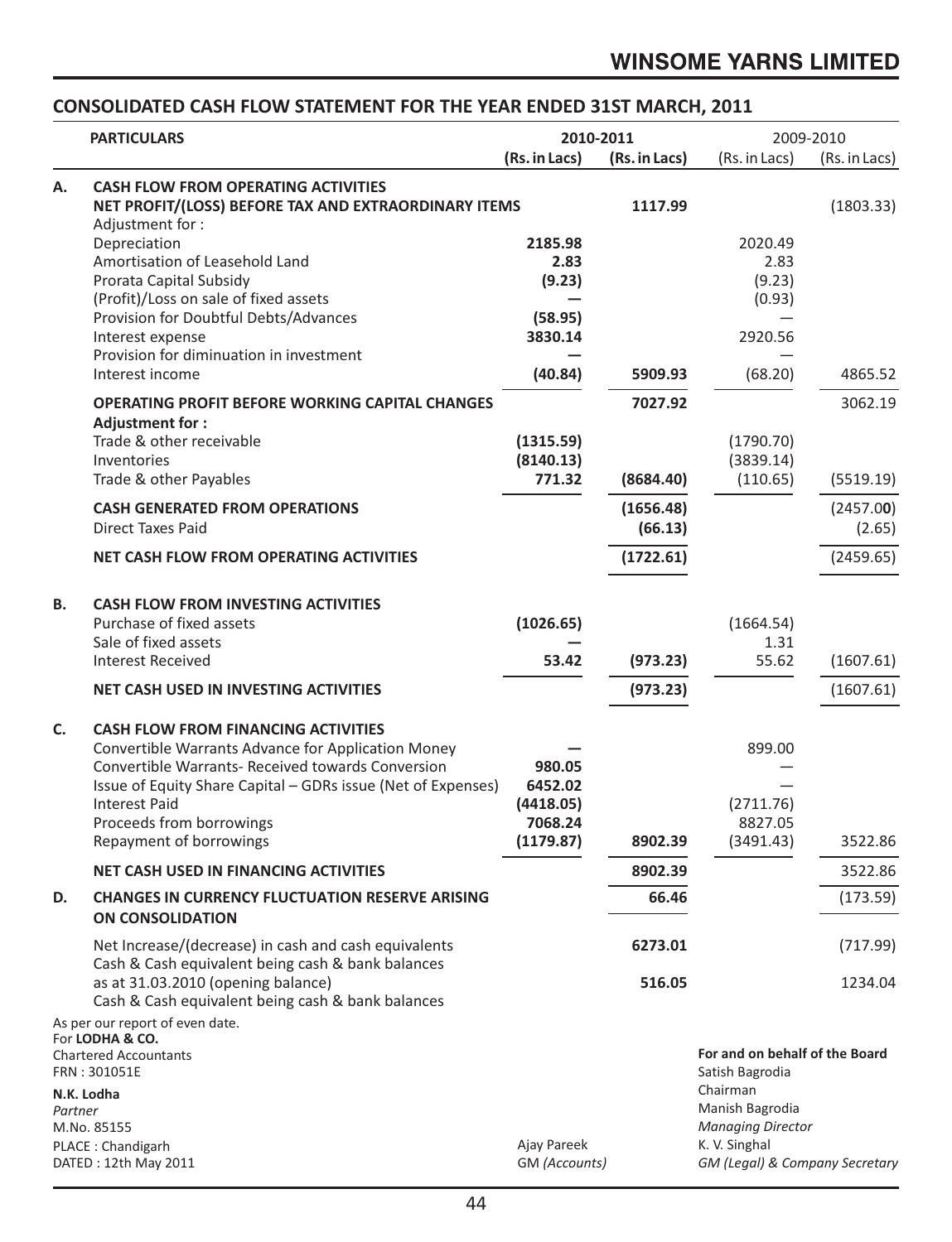## CONSOLIDATED CASH FLOW STATEMENT FOR THE YEAR ENDED 31ST MARCH, 2011

| | PARTICULARS | 2010-2011 | | 2009-2010 | |
|---|---|---|---|---|---|
| | | (Rs. in Lacs) | (Rs. in Lacs) | (Rs. in Lacs) | (Rs. in Lacs) |
| **A.** | **CASH FLOW FROM OPERATING ACTIVITIES** | | | | |
| | **NET PROFIT/(LOSS) BEFORE TAX AND EXTRAORDINARY ITEMS** | | **1117.99** | | (1803.33) |
| | Adjustment for : | | | | |
| | Depreciation | **2185.98** | | 2020.49 | |
| | Amortisation of Leasehold Land | **2.83** | | 2.83 | |
| | Prorata Capital Subsidy | **(9.23)** | | (9.23) | |
| | (Profit)/Loss on sale of fixed assets | **—** | | (0.93) | |
| | Provision for Doubtful Debts/Advances | **(58.95)** | | — | |
| | Interest expense | **3830.14** | | 2920.56 | |
| | Provision for diminuation in investment | **—** | | — | |
| | Interest income | **(40.84)** | **5909.93** | (68.20) | 4865.52 |
| | **OPERATING PROFIT BEFORE WORKING CAPITAL CHANGES** | | **7027.92** | | 3062.19 |
| | **Adjustment for :** | | | | |
| | Trade & other receivable | **(1315.59)** | | (1790.70) | |
| | Inventories | **(8140.13)** | | (3839.14) | |
| | Trade & other Payables | **771.32** | **(8684.40)** | (110.65) | (5519.19) |
| | **CASH GENERATED FROM OPERATIONS** | | **(1656.48)** | | (2457.00) |
| | Direct Taxes Paid | | **(66.13)** | | (2.65) |
| | **NET CASH FLOW FROM OPERATING ACTIVITIES** | | **(1722.61)** | | (2459.65) |
| **B.** | **CASH FLOW FROM INVESTING ACTIVITIES** | | | | |
| | Purchase of fixed assets | **(1026.65)** | | (1664.54) | |
| | Sale of fixed assets | **—** | | 1.31 | |
| | Interest Received | **53.42** | **(973.23)** | 55.62 | (1607.61) |
| | **NET CASH USED IN INVESTING ACTIVITIES** | | **(973.23)** | | (1607.61) |
| **C.** | **CASH FLOW FROM FINANCING ACTIVITIES** | | | | |
| | Convertible Warrants Advance for Application Money | **—** | | 899.00 | |
| | Convertible Warrants- Received towards Conversion | **980.05** | | — | |
| | Issue of Equity Share Capital – GDRs issue (Net of Expenses) | **6452.02** | | — | |
| | Interest Paid | **(4418.05)** | | (2711.76) | |
| | Proceeds from borrowings | **7068.24** | | 8827.05 | |
| | Repayment of borrowings | **(1179.87)** | **8902.39** | (3491.43) | 3522.86 |
| | **NET CASH USED IN FINANCING ACTIVITIES** | | **8902.39** | | 3522.86 |
| **D.** | **CHANGES IN CURRENCY FLUCTUATION RESERVE ARISING ON CONSOLIDATION** | | **66.46** | | (173.59) |
| | Net Increase/(decrease) in cash and cash equivalents | | **6273.01** | | (717.99) |
| | Cash & Cash equivalent being cash & bank balances as at 31.03.2010 (opening balance) | | **516.05** | | 1234.04 |
| | Cash & Cash equivalent being cash & bank balances | | | | |

As per our report of even date.
For **LODHA & CO.**
Chartered Accountants
FRN : 301051E

**N.K. Lodha**
*Partner*
M.No. 85155

PLACE : Chandigarh
DATED : 12th May 2011

Ajay Pareek
GM *(Accounts)*

**For and on behalf of the Board**
Satish Bagrodia
Chairman
Manish Bagrodia
*Managing Director*
K. V. Singhal
*GM (Legal) & Company Secretary*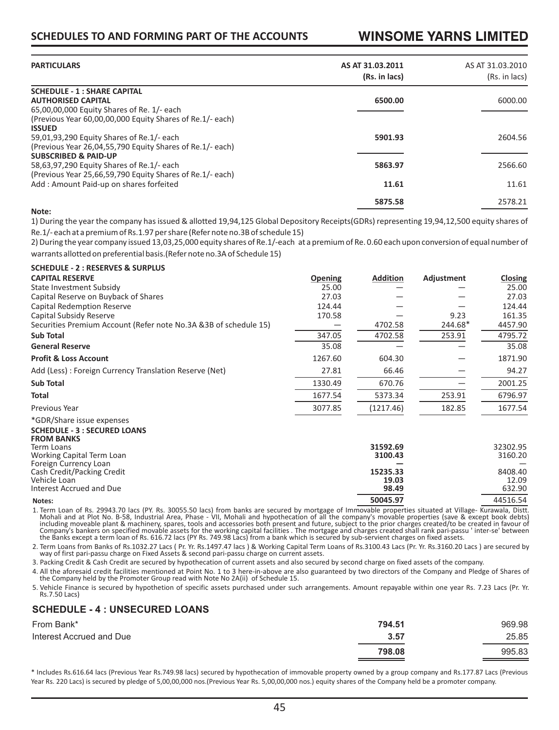## SCHEDULES TO AND FORMING PART OF THE ACCOUNTS

| PARTICULARS | AS AT 31.03.2011 (Rs. in lacs) | AS AT 31.03.2010 (Rs. in lacs) |
|---|---|---|
| **SCHEDULE - 1 : SHARE CAPITAL** | | |
| **AUTHORISED CAPITAL** | **6500.00** | 6000.00 |
| 65,00,00,000 Equity Shares of Re. 1/- each (Previous Year 60,00,00,000 Equity Shares of Re.1/- each) | | |
| **ISSUED** | | |
| 59,01,93,290 Equity Shares of Re.1/- each (Previous Year 26,04,55,790 Equity Shares of Re.1/- each) | **5901.93** | 2604.56 |
| **SUBSCRIBED & PAID-UP** | | |
| 58,63,97,290 Equity Shares of Re.1/- each (Previous Year 25,66,59,790 Equity Shares of Re.1/- each) | **5863.97** | 2566.60 |
| Add : Amount Paid-up on shares forfeited | **11.61** | 11.61 |
| | **5875.58** | 2578.21 |

**Note:**

1) During the year the company has issued & allotted 19,94,125 Global Depository Receipts(GDRs) representing 19,94,12,500 equity shares of Re.1/- each at a premium of Rs.1.97 per share (Refer note no.3B of schedule 15)

2) During the year company issued 13,03,25,000 equity shares of Re.1/-each at a premium of Re. 0.60 each upon conversion of equal number of warrants allotted on preferential basis.(Refer note no.3A of Schedule 15)

**SCHEDULE - 2 : RESERVES & SURPLUS**

| **CAPITAL RESERVE** | **Opening** | **Addition** | **Adjustment** | **Closing** |
|---|---|---|---|---|
| State Investment Subsidy | 25.00 | — | — | 25.00 |
| Capital Reserve on Buyback of Shares | 27.03 | — | — | 27.03 |
| Capital Redemption Reserve | 124.44 | — | — | 124.44 |
| Capital Subsidy Reserve | 170.58 | — | 9.23 | 161.35 |
| Securities Premium Account (Refer note No.3A &3B of schedule 15) | — | 4702.58 | 244.68* | 4457.90 |
| **Sub Total** | 347.05 | 4702.58 | 253.91 | 4795.72 |
| **General Reserve** | 35.08 | — | — | 35.08 |
| **Profit & Loss Account** | 1267.60 | 604.30 | — | 1871.90 |
| Add (Less) : Foreign Currency Translation Reserve (Net) | 27.81 | 66.46 | — | 94.27 |
| **Sub Total** | 1330.49 | 670.76 | — | 2001.25 |
| **Total** | 1677.54 | 5373.34 | 253.91 | 6796.97 |
| Previous Year | 3077.85 | (1217.46) | 182.85 | 1677.54 |

*GDR/Share issue expenses

**SCHEDULE - 3 : SECURED LOANS**

| **FROM BANKS** | | |
|---|---|---|
| Term Loans | **31592.69** | 32302.95 |
| Working Capital Term Loan | **3100.43** | 3160.20 |
| Foreign Currency Loan | **—** | — |
| Cash Credit/Packing Credit | **15235.33** | 8408.40 |
| Vehicle Loan | **19.03** | 12.09 |
| Interest Accrued and Due | **98.49** | 632.90 |
| | **50045.97** | 44516.54 |

**Notes:**

1. Term Loan of Rs. 29943.70 lacs (PY. Rs. 30055.50 lacs) from banks are secured by mortgage of Immovable properties situated at Village- Kurawala, Distt. Mohali and at Plot No. B-58, Industrial Area, Phase - VII, Mohali and hypothecation of all the company's movable properties (save & except book debts) including moveable plant & machinery, spares, tools and accessories both present and future, subject to the prior charges created/to be created in favour of Company's bankers on specified movable assets for the working capital facilities . The mortgage and charges created shall rank pari-passu ' inter-se' between the Banks except a term loan of Rs. 616.72 lacs (PY Rs. 749.98 Lacs) from a bank which is secured by sub-servient charges on fixed assets.

2. Term Loans from Banks of Rs.1032.27 Lacs ( Pr. Yr. Rs.1497.47 lacs ) & Working Capital Term Loans of Rs.3100.43 Lacs (Pr. Yr. Rs.3160.20 Lacs ) are secured by way of first pari-passu charge on Fixed Assets & second pari-passu charge on current assets.

3. Packing Credit & Cash Credit are secured by hypothecation of current assets and also secured by second charge on fixed assets of the company.

4. All the aforesaid credit facilities mentioned at Point No. 1 to 3 here-in-above are also guaranteed by two directors of the Company and Pledge of Shares of the Company held by the Promoter Group read with Note No 2A(ii) of Schedule 15.

5. Vehicle Finance is secured by hypothetion of specific assets purchased under such arrangements. Amount repayable within one year Rs. 7.23 Lacs (Pr. Yr. Rs.7.50 Lacs)

**SCHEDULE - 4 : UNSECURED LOANS**

| | | |
|---|---|---|
| From Bank* | **794.51** | 969.98 |
| Interest Accrued and Due | **3.57** | 25.85 |
| | **798.08** | 995.83 |

* Includes Rs.616.64 lacs (Previous Year Rs.749.98 lacs) secured by hypothecation of immovable property owned by a group company and Rs.177.87 Lacs (Previous Year Rs. 220 Lacs) is secured by pledge of 5,00,00,000 nos.(Previous Year Rs. 5,00,00,000 nos.) equity shares of the Company held be a promoter company.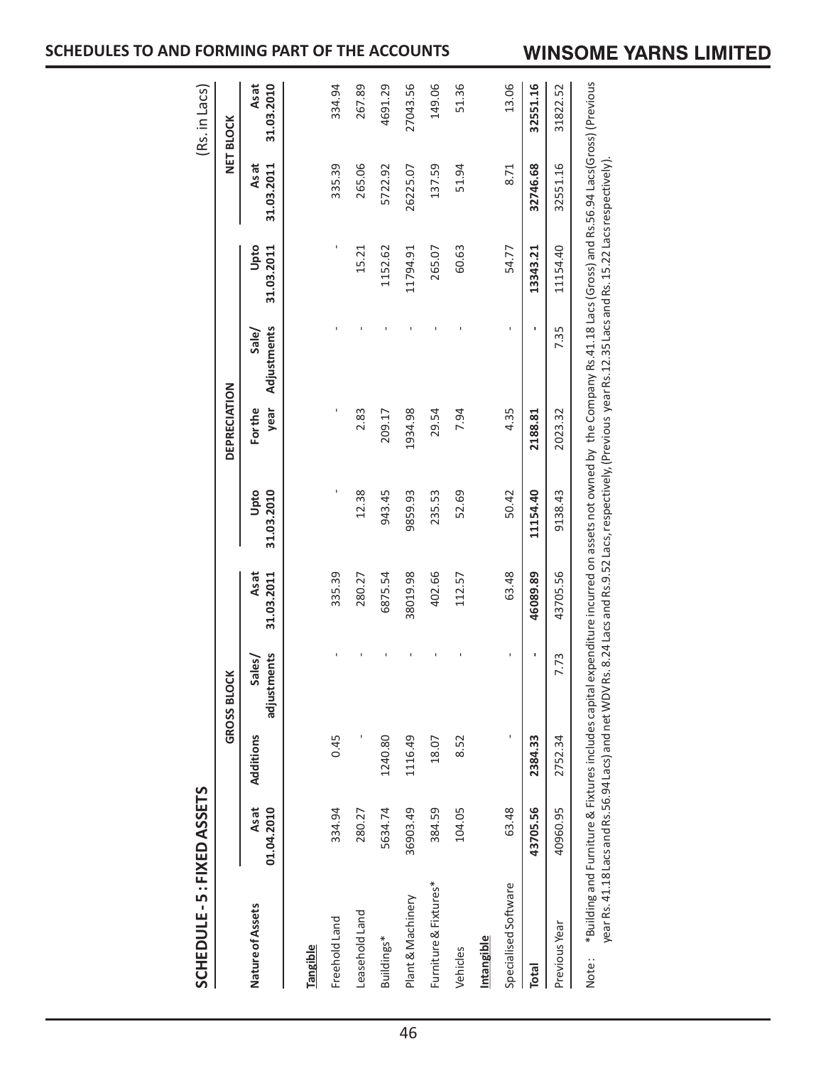## SCHEDULE - 5 : FIXED ASSETS

(Rs. in Lacs)

| Nature of Assets | GROSS BLOCK | | | | DEPRECIATION | | | | NET BLOCK | |
|---|---|---|---|---|---|---|---|---|---|---|
| | As at 01.04.2010 | Additions | Sales/ adjustments | As at 31.03.2011 | Upto 31.03.2010 | For the year | Sale/ Adjustments | Upto 31.03.2011 | As at 31.03.2011 | As at 31.03.2010 |
| **Tangible** | | | | | | | | | | |
| Freehold Land | 334.94 | 0.45 | - | 335.39 | - | - | - | - | 335.39 | 334.94 |
| Leasehold Land | 280.27 | - | - | 280.27 | 12.38 | 2.83 | - | 15.21 | 265.06 | 267.89 |
| Buildings* | 5634.74 | 1240.80 | - | 6875.54 | 943.45 | 209.17 | - | 1152.62 | 5722.92 | 4691.29 |
| Plant & Machinery | 36903.49 | 1116.49 | - | 38019.98 | 9859.93 | 1934.98 | - | 11794.91 | 26225.07 | 27043.56 |
| Furniture & Fixtures* | 384.59 | 18.07 | - | 402.66 | 235.53 | 29.54 | - | 265.07 | 137.59 | 149.06 |
| Vehicles | 104.05 | 8.52 | - | 112.57 | 52.69 | 7.94 | - | 60.63 | 51.94 | 51.36 |
| **Intangible** | | | | | | | | | | |
| Specialised Software | 63.48 | - | - | 63.48 | 50.42 | 4.35 | - | 54.77 | 8.71 | 13.06 |
| **Total** | **43705.56** | **2384.33** | **-** | **46089.89** | **11154.40** | **2188.81** | **-** | **13343.21** | **32746.68** | **32551.16** |
| Previous Year | 40960.95 | 2752.34 | 7.73 | 43705.56 | 9138.43 | 2023.32 | 7.35 | 11154.40 | 32551.16 | 31822.52 |

Note : *Building and Furniture & Fixtures includes capital expenditure incurred on assets not owned by the Company Rs.41.18 Lacs (Gross) and Rs.56.94 Lacs(Gross) (Previous year Rs. 41.18 Lacs and Rs.56.94 Lacs) and net WDV Rs. 8.24 Lacs and Rs.9.52 Lacs, respectively, (Previous year Rs.12.35 Lacs and Rs. 15.22 Lacs respectively).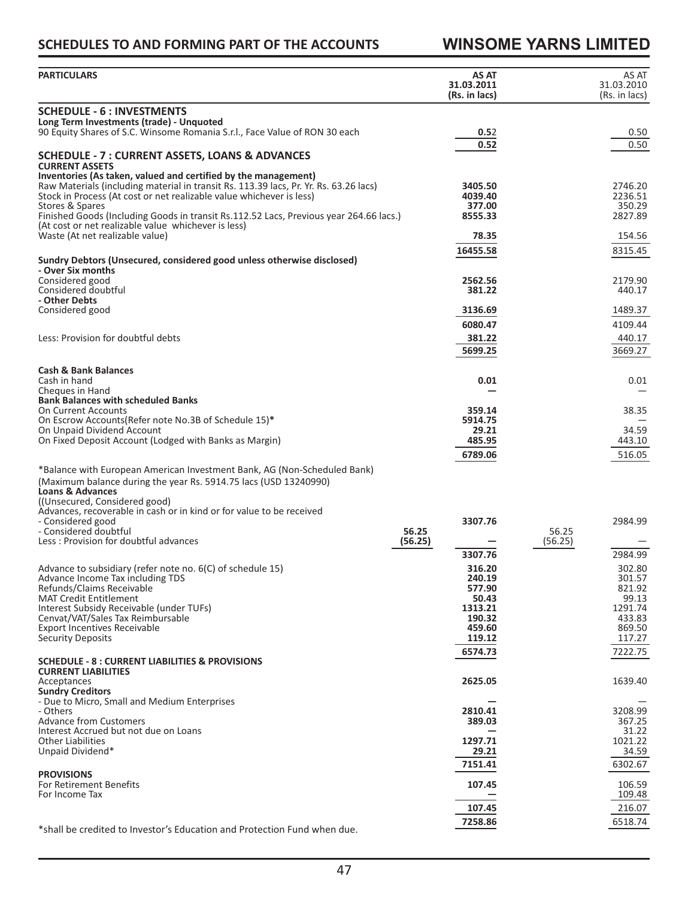| PARTICULARS | | AS AT 31.03.2011 (Rs. in lacs) | | AS AT 31.03.2010 (Rs. in lacs) |
|---|---|---|---|---|
| **SCHEDULE - 6 : INVESTMENTS** | | | | |
| **Long Term Investments (trade) - Unquoted** | | | | |
| 90 Equity Shares of S.C. Winsome Romania S.r.l., Face Value of RON 30 each | | **0.52** | | 0.50 |
| | | **0.52** | | 0.50 |
| **SCHEDULE - 7 : CURRENT ASSETS, LOANS & ADVANCES** | | | | |
| **CURRENT ASSETS** | | | | |
| **Inventories (As taken, valued and certified by the management)** | | | | |
| Raw Materials (including material in transit Rs. 113.39 lacs, Pr. Yr. Rs. 63.26 lacs) | | **3405.50** | | 2746.20 |
| Stock in Process (At cost or net realizable value whichever is less) | | **4039.40** | | 2236.51 |
| Stores & Spares | | **377.00** | | 350.29 |
| Finished Goods (Including Goods in transit Rs.112.52 Lacs, Previous year 264.66 lacs.) (At cost or net realizable value whichever is less) | | **8555.33** | | 2827.89 |
| Waste (At net realizable value) | | **78.35** | | 154.56 |
| | | **16455.58** | | 8315.45 |
| **Sundry Debtors (Unsecured, considered good unless otherwise disclosed)** | | | | |
| **- Over Six months** | | | | |
| Considered good | | **2562.56** | | 2179.90 |
| Considered doubtful | | **381.22** | | 440.17 |
| **- Other Debts** | | | | |
| Considered good | | **3136.69** | | 1489.37 |
| | | **6080.47** | | 4109.44 |
| Less: Provision for doubtful debts | | **381.22** | | 440.17 |
| | | **5699.25** | | 3669.27 |
| **Cash & Bank Balances** | | | | |
| Cash in hand | | **0.01** | | 0.01 |
| Cheques in Hand | | **—** | | — |
| **Bank Balances with scheduled Banks** | | | | |
| On Current Accounts | | **359.14** | | 38.35 |
| On Escrow Accounts(Refer note No.3B of Schedule 15)* | | **5914.75** | | — |
| On Unpaid Dividend Account | | **29.21** | | 34.59 |
| On Fixed Deposit Account (Lodged with Banks as Margin) | | **485.95** | | 443.10 |
| | | **6789.06** | | 516.05 |
| *Balance with European American Investment Bank, AG (Non-Scheduled Bank) | | | | |
| (Maximum balance during the year Rs. 5914.75 lacs (USD 13240990) | | | | |
| **Loans & Advances** | | | | |
| ((Unsecured, Considered good) | | | | |
| Advances, recoverable in cash or in kind or for value to be received | | | | |
| - Considered good | | **3307.76** | | 2984.99 |
| - Considered doubtful | **56.25** | | 56.25 | |
| Less : Provision for doubtful advances | **(56.25)** | **—** | (56.25) | — |
| | | **3307.76** | | 2984.99 |
| Advance to subsidiary (refer note no. 6(C) of schedule 15) | | **316.20** | | 302.80 |
| Advance Income Tax including TDS | | **240.19** | | 301.57 |
| Refunds/Claims Receivable | | **577.90** | | 821.92 |
| MAT Credit Entitlement | | **50.43** | | 99.13 |
| Interest Subsidy Receivable (under TUFs) | | **1313.21** | | 1291.74 |
| Cenvat/VAT/Sales Tax Reimbursable | | **190.32** | | 433.83 |
| Export Incentives Receivable | | **459.60** | | 869.50 |
| Security Deposits | | **119.12** | | 117.27 |
| | | **6574.73** | | 7222.75 |
| **SCHEDULE - 8 : CURRENT LIABILITIES & PROVISIONS** | | | | |
| **CURRENT LIABILITIES** | | | | |
| Acceptances | | **2625.05** | | 1639.40 |
| **Sundry Creditors** | | | | |
| - Due to Micro, Small and Medium Enterprises | | **—** | | — |
| - Others | | **2810.41** | | 3208.99 |
| Advance from Customers | | **389.03** | | 367.25 |
| Interest Accrued but not due on Loans | | **—** | | 31.22 |
| Other Liabilities | | **1297.71** | | 1021.22 |
| Unpaid Dividend* | | **29.21** | | 34.59 |
| | | **7151.41** | | 6302.67 |
| **PROVISIONS** | | | | |
| For Retirement Benefits | | **107.45** | | 106.59 |
| For Income Tax | | **—** | | 109.48 |
| | | **107.45** | | 216.07 |
| | | **7258.86** | | 6518.74 |

*shall be credited to Investor's Education and Protection Fund when due.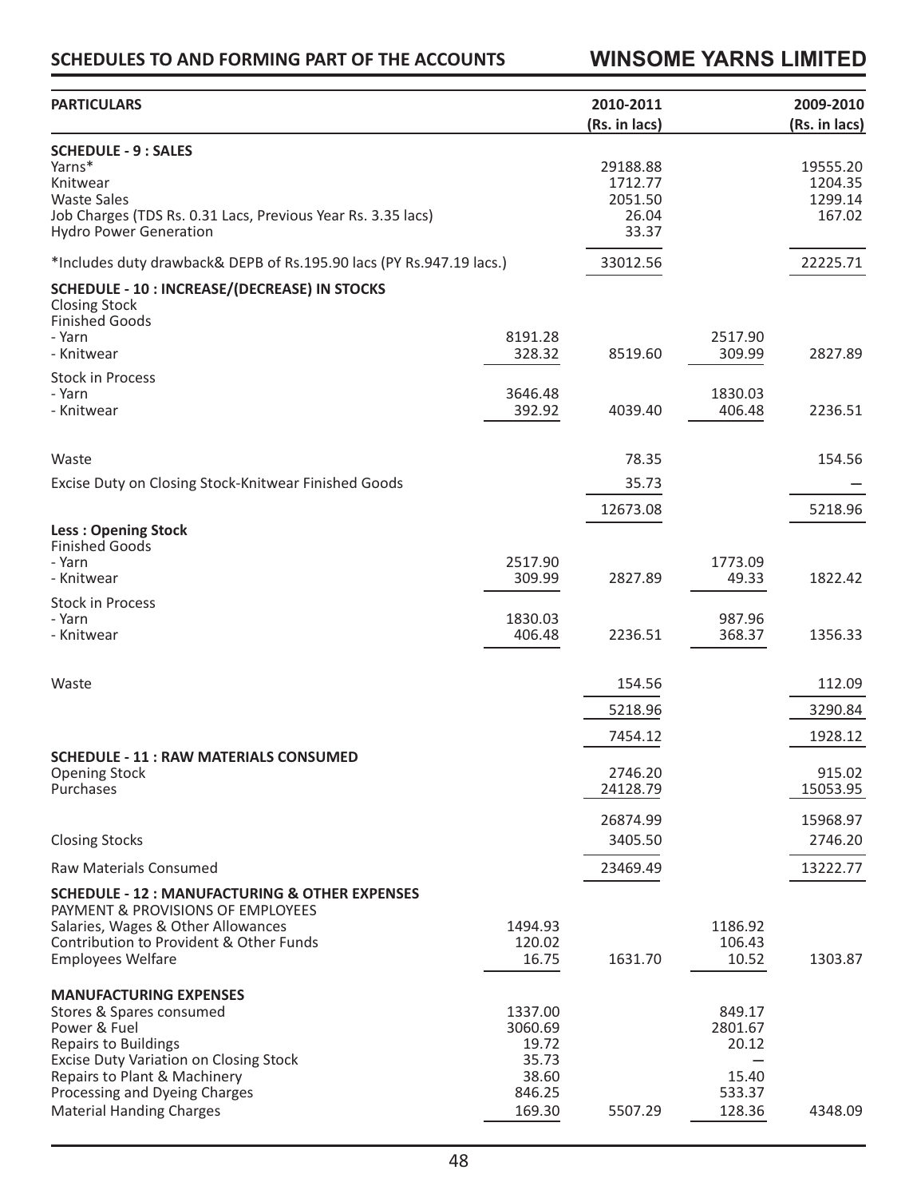| PARTICULARS | | 2010-2011 (Rs. in lacs) | | 2009-2010 (Rs. in lacs) |
|---|---|---|---|---|
| **SCHEDULE - 9 : SALES** | | | | |
| Yarns* | | 29188.88 | | 19555.20 |
| Knitwear | | 1712.77 | | 1204.35 |
| Waste Sales | | 2051.50 | | 1299.14 |
| Job Charges (TDS Rs. 0.31 Lacs, Previous Year Rs. 3.35 lacs) | | 26.04 | | 167.02 |
| Hydro Power Generation | | 33.37 | | |
| *Includes duty drawback& DEPB of Rs.195.90 lacs (PY Rs.947.19 lacs.) | | 33012.56 | | 22225.71 |
| **SCHEDULE - 10 : INCREASE/(DECREASE) IN STOCKS** | | | | |
| Closing Stock | | | | |
| Finished Goods | | | | |
| - Yarn | 8191.28 | | 2517.90 | |
| - Knitwear | 328.32 | 8519.60 | 309.99 | 2827.89 |
| Stock in Process | | | | |
| - Yarn | 3646.48 | | 1830.03 | |
| - Knitwear | 392.92 | 4039.40 | 406.48 | 2236.51 |
| Waste | | 78.35 | | 154.56 |
| Excise Duty on Closing Stock-Knitwear Finished Goods | | 35.73 | | — |
| | | 12673.08 | | 5218.96 |
| **Less : Opening Stock** | | | | |
| Finished Goods | | | | |
| - Yarn | 2517.90 | | 1773.09 | |
| - Knitwear | 309.99 | 2827.89 | 49.33 | 1822.42 |
| Stock in Process | | | | |
| - Yarn | 1830.03 | | 987.96 | |
| - Knitwear | 406.48 | 2236.51 | 368.37 | 1356.33 |
| Waste | | 154.56 | | 112.09 |
| | | 5218.96 | | 3290.84 |
| | | 7454.12 | | 1928.12 |
| **SCHEDULE - 11 : RAW MATERIALS CONSUMED** | | | | |
| Opening Stock | | 2746.20 | | 915.02 |
| Purchases | | 24128.79 | | 15053.95 |
| | | 26874.99 | | 15968.97 |
| Closing Stocks | | 3405.50 | | 2746.20 |
| Raw Materials Consumed | | 23469.49 | | 13222.77 |
| **SCHEDULE - 12 : MANUFACTURING & OTHER EXPENSES** | | | | |
| PAYMENT & PROVISIONS OF EMPLOYEES | | | | |
| Salaries, Wages & Other Allowances | 1494.93 | | 1186.92 | |
| Contribution to Provident & Other Funds | 120.02 | | 106.43 | |
| Employees Welfare | 16.75 | 1631.70 | 10.52 | 1303.87 |
| **MANUFACTURING EXPENSES** | | | | |
| Stores & Spares consumed | 1337.00 | | 849.17 | |
| Power & Fuel | 3060.69 | | 2801.67 | |
| Repairs to Buildings | 19.72 | | 20.12 | |
| Excise Duty Variation on Closing Stock | 35.73 | | — | |
| Repairs to Plant & Machinery | 38.60 | | 15.40 | |
| Processing and Dyeing Charges | 846.25 | | 533.37 | |
| Material Handing Charges | 169.30 | 5507.29 | 128.36 | 4348.09 |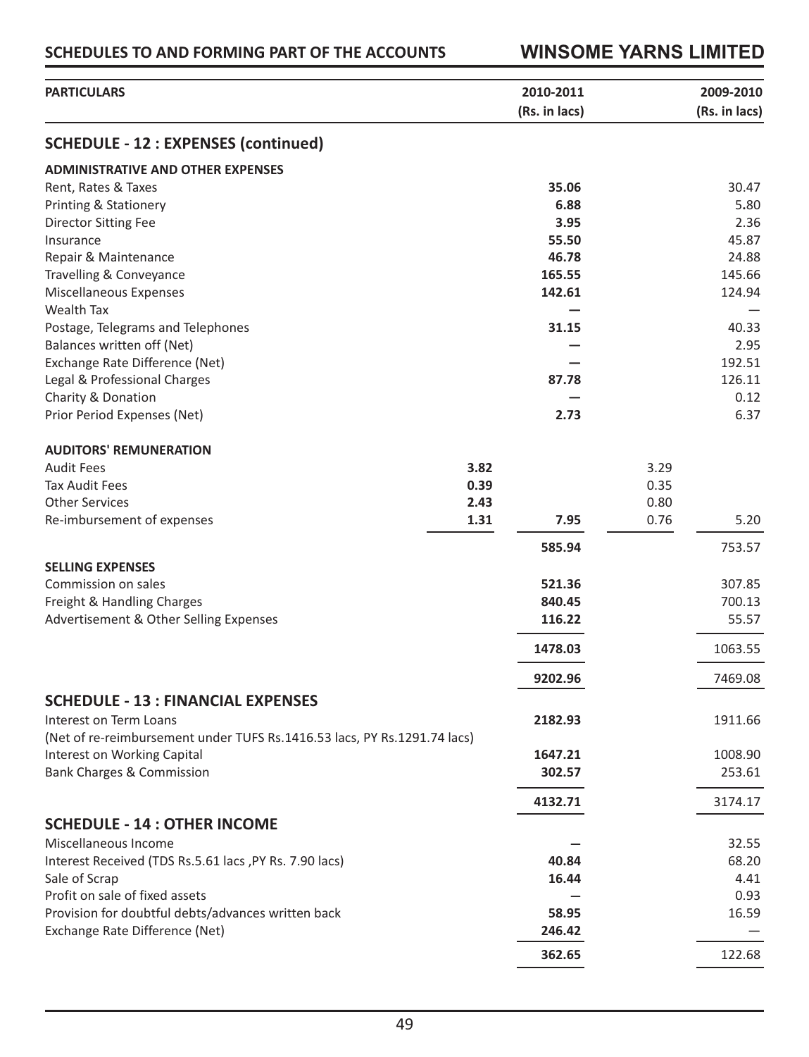SCHEDULES TO AND FORMING PART OF THE ACCOUNTS

| PARTICULARS | | 2010-2011 (Rs. in lacs) | | 2009-2010 (Rs. in lacs) |
|---|---|---|---|---|
| **SCHEDULE - 12 : EXPENSES (continued)** | | | | |
| **ADMINISTRATIVE AND OTHER EXPENSES** | | | | |
| Rent, Rates & Taxes | | **35.06** | | 30.47 |
| Printing & Stationery | | **6.88** | | 5.80 |
| Director Sitting Fee | | **3.95** | | 2.36 |
| Insurance | | **55.50** | | 45.87 |
| Repair & Maintenance | | **46.78** | | 24.88 |
| Travelling & Conveyance | | **165.55** | | 145.66 |
| Miscellaneous Expenses | | **142.61** | | 124.94 |
| Wealth Tax | | **—** | | — |
| Postage, Telegrams and Telephones | | **31.15** | | 40.33 |
| Balances written off (Net) | | **—** | | 2.95 |
| Exchange Rate Difference (Net) | | **—** | | 192.51 |
| Legal & Professional Charges | | **87.78** | | 126.11 |
| Charity & Donation | | **—** | | 0.12 |
| Prior Period Expenses (Net) | | **2.73** | | 6.37 |
| **AUDITORS' REMUNERATION** | | | | |
| Audit Fees | **3.82** | | 3.29 | |
| Tax Audit Fees | **0.39** | | 0.35 | |
| Other Services | **2.43** | | 0.80 | |
| Re-imbursement of expenses | **1.31** | **7.95** | 0.76 | 5.20 |
| | | **585.94** | | 753.57 |
| **SELLING EXPENSES** | | | | |
| Commission on sales | | **521.36** | | 307.85 |
| Freight & Handling Charges | | **840.45** | | 700.13 |
| Advertisement & Other Selling Expenses | | **116.22** | | 55.57 |
| | | **1478.03** | | 1063.55 |
| | | **9202.96** | | 7469.08 |
| **SCHEDULE - 13 : FINANCIAL EXPENSES** | | | | |
| Interest on Term Loans | | **2182.93** | | 1911.66 |
| (Net of re-reimbursement under TUFS Rs.1416.53 lacs, PY Rs.1291.74 lacs) | | | | |
| Interest on Working Capital | | **1647.21** | | 1008.90 |
| Bank Charges & Commission | | **302.57** | | 253.61 |
| | | **4132.71** | | 3174.17 |
| **SCHEDULE - 14 : OTHER INCOME** | | | | |
| Miscellaneous Income | | **—** | | 32.55 |
| Interest Received (TDS Rs.5.61 lacs ,PY Rs. 7.90 lacs) | | **40.84** | | 68.20 |
| Sale of Scrap | | **16.44** | | 4.41 |
| Profit on sale of fixed assets | | **—** | | 0.93 |
| Provision for doubtful debts/advances written back | | **58.95** | | 16.59 |
| Exchange Rate Difference (Net) | | **246.42** | | — |
| | | **362.65** | | 122.68 |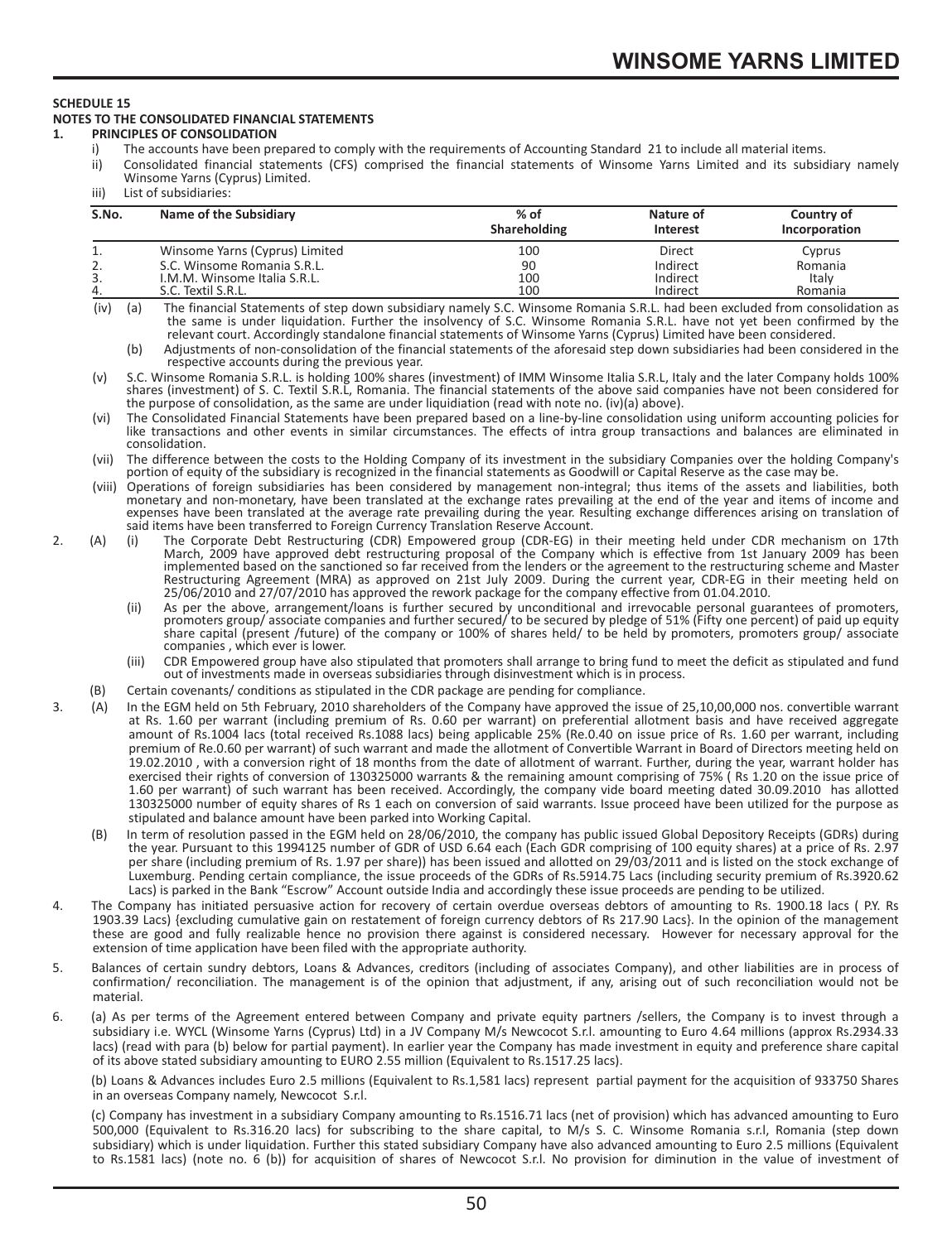**SCHEDULE 15**

**NOTES TO THE CONSOLIDATED FINANCIAL STATEMENTS**

**1. PRINCIPLES OF CONSOLIDATION**

i) The accounts have been prepared to comply with the requirements of Accounting Standard 21 to include all material items.

ii) Consolidated financial statements (CFS) comprised the financial statements of Winsome Yarns Limited and its subsidiary namely Winsome Yarns (Cyprus) Limited.

iii) List of subsidiaries:

| S.No. | Name of the Subsidiary | % of Shareholding | Nature of Interest | Country of Incorporation |
|---|---|---|---|---|
| 1. | Winsome Yarns (Cyprus) Limited | 100 | Direct | Cyprus |
| 2. | S.C. Winsome Romania S.R.L. | 90 | Indirect | Romania |
| 3. | I.M.M. Winsome Italia S.R.L. | 100 | Indirect | Italy |
| 4. | S.C. Textil S.R.L. | 100 | Indirect | Romania |

(iv) (a) The financial Statements of step down subsidiary namely S.C. Winsome Romania S.R.L. had been excluded from consolidation as the same is under liquidation. Further the insolvency of S.C. Winsome Romania S.R.L. have not yet been confirmed by the relevant court. Accordingly standalone financial statements of Winsome Yarns (Cyprus) Limited have been considered.

(b) Adjustments of non-consolidation of the financial statements of the aforesaid step down subsidiaries had been considered in the respective accounts during the previous year.

(v) S.C. Winsome Romania S.R.L. is holding 100% shares (investment) of IMM Winsome Italia S.R.L, Italy and the later Company holds 100% shares (investment) of S. C. Textil S.R.L, Romania. The financial statements of the above said companies have not been considered for the purpose of consolidation, as the same are under liquidiation (read with note no. (iv)(a) above).

(vi) The Consolidated Financial Statements have been prepared based on a line-by-line consolidation using uniform accounting policies for like transactions and other events in similar circumstances. The effects of intra group transactions and balances are eliminated in consolidation.

(vii) The difference between the costs to the Holding Company of its investment in the subsidiary Companies over the holding Company's portion of equity of the subsidiary is recognized in the financial statements as Goodwill or Capital Reserve as the case may be.

(viii) Operations of foreign subsidiaries has been considered by management non-integral; thus items of the assets and liabilities, both monetary and non-monetary, have been translated at the exchange rates prevailing at the end of the year and items of income and expenses have been translated at the average rate prevailing during the year. Resulting exchange differences arising on translation of said items have been transferred to Foreign Currency Translation Reserve Account.

2. (A) (i) The Corporate Debt Restructuring (CDR) Empowered group (CDR-EG) in their meeting held under CDR mechanism on 17th March, 2009 have approved debt restructuring proposal of the Company which is effective from 1st January 2009 has been implemented based on the sanctioned so far received from the lenders or the agreement to the restructuring scheme and Master Restructuring Agreement (MRA) as approved on 21st July 2009. During the current year, CDR-EG in their meeting held on 25/06/2010 and 27/07/2010 has approved the rework package for the company effective from 01.04.2010.

(ii) As per the above, arrangement/loans is further secured by unconditional and irrevocable personal guarantees of promoters, promoters group/ associate companies and further secured/ to be secured by pledge of 51% (Fifty one percent) of paid up equity share capital (present /future) of the company or 100% of shares held/ to be held by promoters, promoters group/ associate companies , which ever is lower.

(iii) CDR Empowered group have also stipulated that promoters shall arrange to bring fund to meet the deficit as stipulated and fund out of investments made in overseas subsidiaries through disinvestment which is in process.

(B) Certain covenants/ conditions as stipulated in the CDR package are pending for compliance.

3. (A) In the EGM held on 5th February, 2010 shareholders of the Company have approved the issue of 25,10,00,000 nos. convertible warrant at Rs. 1.60 per warrant (including premium of Rs. 0.60 per warrant) on preferential allotment basis and have received aggregate amount of Rs.1004 lacs (total received Rs.1088 lacs) being applicable 25% (Re.0.40 on issue price of Rs. 1.60 per warrant, including premium of Re.0.60 per warrant) of such warrant and made the allotment of Convertible Warrant in Board of Directors meeting held on 19.02.2010 , with a conversion right of 18 months from the date of allotment of warrant. Further, during the year, warrant holder has exercised their rights of conversion of 130325000 warrants & the remaining amount comprising of 75% ( Rs 1.20 on the issue price of 1.60 per warrant) of such warrant has been received. Accordingly, the company vide board meeting dated 30.09.2010 has allotted 130325000 number of equity shares of Rs 1 each on conversion of said warrants. Issue proceed have been utilized for the purpose as stipulated and balance amount have been parked into Working Capital.

(B) In term of resolution passed in the EGM held on 28/06/2010, the company has public issued Global Depository Receipts (GDRs) during the year. Pursuant to this 1994125 number of GDR of USD 6.64 each (Each GDR comprising of 100 equity shares) at a price of Rs. 2.97 per share (including premium of Rs. 1.97 per share)) has been issued and allotted on 29/03/2011 and is listed on the stock exchange of Luxemburg. Pending certain compliance, the issue proceeds of the GDRs of Rs.5914.75 Lacs (including security premium of Rs.3920.62 Lacs) is parked in the Bank "Escrow" Account outside India and accordingly these issue proceeds are pending to be utilized.

4. The Company has initiated persuasive action for recovery of certain overdue overseas debtors of amounting to Rs. 1900.18 lacs ( P.Y. Rs 1903.39 Lacs) {excluding cumulative gain on restatement of foreign currency debtors of Rs 217.90 Lacs}. In the opinion of the management these are good and fully realizable hence no provision there against is considered necessary. However for necessary approval for the extension of time application have been filed with the appropriate authority.

5. Balances of certain sundry debtors, Loans & Advances, creditors (including of associates Company), and other liabilities are in process of confirmation/ reconciliation. The management is of the opinion that adjustment, if any, arising out of such reconciliation would not be material.

6. (a) As per terms of the Agreement entered between Company and private equity partners /sellers, the Company is to invest through a subsidiary i.e. WYCL (Winsome Yarns (Cyprus) Ltd) in a JV Company M/s Newcocot S.r.l. amounting to Euro 4.64 millions (approx Rs.2934.33 lacs) (read with para (b) below for partial payment). In earlier year the Company has made investment in equity and preference share capital of its above stated subsidiary amounting to EURO 2.55 million (Equivalent to Rs.1517.25 lacs).

(b) Loans & Advances includes Euro 2.5 millions (Equivalent to Rs.1,581 lacs) represent partial payment for the acquisition of 933750 Shares in an overseas Company namely, Newcocot S.r.l.

(c) Company has investment in a subsidiary Company amounting to Rs.1516.71 lacs (net of provision) which has advanced amounting to Euro 500,000 (Equivalent to Rs.316.20 lacs) for subscribing to the share capital, to M/s S. C. Winsome Romania s.r.l, Romania (step down subsidiary) which is under liquidation. Further this stated subsidiary Company have also advanced amounting to Euro 2.5 millions (Equivalent to Rs.1581 lacs) (note no. 6 (b)) for acquisition of shares of Newcocot S.r.l. No provision for diminution in the value of investment of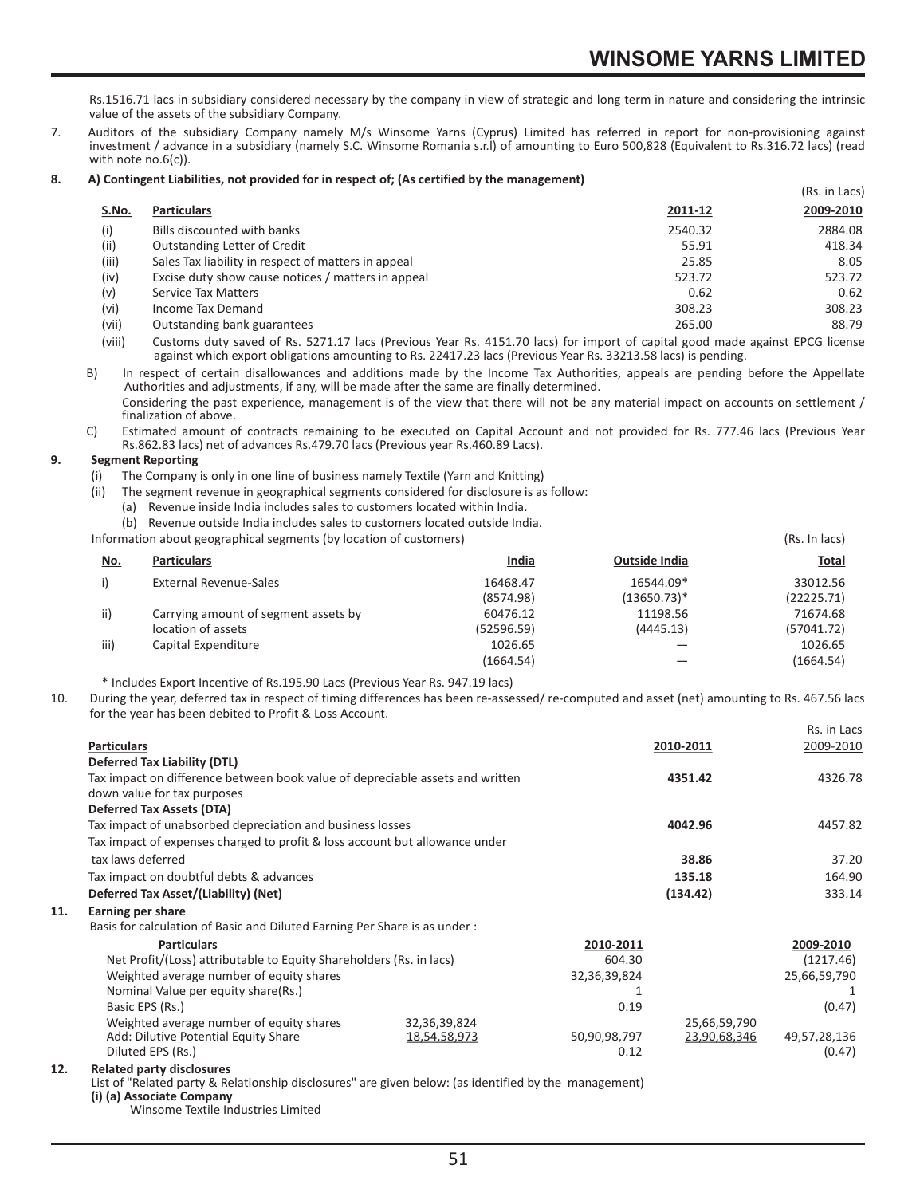Rs.1516.71 lacs in subsidiary considered necessary by the company in view of strategic and long term in nature and considering the intrinsic value of the assets of the subsidiary Company.

7. Auditors of the subsidiary Company namely M/s Winsome Yarns (Cyprus) Limited has referred in report for non-provisioning against investment / advance in a subsidiary (namely S.C. Winsome Romania s.r.l) of amounting to Euro 500,828 (Equivalent to Rs.316.72 lacs) (read with note no.6(c)).

**8. A) Contingent Liabilities, not provided for in respect of; (As certified by the management)**

(Rs. in Lacs)

| S.No. | Particulars | 2011-12 | 2009-2010 |
|---|---|---|---|
| (i) | Bills discounted with banks | 2540.32 | 2884.08 |
| (ii) | Outstanding Letter of Credit | 55.91 | 418.34 |
| (iii) | Sales Tax liability in respect of matters in appeal | 25.85 | 8.05 |
| (iv) | Excise duty show cause notices / matters in appeal | 523.72 | 523.72 |
| (v) | Service Tax Matters | 0.62 | 0.62 |
| (vi) | Income Tax Demand | 308.23 | 308.23 |
| (vii) | Outstanding bank guarantees | 265.00 | 88.79 |

(viii) Customs duty saved of Rs. 5271.17 lacs (Previous Year Rs. 4151.70 lacs) for import of capital good made against EPCG license against which export obligations amounting to Rs. 22417.23 lacs (Previous Year Rs. 33213.58 lacs) is pending.

B) In respect of certain disallowances and additions made by the Income Tax Authorities, appeals are pending before the Appellate Authorities and adjustments, if any, will be made after the same are finally determined.

Considering the past experience, management is of the view that there will not be any material impact on accounts on settlement / finalization of above.

C) Estimated amount of contracts remaining to be executed on Capital Account and not provided for Rs. 777.46 lacs (Previous Year Rs.862.83 lacs) net of advances Rs.479.70 lacs (Previous year Rs.460.89 Lacs).

**9. Segment Reporting**

(i) The Company is only in one line of business namely Textile (Yarn and Knitting)

(ii) The segment revenue in geographical segments considered for disclosure is as follow:

(a) Revenue inside India includes sales to customers located within India.

(b) Revenue outside India includes sales to customers located outside India.

Information about geographical segments (by location of customers) (Rs. In lacs)

| No. | Particulars | India | Outside India | Total |
|---|---|---|---|---|
| i) | External Revenue-Sales | 16468.47 | 16544.09* | 33012.56 |
| | | (8574.98) | (13650.73)* | (22225.71) |
| ii) | Carrying amount of segment assets by location of assets | 60476.12 | 11198.56 | 71674.68 |
| | | (52596.59) | (4445.13) | (57041.72) |
| iii) | Capital Expenditure | 1026.65 | — | 1026.65 |
| | | (1664.54) | — | (1664.54) |

\* Includes Export Incentive of Rs.195.90 Lacs (Previous Year Rs. 947.19 lacs)

10. During the year, deferred tax in respect of timing differences has been re-assessed/ re-computed and asset (net) amounting to Rs. 467.56 lacs for the year has been debited to Profit & Loss Account.

Rs. in Lacs

| Particulars | 2010-2011 | 2009-2010 |
|---|---|---|
| **Deferred Tax Liability (DTL)** | | |
| Tax impact on difference between book value of depreciable assets and written down value for tax purposes | **4351.42** | 4326.78 |
| **Deferred Tax Assets (DTA)** | | |
| Tax impact of unabsorbed depreciation and business losses | **4042.96** | 4457.82 |
| Tax impact of expenses charged to profit & loss account but allowance under tax laws deferred | **38.86** | 37.20 |
| Tax impact on doubtful debts & advances | **135.18** | 164.90 |
| **Deferred Tax Asset/(Liability) (Net)** | **(134.42)** | 333.14 |

**11. Earning per share**

Basis for calculation of Basic and Diluted Earning Per Share is as under :

| Particulars | | 2010-2011 | | 2009-2010 |
|---|---|---|---|---|
| Net Profit/(Loss) attributable to Equity Shareholders (Rs. in lacs) | | 604.30 | | (1217.46) |
| Weighted average number of equity shares | | 32,36,39,824 | | 25,66,59,790 |
| Nominal Value per equity share(Rs.) | | 1 | | 1 |
| Basic EPS (Rs.) | | 0.19 | | (0.47) |
| Weighted average number of equity shares | 32,36,39,824 | | 25,66,59,790 | |
| Add: Dilutive Potential Equity Share | 18,54,58,973 | 50,90,98,797 | 23,90,68,346 | 49,57,28,136 |
| Diluted EPS (Rs.) | | 0.12 | | (0.47) |

**12. Related party disclosures**

List of "Related party & Relationship disclosures" are given below: (as identified by the management)

**(i) (a) Associate Company**

Winsome Textile Industries Limited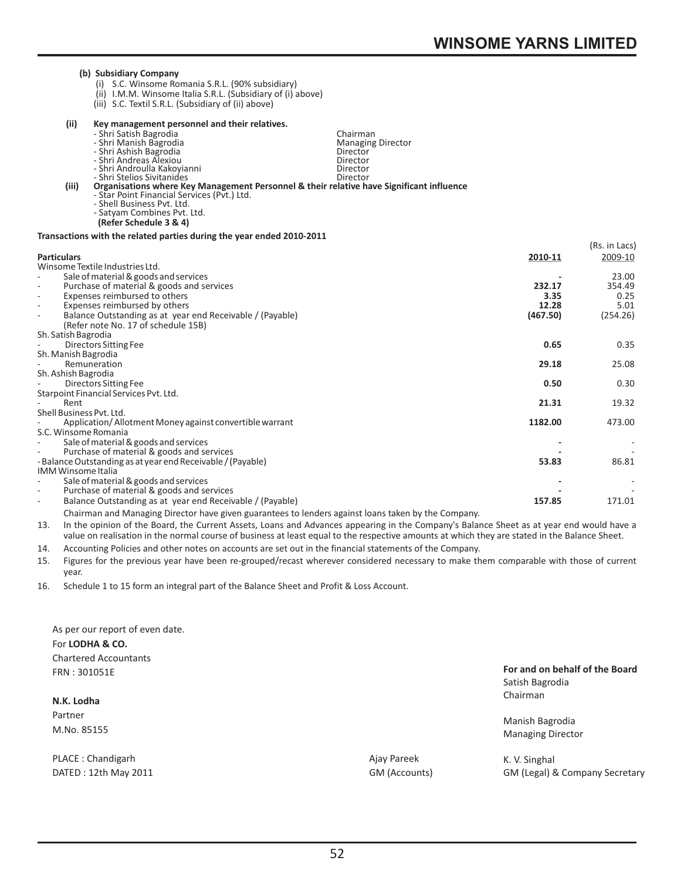**(b) Subsidiary Company**

(i) S.C. Winsome Romania S.R.L. (90% subsidiary)

(ii) I.M.M. Winsome Italia S.R.L. (Subsidiary of (i) above)

(iii) S.C. Textil S.R.L. (Subsidiary of (ii) above)

**(ii) Key management personnel and their relatives.**

| | |
|---|---|
| - Shri Satish Bagrodia | Chairman |
| - Shri Manish Bagrodia | Managing Director |
| - Shri Ashish Bagrodia | Director |
| - Shri Andreas Alexiou | Director |
| - Shri Androulla Kakoyianni | Director |
| - Shri Stelios Sivitanides | Director |

**(iii) Organisations where Key Management Personnel & their relative have Significant influence**

- Star Point Financial Services (Pvt.) Ltd.
- Shell Business Pvt. Ltd.
- Satyam Combines Pvt. Ltd.

**(Refer Schedule 3 & 4)**

**Transactions with the related parties during the year ended 2010-2011**

(Rs. in Lacs)

| Particulars | 2010-11 | 2009-10 |
|---|---|---|
| Winsome Textile Industries Ltd. | | |
| - Sale of material & goods and services | - | 23.00 |
| - Purchase of material & goods and services | **232.17** | 354.49 |
| - Expenses reimbursed to others | **3.35** | 0.25 |
| - Expenses reimbursed by others | **12.28** | 5.01 |
| - Balance Outstanding as at year end Receivable / (Payable) (Refer note No. 17 of schedule 15B) | **(467.50)** | (254.26) |
| Sh. Satish Bagrodia | | |
| - Directors Sitting Fee | **0.65** | 0.35 |
| Sh. Manish Bagrodia | | |
| - Remuneration | **29.18** | 25.08 |
| Sh. Ashish Bagrodia | | |
| - Directors Sitting Fee | **0.50** | 0.30 |
| Starpoint Financial Services Pvt. Ltd. | | |
| - Rent | **21.31** | 19.32 |
| Shell Business Pvt. Ltd. | | |
| - Application/ Allotment Money against convertible warrant | **1182.00** | 473.00 |
| S.C. Winsome Romania | | |
| - Sale of material & goods and services | - | - |
| - Purchase of material & goods and services | - | - |
| - Balance Outstanding as at year end Receivable / (Payable) | **53.83** | 86.81 |
| IMM Winsome Italia | | |
| - Sale of material & goods and services | - | - |
| - Purchase of material & goods and services | - | - |
| - Balance Outstanding as at year end Receivable / (Payable) | **157.85** | 171.01 |

Chairman and Managing Director have given guarantees to lenders against loans taken by the Company.

13. In the opinion of the Board, the Current Assets, Loans and Advances appearing in the Company's Balance Sheet as at year end would have a value on realisation in the normal course of business at least equal to the respective amounts at which they are stated in the Balance Sheet.

14. Accounting Policies and other notes on accounts are set out in the financial statements of the Company.

15. Figures for the previous year have been re-grouped/recast wherever considered necessary to make them comparable with those of current year.

16. Schedule 1 to 15 form an integral part of the Balance Sheet and Profit & Loss Account.

As per our report of even date.

For **LODHA & CO.**
Chartered Accountants
FRN : 301051E

**N.K. Lodha**
Partner
M.No. 85155

PLACE : Chandigarh
DATED : 12th May 2011

Ajay Pareek
GM (Accounts)

**For and on behalf of the Board**

Satish Bagrodia
Chairman

Manish Bagrodia
Managing Director

K. V. Singhal
GM (Legal) & Company Secretary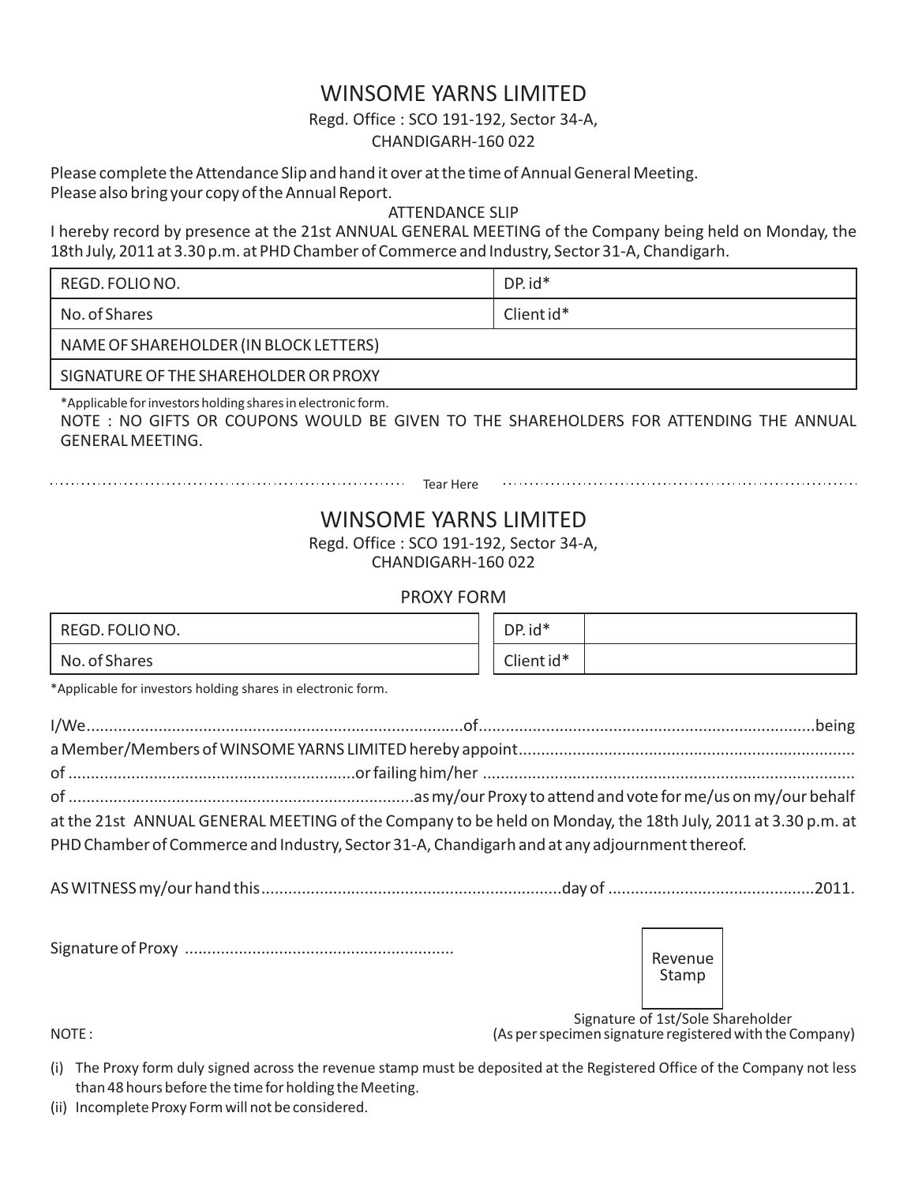# WINSOME YARNS LIMITED

Regd. Office : SCO 191-192, Sector 34-A,
CHANDIGARH-160 022

Please complete the Attendance Slip and hand it over at the time of Annual General Meeting.
Please also bring your copy of the Annual Report.

## ATTENDANCE SLIP

I hereby record by presence at the 21st ANNUAL GENERAL MEETING of the Company being held on Monday, the 18th July, 2011 at 3.30 p.m. at PHD Chamber of Commerce and Industry, Sector 31-A, Chandigarh.

| REGD. FOLIO NO. | DP. id* |
|---|---|
| No. of Shares | Client id* |
| NAME OF SHAREHOLDER (IN BLOCK LETTERS) | |
| SIGNATURE OF THE SHAREHOLDER OR PROXY | |

*Applicable for investors holding shares in electronic form.

NOTE : NO GIFTS OR COUPONS WOULD BE GIVEN TO THE SHAREHOLDERS FOR ATTENDING THE ANNUAL GENERAL MEETING.

.................................................................. Tear Here ..................................................................

# WINSOME YARNS LIMITED

Regd. Office : SCO 191-192, Sector 34-A,
CHANDIGARH-160 022

## PROXY FORM

| REGD. FOLIO NO. | DP. id* | |
|---|---|---|
| No. of Shares | Client id* | |

*Applicable for investors holding shares in electronic form.

I/We....................................................................................of..........................................................................being a Member/Members of WINSOME YARNS LIMITED hereby appoint.......................................................................... of ...............................................................or failing him/her .................................................................................. of ............................................................................as my/our Proxy to attend and vote for me/us on my/our behalf at the 21st ANNUAL GENERAL MEETING of the Company to be held on Monday, the 18th July, 2011 at 3.30 p.m. at PHD Chamber of Commerce and Industry, Sector 31-A, Chandigarh and at any adjournment thereof.

AS WITNESS my/our hand this..................................................................day of .............................................2011.

Signature of Proxy ...........................................................

Revenue Stamp

Signature of 1st/Sole Shareholder
(As per specimen signature registered with the Company)

NOTE :

(i) The Proxy form duly signed across the revenue stamp must be deposited at the Registered Office of the Company not less than 48 hours before the time for holding the Meeting.
(ii) Incomplete Proxy Form will not be considered.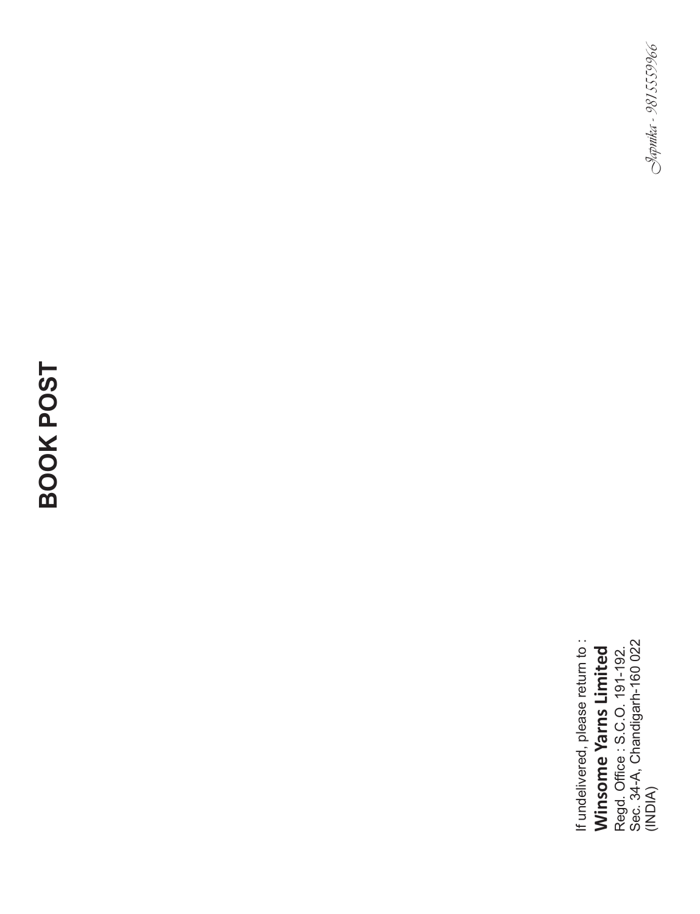# BOOK POST

If undelivered, please return to :

**Winsome Yarns Limited**

Regd. Office : S.C.O. 191-192.
Sec. 34-A, Chandigarh-160 022
(INDIA)

*Japnika - 9815559966*